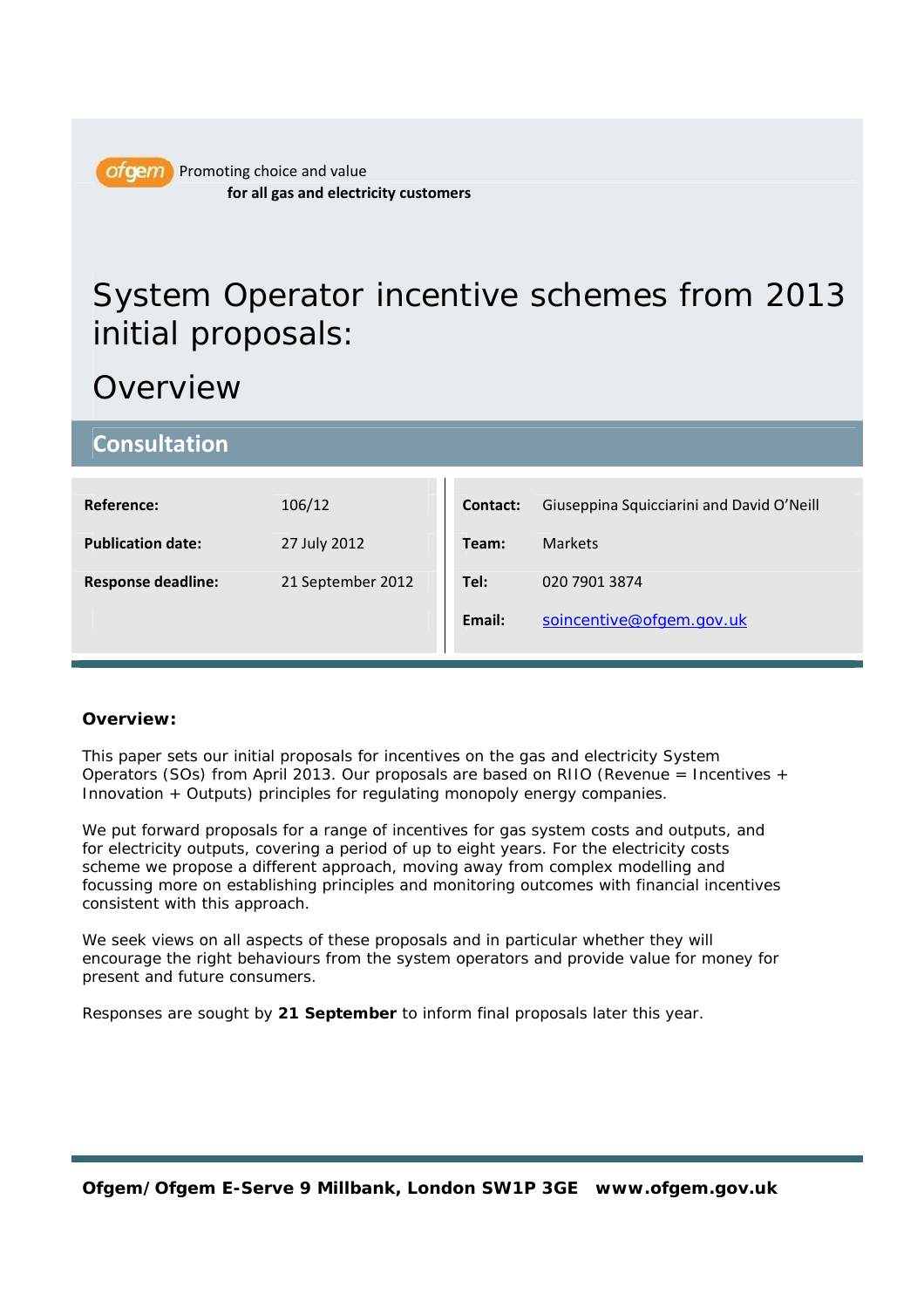ofgem Promoting choice and value **for all gas and electricity customers**

# System Operator incentive schemes from 2013 initial proposals:

# Overview

## Consultation

| | | | |
|---|---|---|---|
| **Reference:** | 106/12 | **Contact:** | Giuseppina Squicciarini and David O'Neill |
| **Publication date:** | 27 July 2012 | **Team:** | Markets |
| **Response deadline:** | 21 September 2012 | **Tel:** | 020 7901 3874 |
| | | **Email:** | soincentive@ofgem.gov.uk |

**Overview:**

This paper sets our initial proposals for incentives on the gas and electricity System Operators (SOs) from April 2013. Our proposals are based on RIIO (Revenue = Incentives + Innovation + Outputs) principles for regulating monopoly energy companies.

We put forward proposals for a range of incentives for gas system costs and outputs, and for electricity outputs, covering a period of up to eight years. For the electricity costs scheme we propose a different approach, moving away from complex modelling and focussing more on establishing principles and monitoring outcomes with financial incentives consistent with this approach.

We seek views on all aspects of these proposals and in particular whether they will encourage the right behaviours from the system operators and provide value for money for present and future consumers.

Responses are sought by **21 September** to inform final proposals later this year.

**Ofgem/Ofgem E-Serve 9 Millbank, London SW1P 3GE www.ofgem.gov.uk**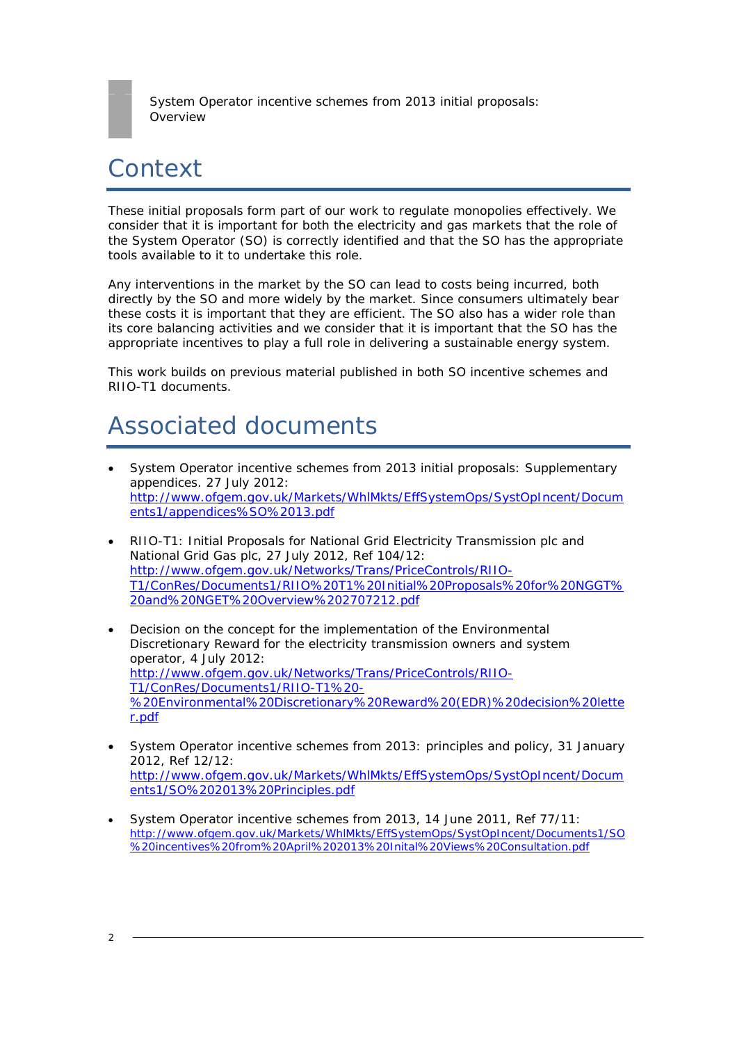# Context

These initial proposals form part of our work to regulate monopolies effectively. We consider that it is important for both the electricity and gas markets that the role of the System Operator (SO) is correctly identified and that the SO has the appropriate tools available to it to undertake this role.

Any interventions in the market by the SO can lead to costs being incurred, both directly by the SO and more widely by the market. Since consumers ultimately bear these costs it is important that they are efficient. The SO also has a wider role than its core balancing activities and we consider that it is important that the SO has the appropriate incentives to play a full role in delivering a sustainable energy system.

This work builds on previous material published in both SO incentive schemes and RIIO-T1 documents.

# Associated documents

- System Operator incentive schemes from 2013 initial proposals: Supplementary appendices. 27 July 2012: http://www.ofgem.gov.uk/Markets/WhlMkts/EffSystemOps/SystOpIncent/Documents1/appendices%SO%2013.pdf

- RIIO-T1: Initial Proposals for National Grid Electricity Transmission plc and National Grid Gas plc, 27 July 2012, Ref 104/12: http://www.ofgem.gov.uk/Networks/Trans/PriceControls/RIIO-T1/ConRes/Documents1/RIIO%20T1%20Initial%20Proposals%20for%20NGGT%20and%20NGET%20Overview%202707212.pdf

- Decision on the concept for the implementation of the Environmental Discretionary Reward for the electricity transmission owners and system operator, 4 July 2012: http://www.ofgem.gov.uk/Networks/Trans/PriceControls/RIIO-T1/ConRes/Documents1/RIIO-T1%20-%20Environmental%20Discretionary%20Reward%20(EDR)%20decision%20letter.pdf

- System Operator incentive schemes from 2013: principles and policy, 31 January 2012, Ref 12/12: http://www.ofgem.gov.uk/Markets/WhlMkts/EffSystemOps/SystOpIncent/Documents1/SO%202013%20Principles.pdf

- System Operator incentive schemes from 2013, 14 June 2011, Ref 77/11: http://www.ofgem.gov.uk/Markets/WhlMkts/EffSystemOps/SystOpIncent/Documents1/SO%20incentives%20from%20April%202013%20Inital%20Views%20Consultation.pdf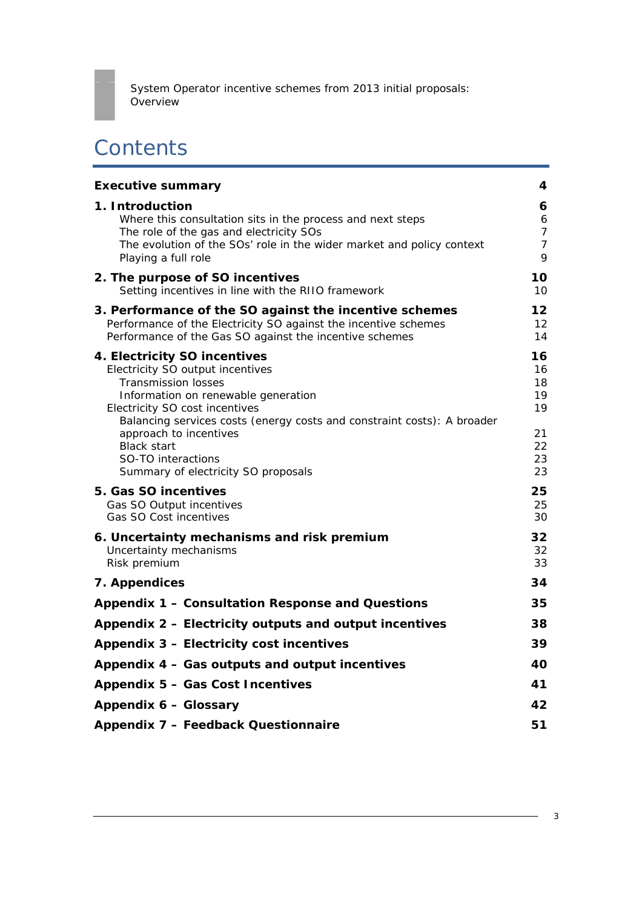# Contents

| | |
|---|---|
| **Executive summary** | **4** |
| **1. Introduction** | **6** |
| Where this consultation sits in the process and next steps | 6 |
| The role of the gas and electricity SOs | 7 |
| The evolution of the SOs' role in the wider market and policy context | 7 |
| Playing a full role | 9 |
| **2. The purpose of SO incentives** | **10** |
| Setting incentives in line with the RIIO framework | 10 |
| **3. Performance of the SO against the incentive schemes** | **12** |
| Performance of the Electricity SO against the incentive schemes | 12 |
| Performance of the Gas SO against the incentive schemes | 14 |
| **4. Electricity SO incentives** | **16** |
| Electricity SO output incentives | 16 |
| Transmission losses | 18 |
| Information on renewable generation | 19 |
| Electricity SO cost incentives | 19 |
| Balancing services costs (energy costs and constraint costs): A broader approach to incentives | 21 |
| Black start | 22 |
| SO-TO interactions | 23 |
| Summary of electricity SO proposals | 23 |
| **5. Gas SO incentives** | **25** |
| Gas SO Output incentives | 25 |
| Gas SO Cost incentives | 30 |
| **6. Uncertainty mechanisms and risk premium** | **32** |
| Uncertainty mechanisms | 32 |
| Risk premium | 33 |
| **7. Appendices** | **34** |
| **Appendix 1 – Consultation Response and Questions** | **35** |
| **Appendix 2 – Electricity outputs and output incentives** | **38** |
| **Appendix 3 – Electricity cost incentives** | **39** |
| **Appendix 4 – Gas outputs and output incentives** | **40** |
| **Appendix 5 – Gas Cost Incentives** | **41** |
| **Appendix 6 – Glossary** | **42** |
| **Appendix 7 – Feedback Questionnaire** | **51** |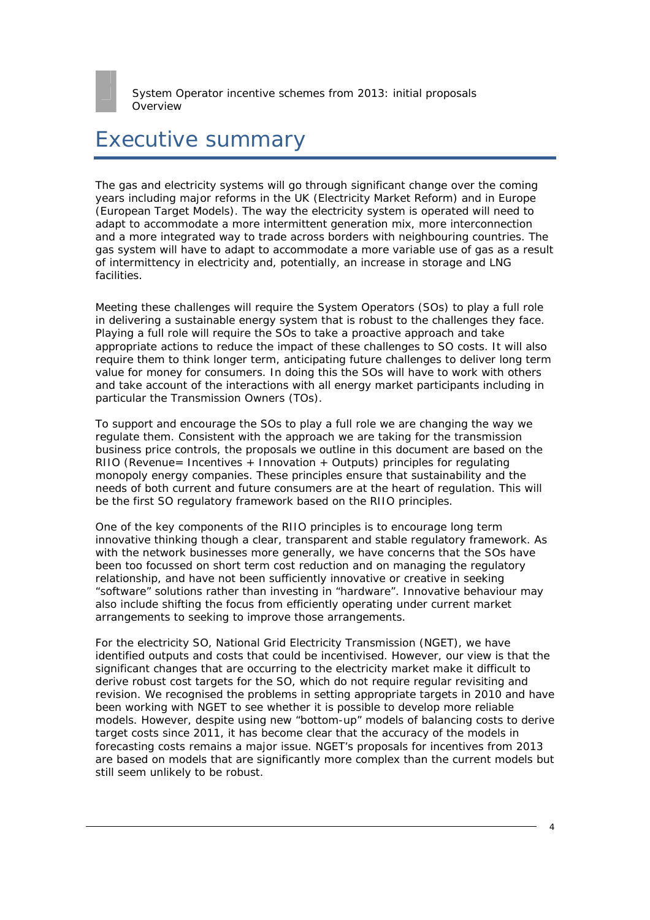# Executive summary

The gas and electricity systems will go through significant change over the coming years including major reforms in the UK (Electricity Market Reform) and in Europe (European Target Models). The way the electricity system is operated will need to adapt to accommodate a more intermittent generation mix, more interconnection and a more integrated way to trade across borders with neighbouring countries. The gas system will have to adapt to accommodate a more variable use of gas as a result of intermittency in electricity and, potentially, an increase in storage and LNG facilities.

Meeting these challenges will require the System Operators (SOs) to play a full role in delivering a sustainable energy system that is robust to the challenges they face. Playing a full role will require the SOs to take a proactive approach and take appropriate actions to reduce the impact of these challenges to SO costs. It will also require them to think longer term, anticipating future challenges to deliver long term value for money for consumers. In doing this the SOs will have to work with others and take account of the interactions with all energy market participants including in particular the Transmission Owners (TOs).

To support and encourage the SOs to play a full role we are changing the way we regulate them. Consistent with the approach we are taking for the transmission business price controls, the proposals we outline in this document are based on the RIIO (Revenue= Incentives + Innovation + Outputs) principles for regulating monopoly energy companies. These principles ensure that sustainability and the needs of both current and future consumers are at the heart of regulation. This will be the first SO regulatory framework based on the RIIO principles.

One of the key components of the RIIO principles is to encourage long term innovative thinking though a clear, transparent and stable regulatory framework. As with the network businesses more generally, we have concerns that the SOs have been too focussed on short term cost reduction and on managing the regulatory relationship, and have not been sufficiently innovative or creative in seeking "software" solutions rather than investing in "hardware". Innovative behaviour may also include shifting the focus from efficiently operating under current market arrangements to seeking to improve those arrangements.

For the electricity SO, National Grid Electricity Transmission (NGET), we have identified outputs and costs that could be incentivised. However, our view is that the significant changes that are occurring to the electricity market make it difficult to derive robust cost targets for the SO, which do not require regular revisiting and revision. We recognised the problems in setting appropriate targets in 2010 and have been working with NGET to see whether it is possible to develop more reliable models. However, despite using new "bottom-up" models of balancing costs to derive target costs since 2011, it has become clear that the accuracy of the models in forecasting costs remains a major issue. NGET's proposals for incentives from 2013 are based on models that are significantly more complex than the current models but still seem unlikely to be robust.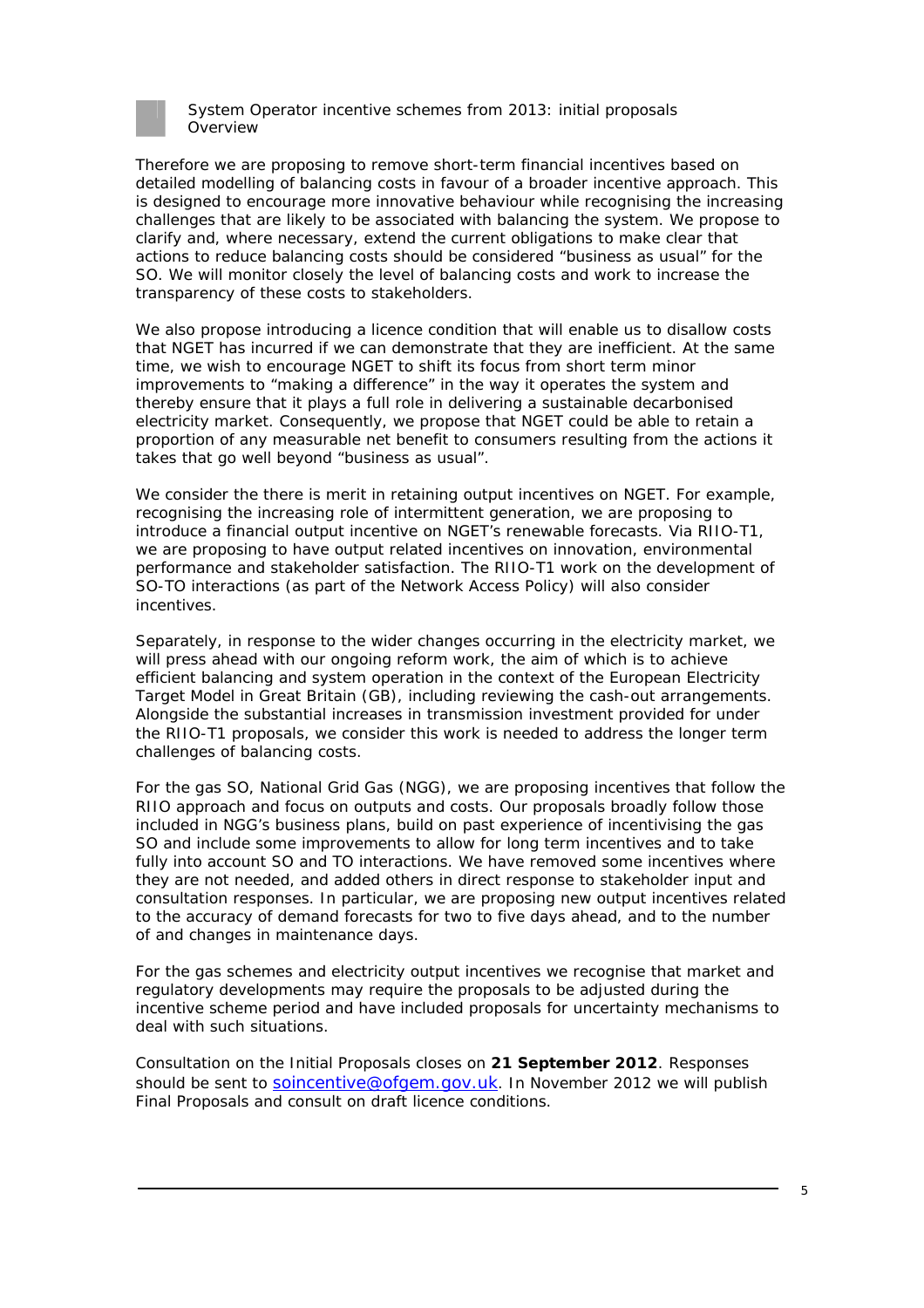Therefore we are proposing to remove short-term financial incentives based on detailed modelling of balancing costs in favour of a broader incentive approach. This is designed to encourage more innovative behaviour while recognising the increasing challenges that are likely to be associated with balancing the system. We propose to clarify and, where necessary, extend the current obligations to make clear that actions to reduce balancing costs should be considered "business as usual" for the SO. We will monitor closely the level of balancing costs and work to increase the transparency of these costs to stakeholders.

We also propose introducing a licence condition that will enable us to disallow costs that NGET has incurred if we can demonstrate that they are inefficient. At the same time, we wish to encourage NGET to shift its focus from short term minor improvements to "making a difference" in the way it operates the system and thereby ensure that it plays a full role in delivering a sustainable decarbonised electricity market. Consequently, we propose that NGET could be able to retain a proportion of any measurable net benefit to consumers resulting from the actions it takes that go well beyond "business as usual".

We consider the there is merit in retaining output incentives on NGET. For example, recognising the increasing role of intermittent generation, we are proposing to introduce a financial output incentive on NGET's renewable forecasts. Via RIIO-T1, we are proposing to have output related incentives on innovation, environmental performance and stakeholder satisfaction. The RIIO-T1 work on the development of SO-TO interactions (as part of the Network Access Policy) will also consider incentives.

Separately, in response to the wider changes occurring in the electricity market, we will press ahead with our ongoing reform work, the aim of which is to achieve efficient balancing and system operation in the context of the European Electricity Target Model in Great Britain (GB), including reviewing the cash-out arrangements. Alongside the substantial increases in transmission investment provided for under the RIIO-T1 proposals, we consider this work is needed to address the longer term challenges of balancing costs.

For the gas SO, National Grid Gas (NGG), we are proposing incentives that follow the RIIO approach and focus on outputs and costs. Our proposals broadly follow those included in NGG's business plans, build on past experience of incentivising the gas SO and include some improvements to allow for long term incentives and to take fully into account SO and TO interactions. We have removed some incentives where they are not needed, and added others in direct response to stakeholder input and consultation responses. In particular, we are proposing new output incentives related to the accuracy of demand forecasts for two to five days ahead, and to the number of and changes in maintenance days.

For the gas schemes and electricity output incentives we recognise that market and regulatory developments may require the proposals to be adjusted during the incentive scheme period and have included proposals for uncertainty mechanisms to deal with such situations.

Consultation on the Initial Proposals closes on **21 September 2012**. Responses should be sent to soincentive@ofgem.gov.uk. In November 2012 we will publish Final Proposals and consult on draft licence conditions.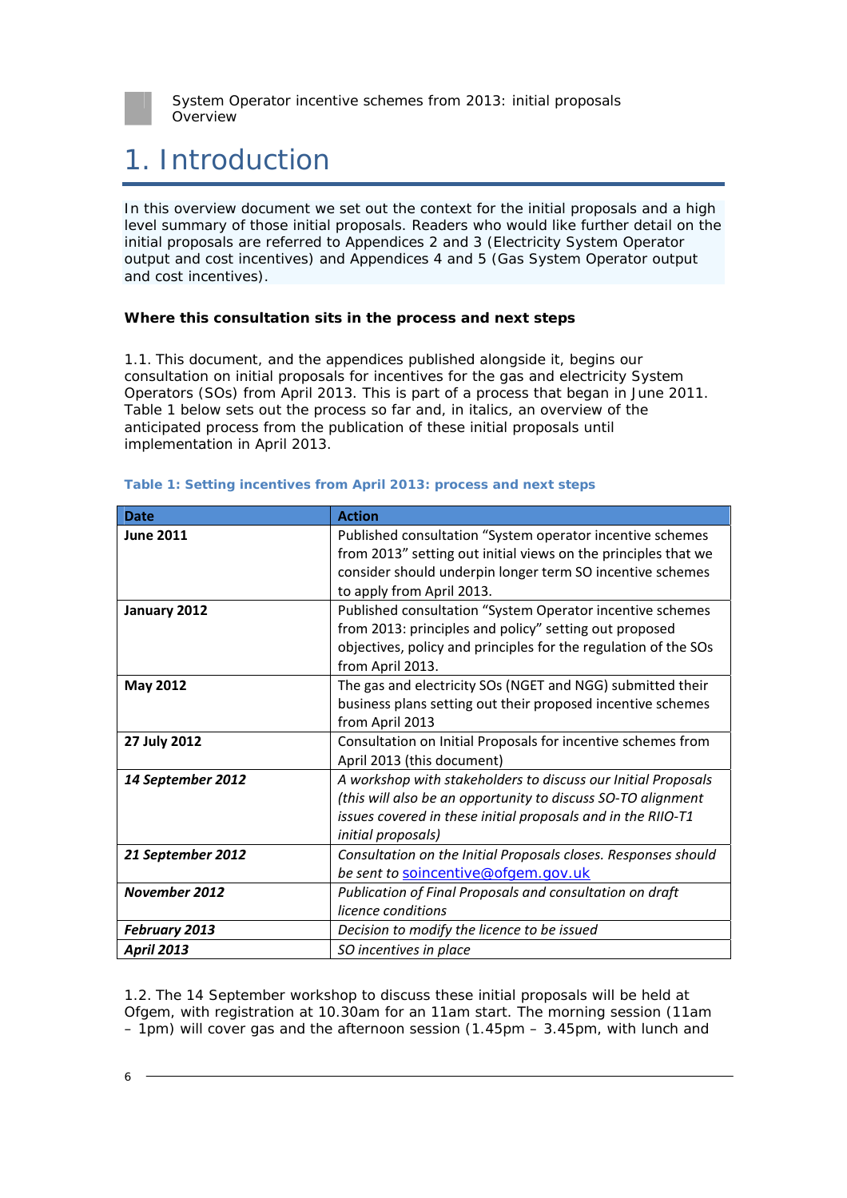# 1. Introduction

In this overview document we set out the context for the initial proposals and a high level summary of those initial proposals. Readers who would like further detail on the initial proposals are referred to Appendices 2 and 3 (Electricity System Operator output and cost incentives) and Appendices 4 and 5 (Gas System Operator output and cost incentives).

**Where this consultation sits in the process and next steps**

1.1. This document, and the appendices published alongside it, begins our consultation on initial proposals for incentives for the gas and electricity System Operators (SOs) from April 2013. This is part of a process that began in June 2011. Table 1 below sets out the process so far and, in italics, an overview of the anticipated process from the publication of these initial proposals until implementation in April 2013.

**Table 1: Setting incentives from April 2013: process and next steps**

| Date | Action |
|---|---|
| **June 2011** | Published consultation "System operator incentive schemes from 2013" setting out initial views on the principles that we consider should underpin longer term SO incentive schemes to apply from April 2013. |
| **January 2012** | Published consultation "System Operator incentive schemes from 2013: principles and policy" setting out proposed objectives, policy and principles for the regulation of the SOs from April 2013. |
| **May 2012** | The gas and electricity SOs (NGET and NGG) submitted their business plans setting out their proposed incentive schemes from April 2013 |
| **27 July 2012** | Consultation on Initial Proposals for incentive schemes from April 2013 (this document) |
| ***14 September 2012*** | *A workshop with stakeholders to discuss our Initial Proposals (this will also be an opportunity to discuss SO-TO alignment issues covered in these initial proposals and in the RIIO-T1 initial proposals)* |
| ***21 September 2012*** | *Consultation on the Initial Proposals closes. Responses should be sent to soincentive@ofgem.gov.uk* |
| ***November 2012*** | *Publication of Final Proposals and consultation on draft licence conditions* |
| ***February 2013*** | *Decision to modify the licence to be issued* |
| ***April 2013*** | *SO incentives in place* |

1.2. The 14 September workshop to discuss these initial proposals will be held at Ofgem, with registration at 10.30am for an 11am start. The morning session (11am – 1pm) will cover gas and the afternoon session (1.45pm – 3.45pm, with lunch and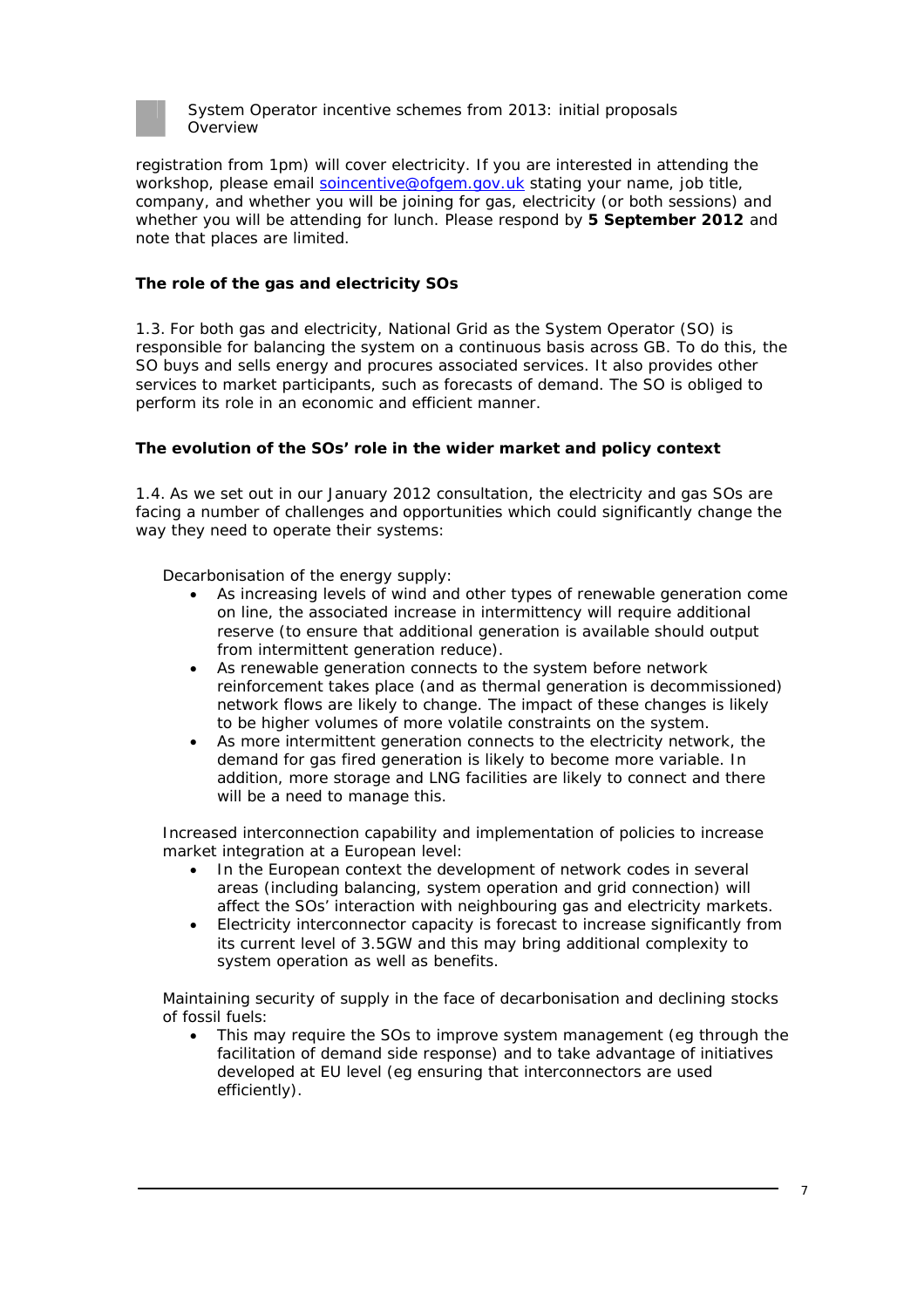registration from 1pm) will cover electricity. If you are interested in attending the workshop, please email soincentive@ofgem.gov.uk stating your name, job title, company, and whether you will be joining for gas, electricity (or both sessions) and whether you will be attending for lunch. Please respond by **5 September 2012** and note that places are limited.

### The role of the gas and electricity SOs

1.3. For both gas and electricity, National Grid as the System Operator (SO) is responsible for balancing the system on a continuous basis across GB. To do this, the SO buys and sells energy and procures associated services. It also provides other services to market participants, such as forecasts of demand. The SO is obliged to perform its role in an economic and efficient manner.

### The evolution of the SOs' role in the wider market and policy context

1.4. As we set out in our January 2012 consultation, the electricity and gas SOs are facing a number of challenges and opportunities which could significantly change the way they need to operate their systems:

Decarbonisation of the energy supply:

- As increasing levels of wind and other types of renewable generation come on line, the associated increase in intermittency will require additional reserve (to ensure that additional generation is available should output from intermittent generation reduce).
- As renewable generation connects to the system before network reinforcement takes place (and as thermal generation is decommissioned) network flows are likely to change. The impact of these changes is likely to be higher volumes of more volatile constraints on the system.
- As more intermittent generation connects to the electricity network, the demand for gas fired generation is likely to become more variable. In addition, more storage and LNG facilities are likely to connect and there will be a need to manage this.

Increased interconnection capability and implementation of policies to increase market integration at a European level:

- In the European context the development of network codes in several areas (including balancing, system operation and grid connection) will affect the SOs' interaction with neighbouring gas and electricity markets.
- Electricity interconnector capacity is forecast to increase significantly from its current level of 3.5GW and this may bring additional complexity to system operation as well as benefits.

Maintaining security of supply in the face of decarbonisation and declining stocks of fossil fuels:

- This may require the SOs to improve system management (eg through the facilitation of demand side response) and to take advantage of initiatives developed at EU level (eg ensuring that interconnectors are used efficiently).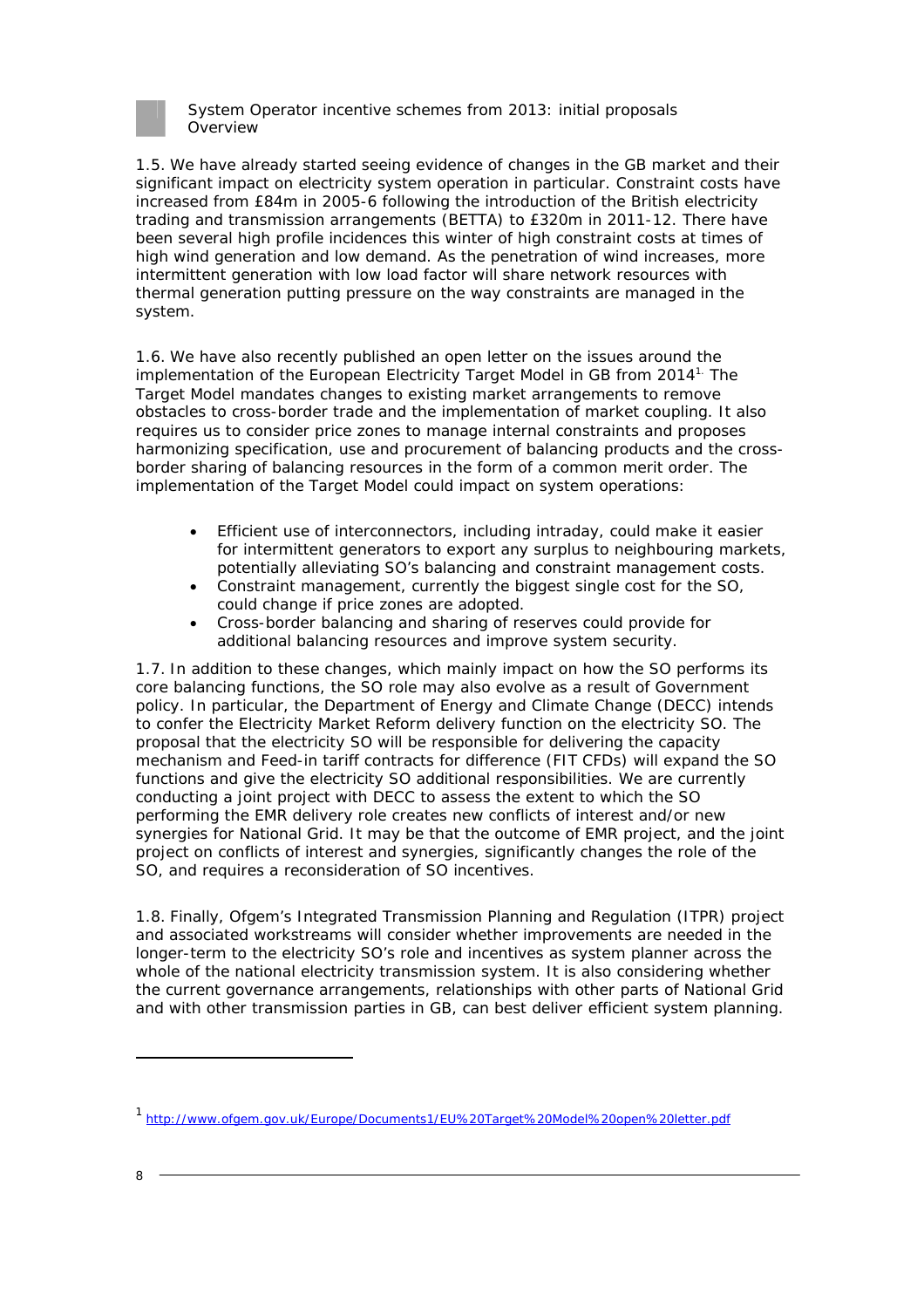1.5. We have already started seeing evidence of changes in the GB market and their significant impact on electricity system operation in particular. Constraint costs have increased from £84m in 2005-6 following the introduction of the British electricity trading and transmission arrangements (BETTA) to £320m in 2011-12. There have been several high profile incidences this winter of high constraint costs at times of high wind generation and low demand. As the penetration of wind increases, more intermittent generation with low load factor will share network resources with thermal generation putting pressure on the way constraints are managed in the system.

1.6. We have also recently published an open letter on the issues around the implementation of the European Electricity Target Model in GB from 2014[1]. The Target Model mandates changes to existing market arrangements to remove obstacles to cross-border trade and the implementation of market coupling. It also requires us to consider price zones to manage internal constraints and proposes harmonizing specification, use and procurement of balancing products and the cross-border sharing of balancing resources in the form of a common merit order. The implementation of the Target Model could impact on system operations:

- Efficient use of interconnectors, including intraday, could make it easier for intermittent generators to export any surplus to neighbouring markets, potentially alleviating SO's balancing and constraint management costs.
- Constraint management, currently the biggest single cost for the SO, could change if price zones are adopted.
- Cross-border balancing and sharing of reserves could provide for additional balancing resources and improve system security.

1.7. In addition to these changes, which mainly impact on how the SO performs its core balancing functions, the SO role may also evolve as a result of Government policy. In particular, the Department of Energy and Climate Change (DECC) intends to confer the Electricity Market Reform delivery function on the electricity SO. The proposal that the electricity SO will be responsible for delivering the capacity mechanism and Feed-in tariff contracts for difference (FIT CFDs) will expand the SO functions and give the electricity SO additional responsibilities. We are currently conducting a joint project with DECC to assess the extent to which the SO performing the EMR delivery role creates new conflicts of interest and/or new synergies for National Grid. It may be that the outcome of EMR project, and the joint project on conflicts of interest and synergies, significantly changes the role of the SO, and requires a reconsideration of SO incentives.

1.8. Finally, Ofgem's Integrated Transmission Planning and Regulation (ITPR) project and associated workstreams will consider whether improvements are needed in the longer-term to the electricity SO's role and incentives as system planner across the whole of the national electricity transmission system. It is also considering whether the current governance arrangements, relationships with other parts of National Grid and with other transmission parties in GB, can best deliver efficient system planning.

---

[1] http://www.ofgem.gov.uk/Europe/Documents1/EU%20Target%20Model%20open%20letter.pdf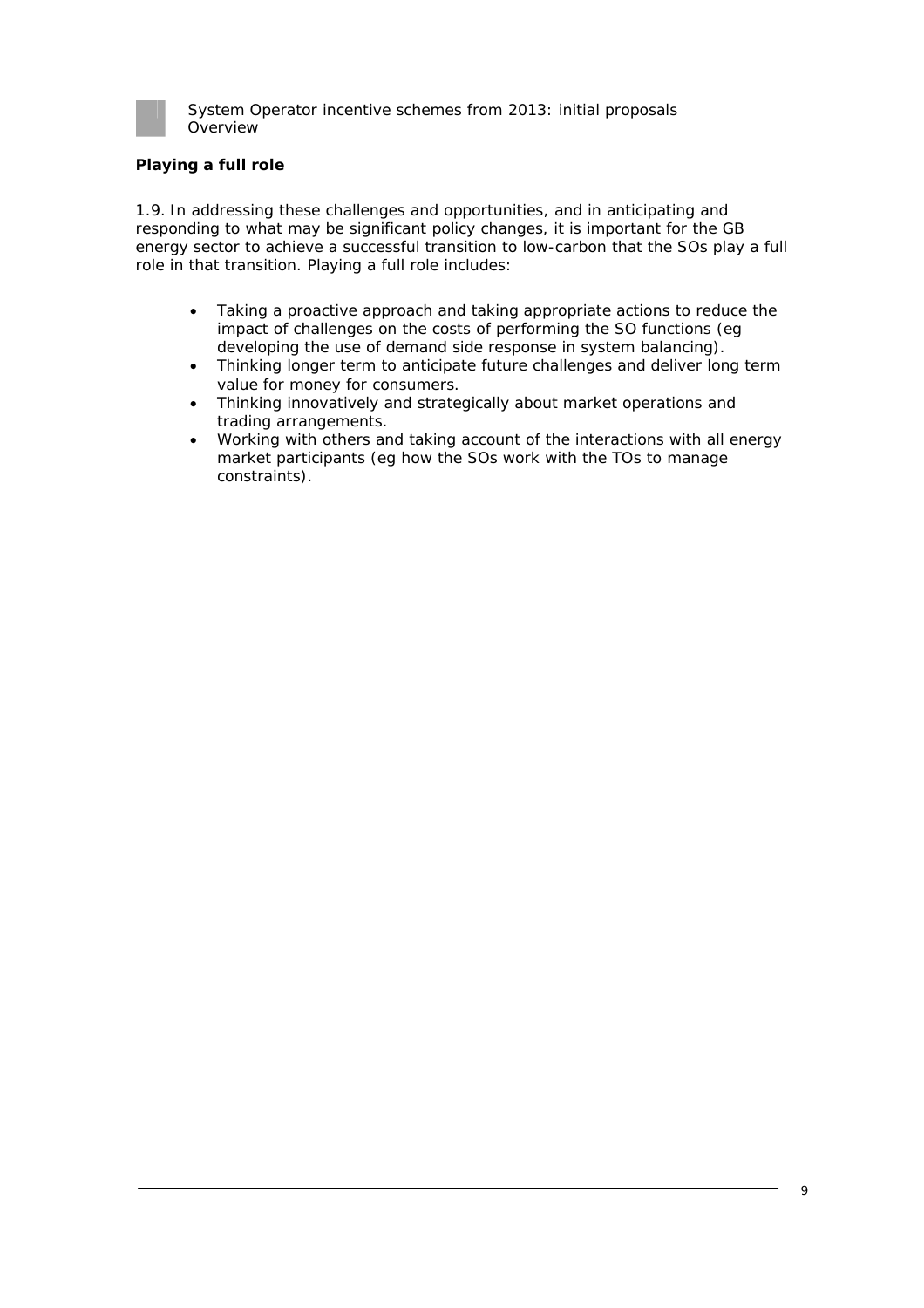### Playing a full role

1.9. In addressing these challenges and opportunities, and in anticipating and responding to what may be significant policy changes, it is important for the GB energy sector to achieve a successful transition to low-carbon that the SOs play a full role in that transition. Playing a full role includes:

- Taking a proactive approach and taking appropriate actions to reduce the impact of challenges on the costs of performing the SO functions (eg developing the use of demand side response in system balancing).
- Thinking longer term to anticipate future challenges and deliver long term value for money for consumers.
- Thinking innovatively and strategically about market operations and trading arrangements.
- Working with others and taking account of the interactions with all energy market participants (eg how the SOs work with the TOs to manage constraints).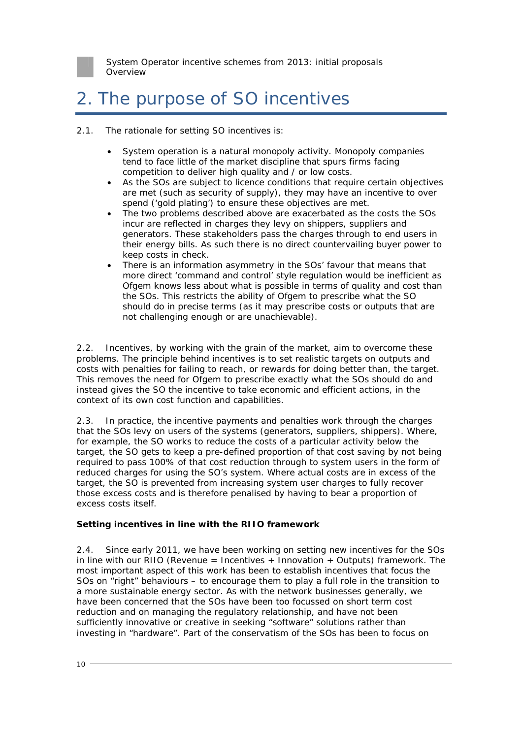# 2. The purpose of SO incentives

2.1. The rationale for setting SO incentives is:

- System operation is a natural monopoly activity. Monopoly companies tend to face little of the market discipline that spurs firms facing competition to deliver high quality and / or low costs.
- As the SOs are subject to licence conditions that require certain objectives are met (such as security of supply), they may have an incentive to over spend ('gold plating') to ensure these objectives are met.
- The two problems described above are exacerbated as the costs the SOs incur are reflected in charges they levy on shippers, suppliers and generators. These stakeholders pass the charges through to end users in their energy bills. As such there is no direct countervailing buyer power to keep costs in check.
- There is an information asymmetry in the SOs' favour that means that more direct 'command and control' style regulation would be inefficient as Ofgem knows less about what is possible in terms of quality and cost than the SOs. This restricts the ability of Ofgem to prescribe what the SO should do in precise terms (as it may prescribe costs or outputs that are not challenging enough or are unachievable).

2.2. Incentives, by working with the grain of the market, aim to overcome these problems. The principle behind incentives is to set realistic targets on outputs and costs with penalties for failing to reach, or rewards for doing better than, the target. This removes the need for Ofgem to prescribe exactly what the SOs should do and instead gives the SO the incentive to take economic and efficient actions, in the context of its own cost function and capabilities.

2.3. In practice, the incentive payments and penalties work through the charges that the SOs levy on users of the systems (generators, suppliers, shippers). Where, for example, the SO works to reduce the costs of a particular activity below the target, the SO gets to keep a pre-defined proportion of that cost saving by not being required to pass 100% of that cost reduction through to system users in the form of reduced charges for using the SO's system. Where actual costs are in excess of the target, the SO is prevented from increasing system user charges to fully recover those excess costs and is therefore penalised by having to bear a proportion of excess costs itself.

**Setting incentives in line with the RIIO framework**

2.4. Since early 2011, we have been working on setting new incentives for the SOs in line with our RIIO (Revenue = Incentives + Innovation + Outputs) framework. The most important aspect of this work has been to establish incentives that focus the SOs on "right" behaviours – to encourage them to play a full role in the transition to a more sustainable energy sector. As with the network businesses generally, we have been concerned that the SOs have been too focussed on short term cost reduction and on managing the regulatory relationship, and have not been sufficiently innovative or creative in seeking "software" solutions rather than investing in "hardware". Part of the conservatism of the SOs has been to focus on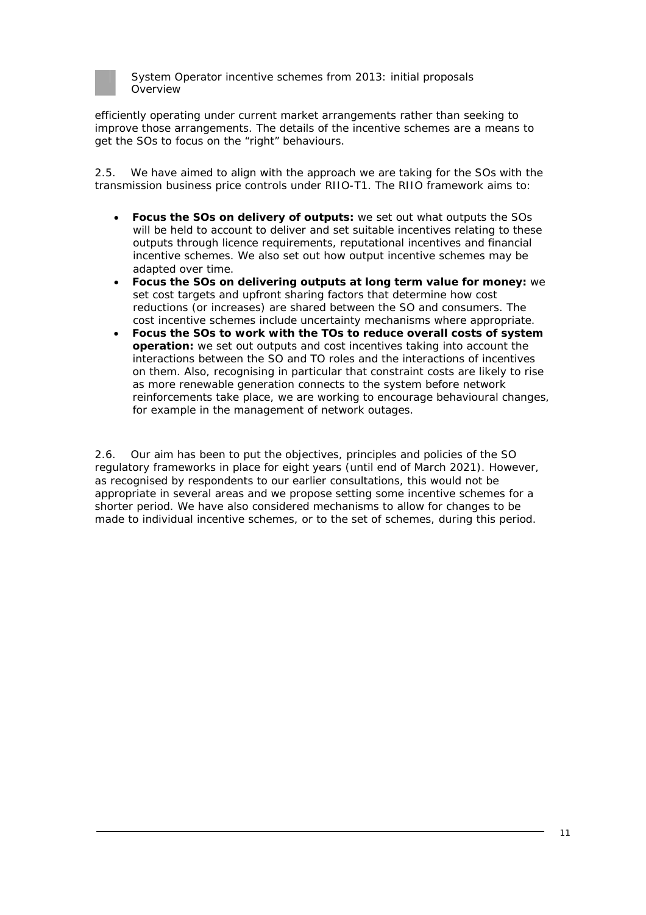efficiently operating under current market arrangements rather than seeking to improve those arrangements. The details of the incentive schemes are a means to get the SOs to focus on the "right" behaviours.

2.5. We have aimed to align with the approach we are taking for the SOs with the transmission business price controls under RIIO-T1. The RIIO framework aims to:

- **Focus the SOs on delivery of outputs:** we set out what outputs the SOs will be held to account to deliver and set suitable incentives relating to these outputs through licence requirements, reputational incentives and financial incentive schemes. We also set out how output incentive schemes may be adapted over time.
- **Focus the SOs on delivering outputs at long term value for money:** we set cost targets and upfront sharing factors that determine how cost reductions (or increases) are shared between the SO and consumers. The cost incentive schemes include uncertainty mechanisms where appropriate.
- **Focus the SOs to work with the TOs to reduce overall costs of system operation:** we set out outputs and cost incentives taking into account the interactions between the SO and TO roles and the interactions of incentives on them. Also, recognising in particular that constraint costs are likely to rise as more renewable generation connects to the system before network reinforcements take place, we are working to encourage behavioural changes, for example in the management of network outages.

2.6. Our aim has been to put the objectives, principles and policies of the SO regulatory frameworks in place for eight years (until end of March 2021). However, as recognised by respondents to our earlier consultations, this would not be appropriate in several areas and we propose setting some incentive schemes for a shorter period. We have also considered mechanisms to allow for changes to be made to individual incentive schemes, or to the set of schemes, during this period.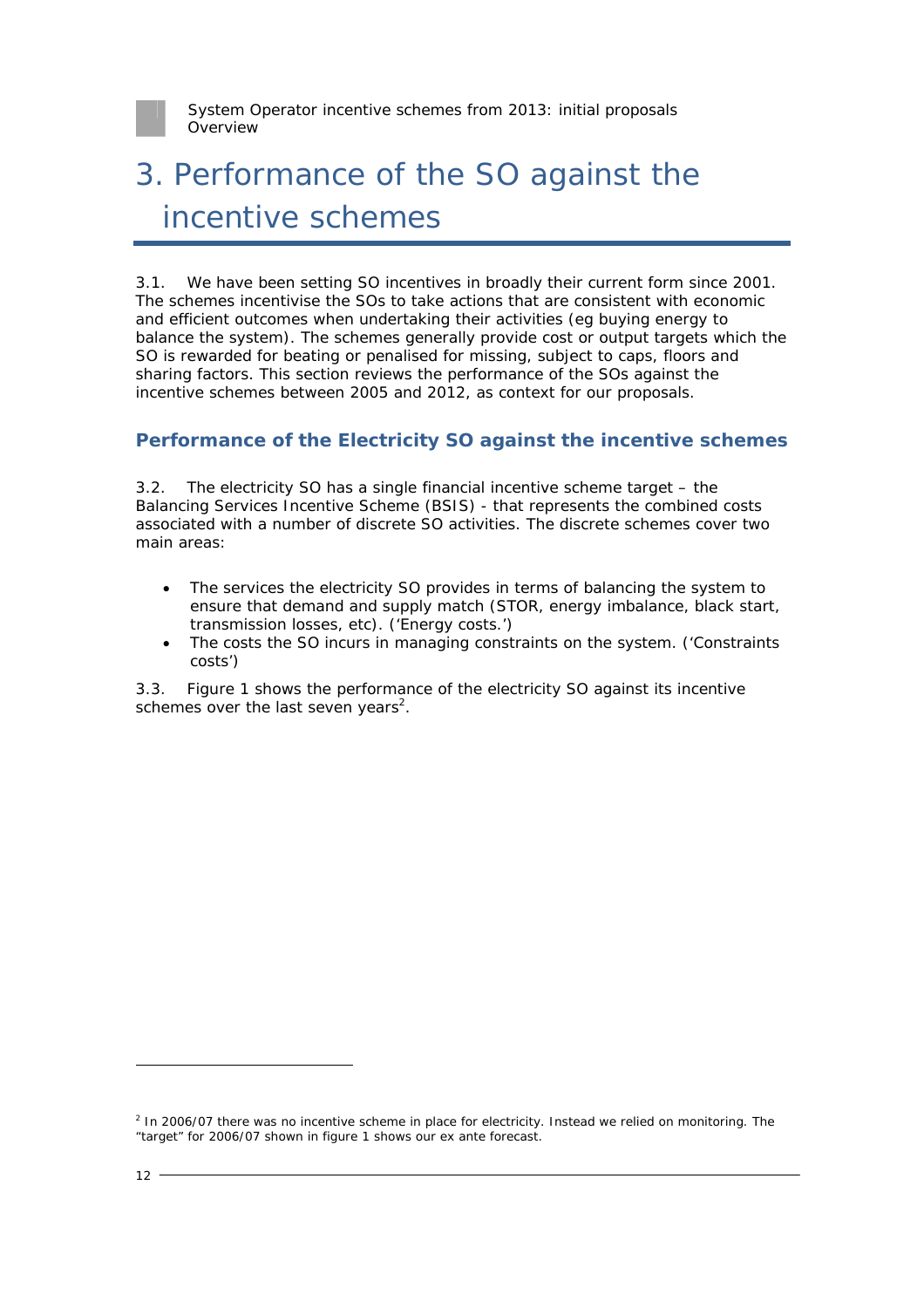# 3. Performance of the SO against the incentive schemes

3.1. We have been setting SO incentives in broadly their current form since 2001. The schemes incentivise the SOs to take actions that are consistent with economic and efficient outcomes when undertaking their activities (eg buying energy to balance the system). The schemes generally provide cost or output targets which the SO is rewarded for beating or penalised for missing, subject to caps, floors and sharing factors. This section reviews the performance of the SOs against the incentive schemes between 2005 and 2012, as context for our proposals.

## Performance of the Electricity SO against the incentive schemes

3.2. The electricity SO has a single financial incentive scheme target – the Balancing Services Incentive Scheme (BSIS) - that represents the combined costs associated with a number of discrete SO activities. The discrete schemes cover two main areas:

- The services the electricity SO provides in terms of balancing the system to ensure that demand and supply match (STOR, energy imbalance, black start, transmission losses, etc). ('Energy costs.')
- The costs the SO incurs in managing constraints on the system. ('Constraints costs')

3.3. Figure 1 shows the performance of the electricity SO against its incentive schemes over the last seven years[2].

[2] In 2006/07 there was no incentive scheme in place for electricity. Instead we relied on monitoring. The "target" for 2006/07 shown in figure 1 shows our ex ante forecast.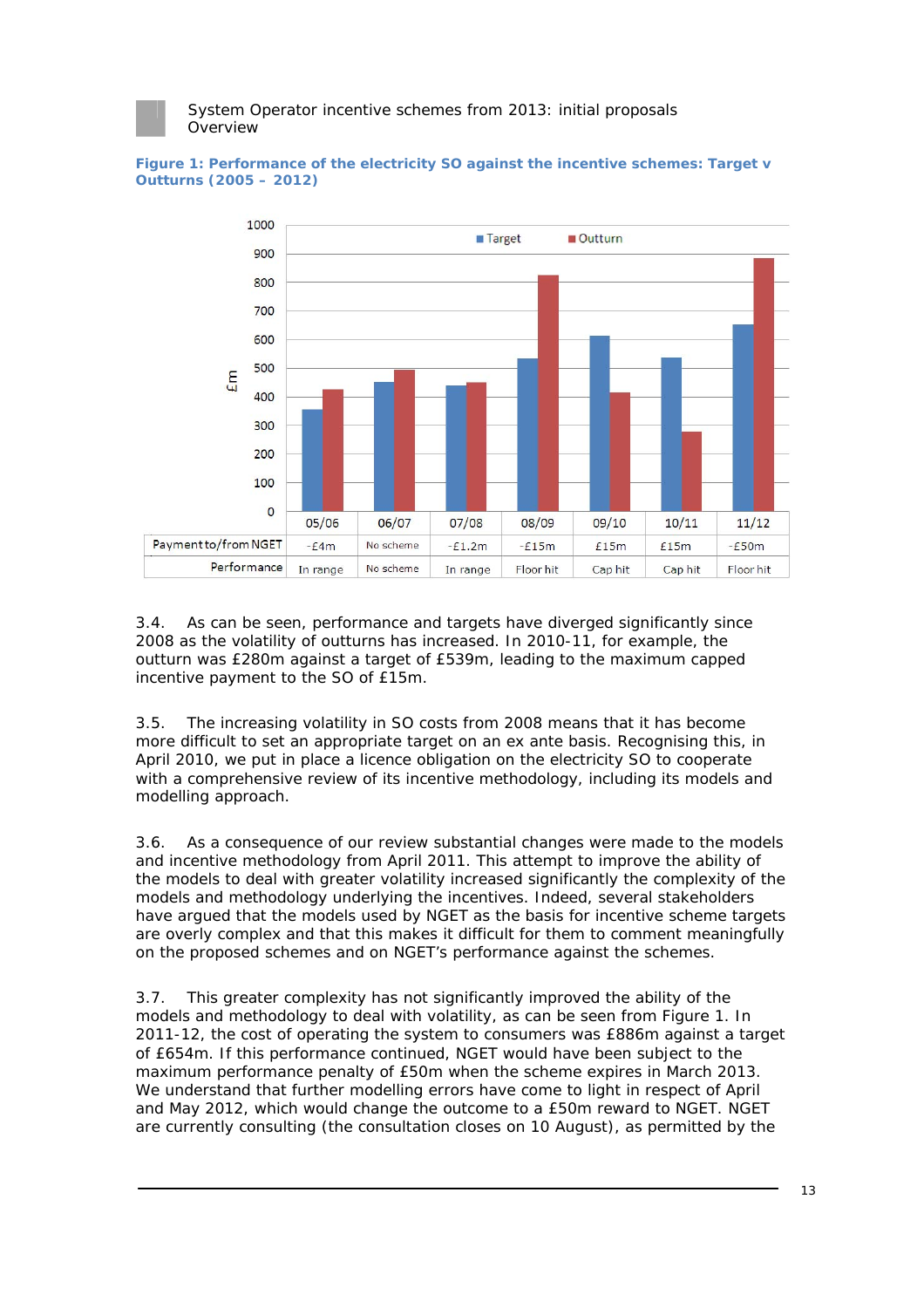**Figure 1: Performance of the electricity SO against the incentive schemes: Target v Outturns (2005 – 2012)**

| | 05/06 | 06/07 | 07/08 | 08/09 | 09/10 | 10/11 | 11/12 |
|---|---|---|---|---|---|---|---|
| Payment to/from NGET | -£4m | No scheme | -£1.2m | -£15m | £15m | £15m | -£50m |
| Performance | In range | No scheme | In range | Floor hit | Cap hit | Cap hit | Floor hit |

3.4. As can be seen, performance and targets have diverged significantly since 2008 as the volatility of outturns has increased. In 2010-11, for example, the outturn was £280m against a target of £539m, leading to the maximum capped incentive payment to the SO of £15m.

3.5. The increasing volatility in SO costs from 2008 means that it has become more difficult to set an appropriate target on an ex ante basis. Recognising this, in April 2010, we put in place a licence obligation on the electricity SO to cooperate with a comprehensive review of its incentive methodology, including its models and modelling approach.

3.6. As a consequence of our review substantial changes were made to the models and incentive methodology from April 2011. This attempt to improve the ability of the models to deal with greater volatility increased significantly the complexity of the models and methodology underlying the incentives. Indeed, several stakeholders have argued that the models used by NGET as the basis for incentive scheme targets are overly complex and that this makes it difficult for them to comment meaningfully on the proposed schemes and on NGET's performance against the schemes.

3.7. This greater complexity has not significantly improved the ability of the models and methodology to deal with volatility, as can be seen from Figure 1. In 2011-12, the cost of operating the system to consumers was £886m against a target of £654m. If this performance continued, NGET would have been subject to the maximum performance penalty of £50m when the scheme expires in March 2013. We understand that further modelling errors have come to light in respect of April and May 2012, which would change the outcome to a £50m reward to NGET. NGET are currently consulting (the consultation closes on 10 August), as permitted by the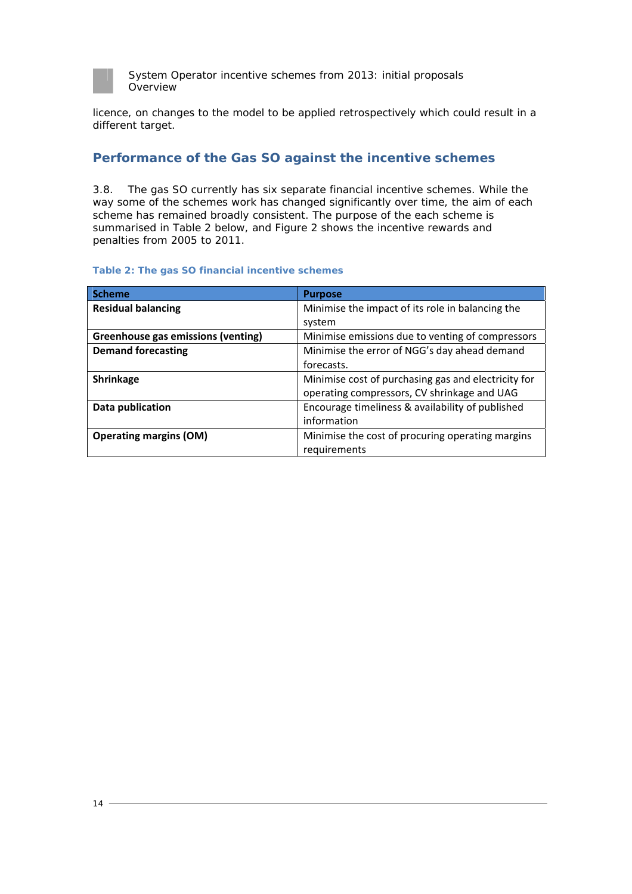licence, on changes to the model to be applied retrospectively which could result in a different target.

## Performance of the Gas SO against the incentive schemes

3.8. The gas SO currently has six separate financial incentive schemes. While the way some of the schemes work has changed significantly over time, the aim of each scheme has remained broadly consistent. The purpose of the each scheme is summarised in Table 2 below, and Figure 2 shows the incentive rewards and penalties from 2005 to 2011.

**Table 2: The gas SO financial incentive schemes**

| Scheme | Purpose |
|---|---|
| **Residual balancing** | Minimise the impact of its role in balancing the system |
| **Greenhouse gas emissions (venting)** | Minimise emissions due to venting of compressors |
| **Demand forecasting** | Minimise the error of NGG's day ahead demand forecasts. |
| **Shrinkage** | Minimise cost of purchasing gas and electricity for operating compressors, CV shrinkage and UAG |
| **Data publication** | Encourage timeliness & availability of published information |
| **Operating margins (OM)** | Minimise the cost of procuring operating margins requirements |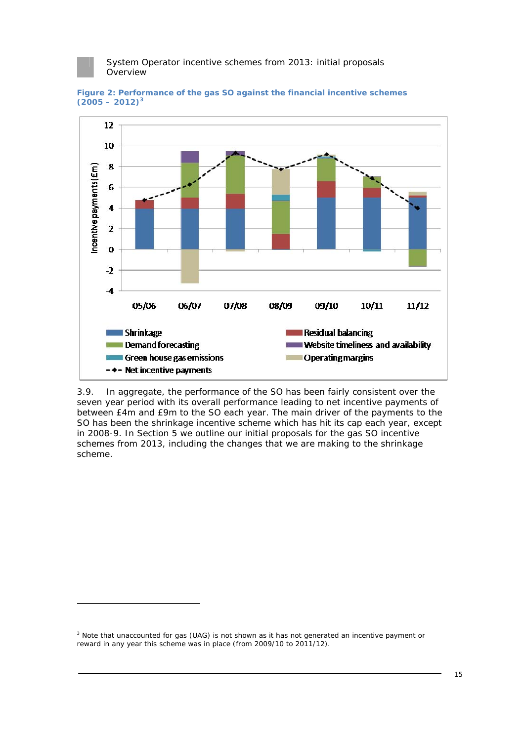**Figure 2: Performance of the gas SO against the financial incentive schemes (2005 – 2012)[3]**

3.9. In aggregate, the performance of the SO has been fairly consistent over the seven year period with its overall performance leading to net incentive payments of between £4m and £9m to the SO each year. The main driver of the payments to the SO has been the shrinkage incentive scheme which has hit its cap each year, except in 2008-9. In Section 5 we outline our initial proposals for the gas SO incentive schemes from 2013, including the changes that we are making to the shrinkage scheme.

[3] Note that unaccounted for gas (UAG) is not shown as it has not generated an incentive payment or reward in any year this scheme was in place (from 2009/10 to 2011/12).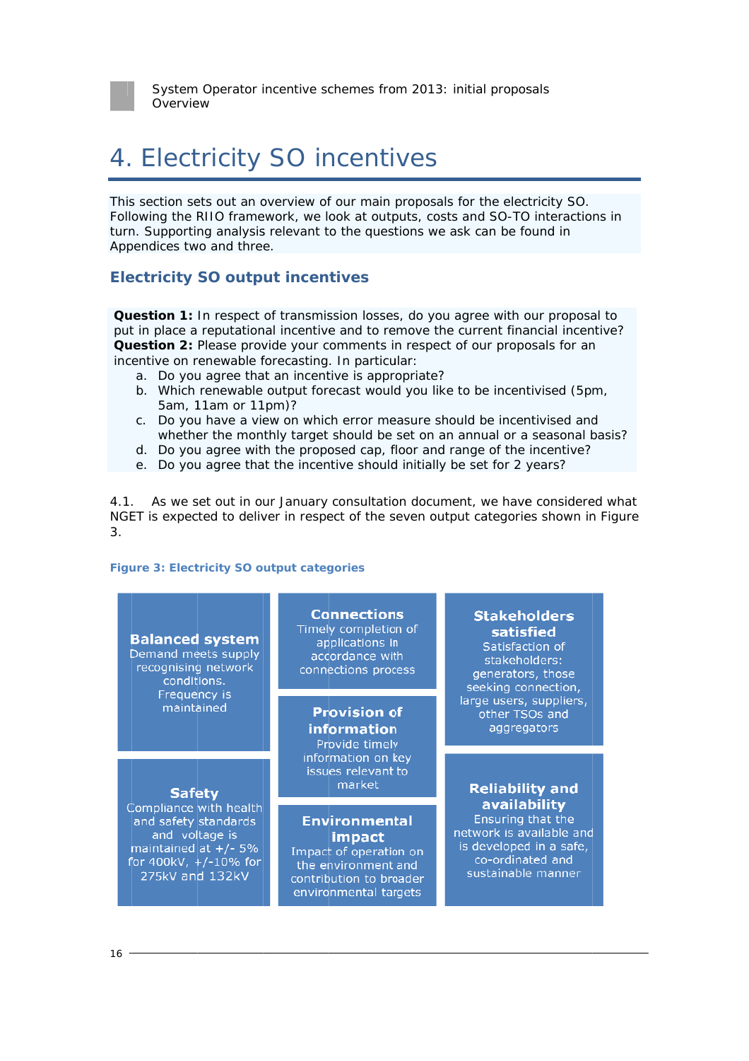# 4. Electricity SO incentives

This section sets out an overview of our main proposals for the electricity SO. Following the RIIO framework, we look at outputs, costs and SO-TO interactions in turn. Supporting analysis relevant to the questions we ask can be found in Appendices two and three.

## Electricity SO output incentives

**Question 1:** In respect of transmission losses, do you agree with our proposal to put in place a reputational incentive and to remove the current financial incentive?
**Question 2:** Please provide your comments in respect of our proposals for an incentive on renewable forecasting. In particular:

a. Do you agree that an incentive is appropriate?
b. Which renewable output forecast would you like to be incentivised (5pm, 5am, 11am or 11pm)?
c. Do you have a view on which error measure should be incentivised and whether the monthly target should be set on an annual or a seasonal basis?
d. Do you agree with the proposed cap, floor and range of the incentive?
e. Do you agree that the incentive should initially be set for 2 years?

4.1. As we set out in our January consultation document, we have considered what NGET is expected to deliver in respect of the seven output categories shown in Figure 3.

**Figure 3: Electricity SO output categories**

| | | |
|---|---|---|
| **Balanced system** Demand meets supply recognising network conditions. Frequency is maintained | **Connections** Timely completion of applications in accordance with connections process | **Stakeholders satisfied** Satisfaction of stakeholders: generators, those seeking connection, large users, suppliers, other TSOs and aggregators |
| | **Provision of information** Provide timely information on key issues relevant to market | |
| **Safety** Compliance with health and safety standards and voltage is maintained at +/- 5% for 400kV, +/-10% for 275kV and 132kV | **Environmental impact** Impact of operation on the environment and contribution to broader environmental targets | **Reliability and availability** Ensuring that the network is available and is developed in a safe, co-ordinated and sustainable manner |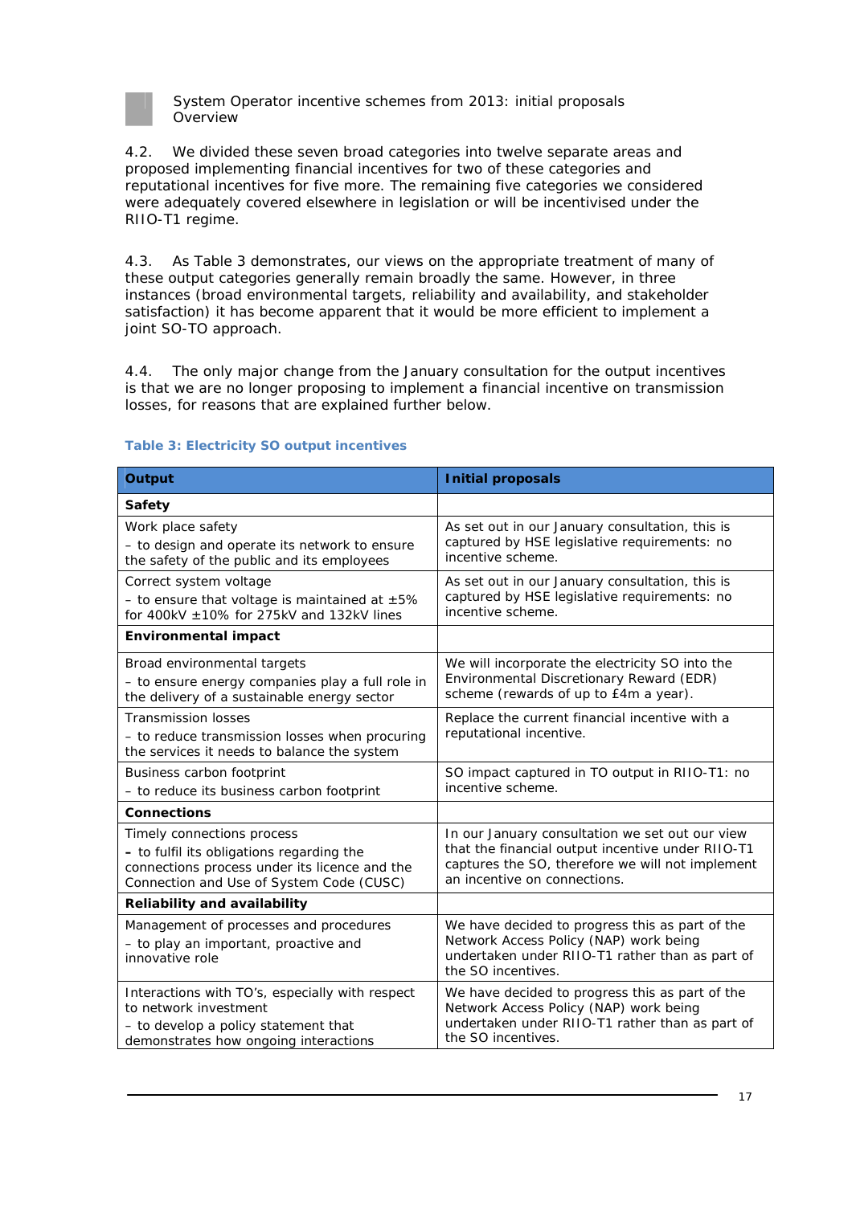4.2. We divided these seven broad categories into twelve separate areas and proposed implementing financial incentives for two of these categories and reputational incentives for five more. The remaining five categories we considered were adequately covered elsewhere in legislation or will be incentivised under the RIIO-T1 regime.

4.3. As Table 3 demonstrates, our views on the appropriate treatment of many of these output categories generally remain broadly the same. However, in three instances (broad environmental targets, reliability and availability, and stakeholder satisfaction) it has become apparent that it would be more efficient to implement a joint SO-TO approach.

4.4. The only major change from the January consultation for the output incentives is that we are no longer proposing to implement a financial incentive on transmission losses, for reasons that are explained further below.

**Table 3: Electricity SO output incentives**

| Output | Initial proposals |
|---|---|
| **Safety** | |
| Work place safety<br>– to design and operate its network to ensure the safety of the public and its employees | As set out in our January consultation, this is captured by HSE legislative requirements: no incentive scheme. |
| Correct system voltage<br>– to ensure that voltage is maintained at ±5% for 400kV ±10% for 275kV and 132kV lines | As set out in our January consultation, this is captured by HSE legislative requirements: no incentive scheme. |
| **Environmental impact** | |
| Broad environmental targets<br>– to ensure energy companies play a full role in the delivery of a sustainable energy sector | We will incorporate the electricity SO into the Environmental Discretionary Reward (EDR) scheme (rewards of up to £4m a year). |
| Transmission losses<br>– to reduce transmission losses when procuring the services it needs to balance the system | Replace the current financial incentive with a reputational incentive. |
| Business carbon footprint<br>– to reduce its business carbon footprint | SO impact captured in TO output in RIIO-T1: no incentive scheme. |
| **Connections** | |
| Timely connections process<br>– to fulfil its obligations regarding the connections process under its licence and the Connection and Use of System Code (CUSC) | In our January consultation we set out our view that the financial output incentive under RIIO-T1 captures the SO, therefore we will not implement an incentive on connections. |
| **Reliability and availability** | |
| Management of processes and procedures<br>– to play an important, proactive and innovative role | We have decided to progress this as part of the Network Access Policy (NAP) work being undertaken under RIIO-T1 rather than as part of the SO incentives. |
| Interactions with TO's, especially with respect to network investment<br>– to develop a policy statement that demonstrates how ongoing interactions | We have decided to progress this as part of the Network Access Policy (NAP) work being undertaken under RIIO-T1 rather than as part of the SO incentives. |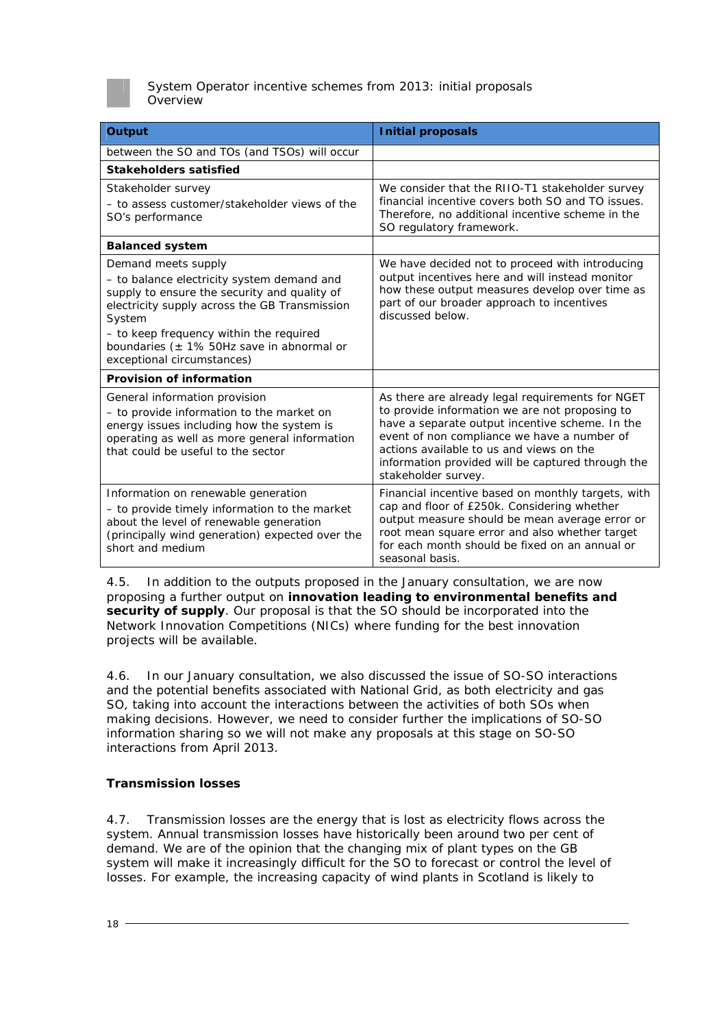| Output | Initial proposals |
| --- | --- |
| between the SO and TOs (and TSOs) will occur | |
| **Stakeholders satisfied** | |
| Stakeholder survey<br>– to assess customer/stakeholder views of the SO's performance | We consider that the RIIO-T1 stakeholder survey financial incentive covers both SO and TO issues. Therefore, no additional incentive scheme in the SO regulatory framework. |
| **Balanced system** | |
| Demand meets supply<br>– to balance electricity system demand and supply to ensure the security and quality of electricity supply across the GB Transmission System<br>– to keep frequency within the required boundaries (± 1% 50Hz save in abnormal or exceptional circumstances) | We have decided not to proceed with introducing output incentives here and will instead monitor how these output measures develop over time as part of our broader approach to incentives discussed below. |
| **Provision of information** | |
| General information provision<br>– to provide information to the market on energy issues including how the system is operating as well as more general information that could be useful to the sector | As there are already legal requirements for NGET to provide information we are not proposing to have a separate output incentive scheme. In the event of non compliance we have a number of actions available to us and views on the information provided will be captured through the stakeholder survey. |
| Information on renewable generation<br>– to provide timely information to the market about the level of renewable generation (principally wind generation) expected over the short and medium | Financial incentive based on monthly targets, with cap and floor of £250k. Considering whether output measure should be mean average error or root mean square error and also whether target for each month should be fixed on an annual or seasonal basis. |

4.5. In addition to the outputs proposed in the January consultation, we are now proposing a further output on **innovation leading to environmental benefits and security of supply**. Our proposal is that the SO should be incorporated into the Network Innovation Competitions (NICs) where funding for the best innovation projects will be available.

4.6. In our January consultation, we also discussed the issue of SO-SO interactions and the potential benefits associated with National Grid, as both electricity and gas SO, taking into account the interactions between the activities of both SOs when making decisions. However, we need to consider further the implications of SO-SO information sharing so we will not make any proposals at this stage on SO-SO interactions from April 2013.

### Transmission losses

4.7. Transmission losses are the energy that is lost as electricity flows across the system. Annual transmission losses have historically been around two per cent of demand. We are of the opinion that the changing mix of plant types on the GB system will make it increasingly difficult for the SO to forecast or control the level of losses. For example, the increasing capacity of wind plants in Scotland is likely to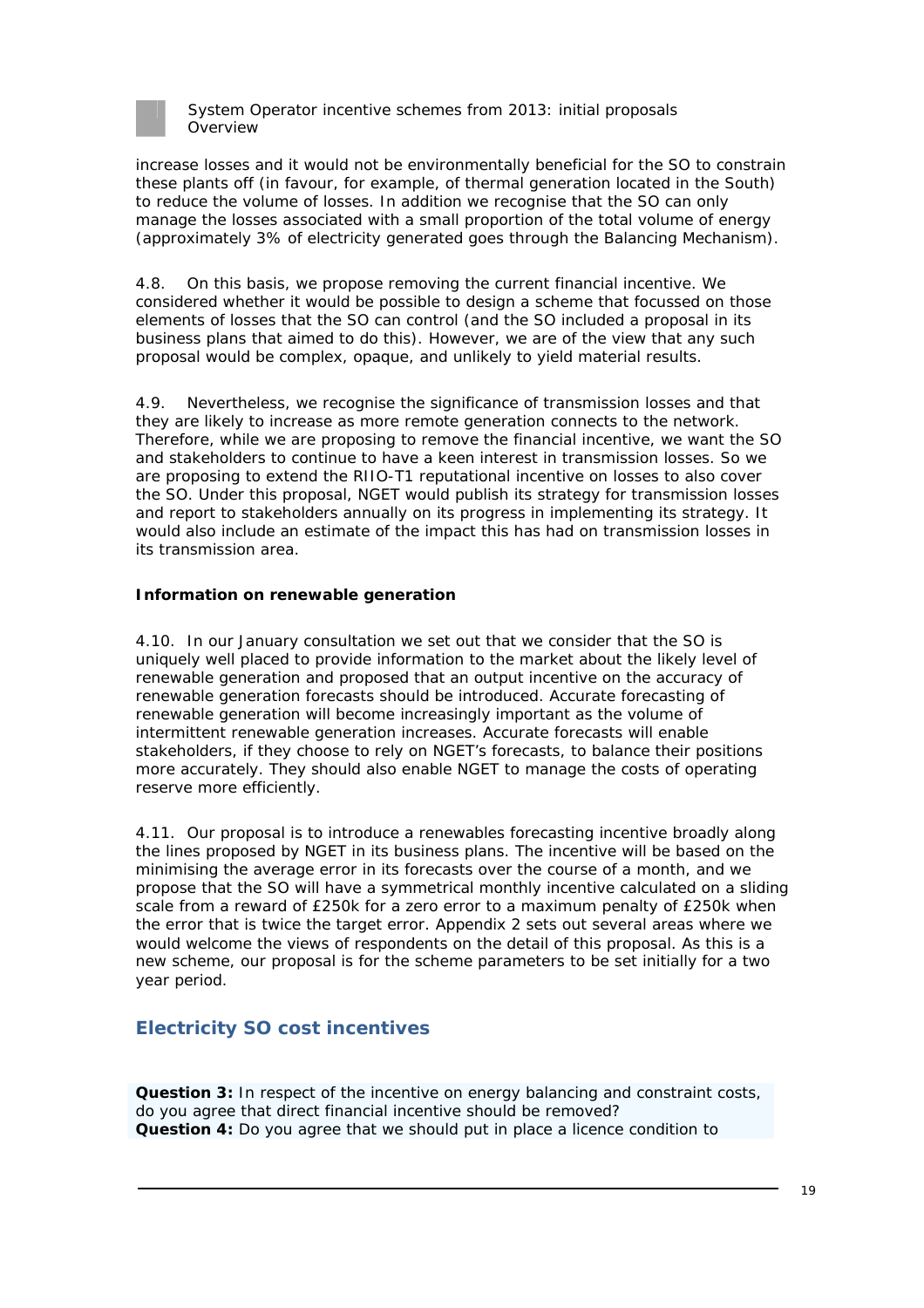increase losses and it would not be environmentally beneficial for the SO to constrain these plants off (in favour, for example, of thermal generation located in the South) to reduce the volume of losses. In addition we recognise that the SO can only manage the losses associated with a small proportion of the total volume of energy (approximately 3% of electricity generated goes through the Balancing Mechanism).

4.8. On this basis, we propose removing the current financial incentive. We considered whether it would be possible to design a scheme that focussed on those elements of losses that the SO can control (and the SO included a proposal in its business plans that aimed to do this). However, we are of the view that any such proposal would be complex, opaque, and unlikely to yield material results.

4.9. Nevertheless, we recognise the significance of transmission losses and that they are likely to increase as more remote generation connects to the network. Therefore, while we are proposing to remove the financial incentive, we want the SO and stakeholders to continue to have a keen interest in transmission losses. So we are proposing to extend the RIIO-T1 reputational incentive on losses to also cover the SO. Under this proposal, NGET would publish its strategy for transmission losses and report to stakeholders annually on its progress in implementing its strategy. It would also include an estimate of the impact this has had on transmission losses in its transmission area.

**Information on renewable generation**

4.10. In our January consultation we set out that we consider that the SO is uniquely well placed to provide information to the market about the likely level of renewable generation and proposed that an output incentive on the accuracy of renewable generation forecasts should be introduced. Accurate forecasting of renewable generation will become increasingly important as the volume of intermittent renewable generation increases. Accurate forecasts will enable stakeholders, if they choose to rely on NGET's forecasts, to balance their positions more accurately. They should also enable NGET to manage the costs of operating reserve more efficiently.

4.11. Our proposal is to introduce a renewables forecasting incentive broadly along the lines proposed by NGET in its business plans. The incentive will be based on the minimising the average error in its forecasts over the course of a month, and we propose that the SO will have a symmetrical monthly incentive calculated on a sliding scale from a reward of £250k for a zero error to a maximum penalty of £250k when the error that is twice the target error. Appendix 2 sets out several areas where we would welcome the views of respondents on the detail of this proposal. As this is a new scheme, our proposal is for the scheme parameters to be set initially for a two year period.

## Electricity SO cost incentives

**Question 3:** In respect of the incentive on energy balancing and constraint costs, do you agree that direct financial incentive should be removed?
**Question 4:** Do you agree that we should put in place a licence condition to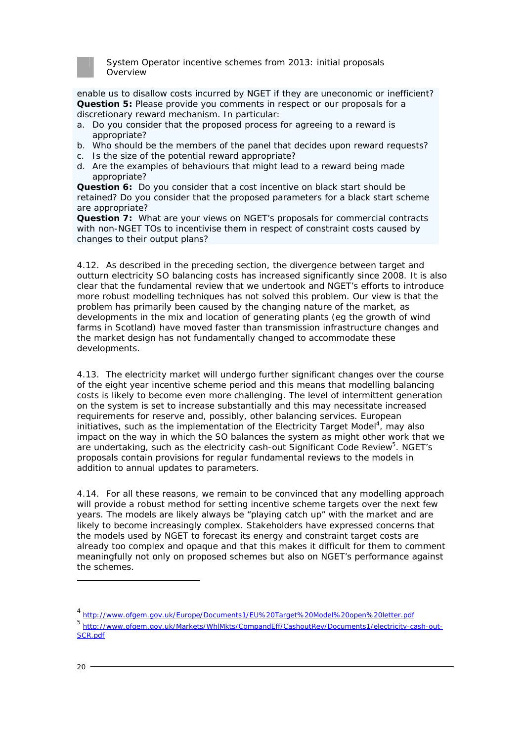enable us to disallow costs incurred by NGET if they are uneconomic or inefficient?

**Question 5:** Please provide you comments in respect or our proposals for a discretionary reward mechanism. In particular:

a. Do you consider that the proposed process for agreeing to a reward is appropriate?
b. Who should be the members of the panel that decides upon reward requests?
c. Is the size of the potential reward appropriate?
d. Are the examples of behaviours that might lead to a reward being made appropriate?

**Question 6:** Do you consider that a cost incentive on black start should be retained? Do you consider that the proposed parameters for a black start scheme are appropriate?

**Question 7:** What are your views on NGET's proposals for commercial contracts with non-NGET TOs to incentivise them in respect of constraint costs caused by changes to their output plans?

4.12. As described in the preceding section, the divergence between target and outturn electricity SO balancing costs has increased significantly since 2008. It is also clear that the fundamental review that we undertook and NGET's efforts to introduce more robust modelling techniques has not solved this problem. Our view is that the problem has primarily been caused by the changing nature of the market, as developments in the mix and location of generating plants (eg the growth of wind farms in Scotland) have moved faster than transmission infrastructure changes and the market design has not fundamentally changed to accommodate these developments.

4.13. The electricity market will undergo further significant changes over the course of the eight year incentive scheme period and this means that modelling balancing costs is likely to become even more challenging. The level of intermittent generation on the system is set to increase substantially and this may necessitate increased requirements for reserve and, possibly, other balancing services. European initiatives, such as the implementation of the Electricity Target Model[4], may also impact on the way in which the SO balances the system as might other work that we are undertaking, such as the electricity cash-out Significant Code Review[5]. NGET's proposals contain provisions for regular fundamental reviews to the models in addition to annual updates to parameters.

4.14. For all these reasons, we remain to be convinced that any modelling approach will provide a robust method for setting incentive scheme targets over the next few years. The models are likely always be "playing catch up" with the market and are likely to become increasingly complex. Stakeholders have expressed concerns that the models used by NGET to forecast its energy and constraint target costs are already too complex and opaque and that this makes it difficult for them to comment meaningfully not only on proposed schemes but also on NGET's performance against the schemes.

---

[4] http://www.ofgem.gov.uk/Europe/Documents1/EU%20Target%20Model%20open%20letter.pdf

[5] http://www.ofgem.gov.uk/Markets/WhlMkts/CompandEff/CashoutRev/Documents1/electricity-cash-out-SCR.pdf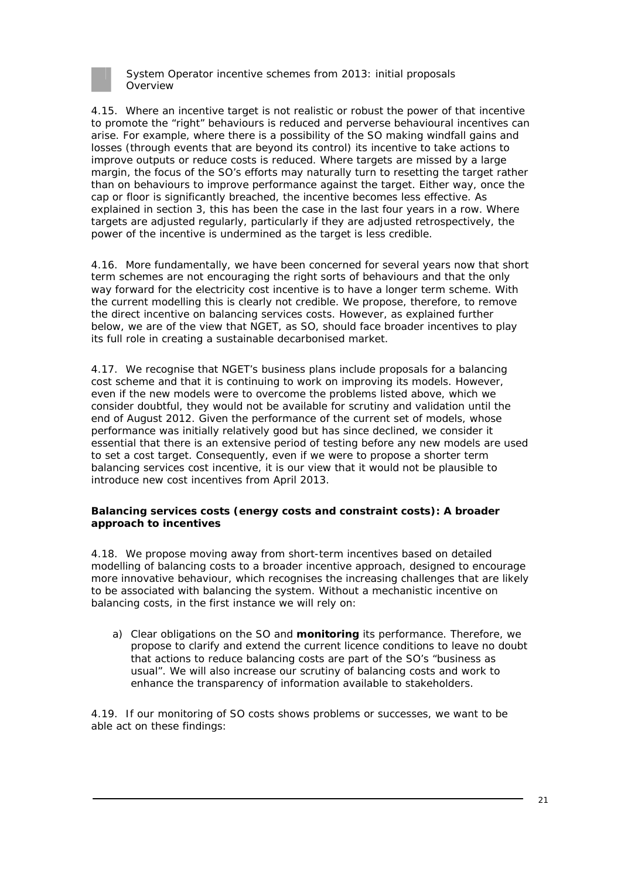4.15. Where an incentive target is not realistic or robust the power of that incentive to promote the "right" behaviours is reduced and perverse behavioural incentives can arise. For example, where there is a possibility of the SO making windfall gains and losses (through events that are beyond its control) its incentive to take actions to improve outputs or reduce costs is reduced. Where targets are missed by a large margin, the focus of the SO's efforts may naturally turn to resetting the target rather than on behaviours to improve performance against the target. Either way, once the cap or floor is significantly breached, the incentive becomes less effective. As explained in section 3, this has been the case in the last four years in a row. Where targets are adjusted regularly, particularly if they are adjusted retrospectively, the power of the incentive is undermined as the target is less credible.

4.16. More fundamentally, we have been concerned for several years now that short term schemes are not encouraging the right sorts of behaviours and that the only way forward for the electricity cost incentive is to have a longer term scheme. With the current modelling this is clearly not credible. We propose, therefore, to remove the direct incentive on balancing services costs. However, as explained further below, we are of the view that NGET, as SO, should face broader incentives to play its full role in creating a sustainable decarbonised market.

4.17. We recognise that NGET's business plans include proposals for a balancing cost scheme and that it is continuing to work on improving its models. However, even if the new models were to overcome the problems listed above, which we consider doubtful, they would not be available for scrutiny and validation until the end of August 2012. Given the performance of the current set of models, whose performance was initially relatively good but has since declined, we consider it essential that there is an extensive period of testing before any new models are used to set a cost target. Consequently, even if we were to propose a shorter term balancing services cost incentive, it is our view that it would not be plausible to introduce new cost incentives from April 2013.

### Balancing services costs (energy costs and constraint costs): A broader approach to incentives

4.18. We propose moving away from short-term incentives based on detailed modelling of balancing costs to a broader incentive approach, designed to encourage more innovative behaviour, which recognises the increasing challenges that are likely to be associated with balancing the system. Without a mechanistic incentive on balancing costs, in the first instance we will rely on:

a) Clear obligations on the SO and **monitoring** its performance. Therefore, we propose to clarify and extend the current licence conditions to leave no doubt that actions to reduce balancing costs are part of the SO's "business as usual". We will also increase our scrutiny of balancing costs and work to enhance the transparency of information available to stakeholders.

4.19. If our monitoring of SO costs shows problems or successes, we want to be able act on these findings: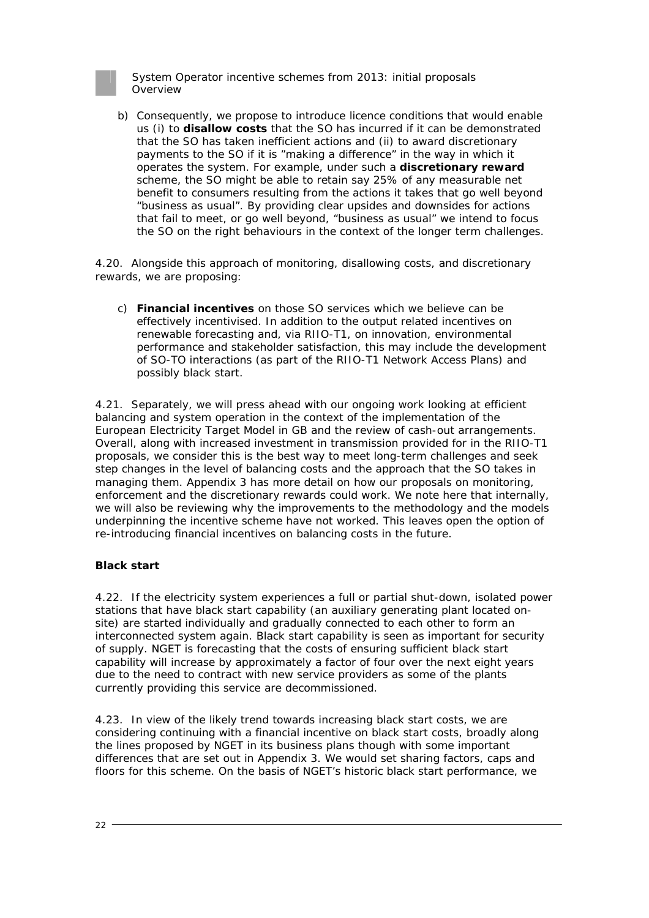b) Consequently, we propose to introduce licence conditions that would enable us (i) to **disallow costs** that the SO has incurred if it can be demonstrated that the SO has taken inefficient actions and (ii) to award discretionary payments to the SO if it is "making a difference" in the way in which it operates the system. For example, under such a **discretionary reward** scheme, the SO might be able to retain say 25% of any measurable net benefit to consumers resulting from the actions it takes that go well beyond "business as usual". By providing clear upsides and downsides for actions that fail to meet, or go well beyond, "business as usual" we intend to focus the SO on the right behaviours in the context of the longer term challenges.

4.20. Alongside this approach of monitoring, disallowing costs, and discretionary rewards, we are proposing:

c) **Financial incentives** on those SO services which we believe can be effectively incentivised. In addition to the output related incentives on renewable forecasting and, via RIIO-T1, on innovation, environmental performance and stakeholder satisfaction, this may include the development of SO-TO interactions (as part of the RIIO-T1 Network Access Plans) and possibly black start.

4.21. Separately, we will press ahead with our ongoing work looking at efficient balancing and system operation in the context of the implementation of the European Electricity Target Model in GB and the review of cash-out arrangements. Overall, along with increased investment in transmission provided for in the RIIO-T1 proposals, we consider this is the best way to meet long-term challenges and seek step changes in the level of balancing costs and the approach that the SO takes in managing them. Appendix 3 has more detail on how our proposals on monitoring, enforcement and the discretionary rewards could work. We note here that internally, we will also be reviewing why the improvements to the methodology and the models underpinning the incentive scheme have not worked. This leaves open the option of re-introducing financial incentives on balancing costs in the future.

### Black start

4.22. If the electricity system experiences a full or partial shut-down, isolated power stations that have black start capability (an auxiliary generating plant located on-site) are started individually and gradually connected to each other to form an interconnected system again. Black start capability is seen as important for security of supply. NGET is forecasting that the costs of ensuring sufficient black start capability will increase by approximately a factor of four over the next eight years due to the need to contract with new service providers as some of the plants currently providing this service are decommissioned.

4.23. In view of the likely trend towards increasing black start costs, we are considering continuing with a financial incentive on black start costs, broadly along the lines proposed by NGET in its business plans though with some important differences that are set out in Appendix 3. We would set sharing factors, caps and floors for this scheme. On the basis of NGET's historic black start performance, we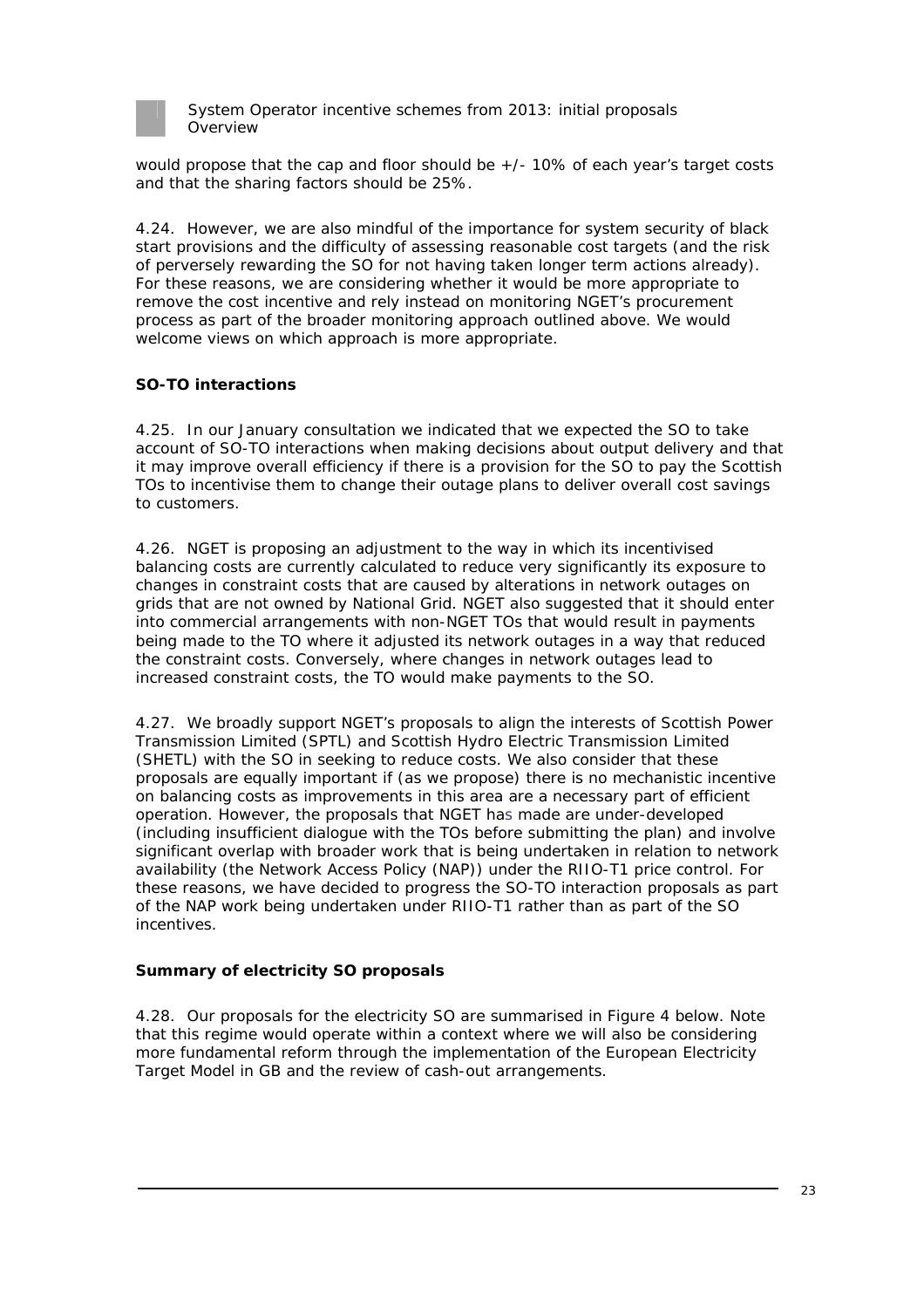would propose that the cap and floor should be +/- 10% of each year's target costs and that the sharing factors should be 25%.

4.24. However, we are also mindful of the importance for system security of black start provisions and the difficulty of assessing reasonable cost targets (and the risk of perversely rewarding the SO for not having taken longer term actions already). For these reasons, we are considering whether it would be more appropriate to remove the cost incentive and rely instead on monitoring NGET's procurement process as part of the broader monitoring approach outlined above. We would welcome views on which approach is more appropriate.

**SO-TO interactions**

4.25. In our January consultation we indicated that we expected the SO to take account of SO-TO interactions when making decisions about output delivery and that it may improve overall efficiency if there is a provision for the SO to pay the Scottish TOs to incentivise them to change their outage plans to deliver overall cost savings to customers.

4.26. NGET is proposing an adjustment to the way in which its incentivised balancing costs are currently calculated to reduce very significantly its exposure to changes in constraint costs that are caused by alterations in network outages on grids that are not owned by National Grid. NGET also suggested that it should enter into commercial arrangements with non-NGET TOs that would result in payments being made to the TO where it adjusted its network outages in a way that reduced the constraint costs. Conversely, where changes in network outages lead to increased constraint costs, the TO would make payments to the SO.

4.27. We broadly support NGET's proposals to align the interests of Scottish Power Transmission Limited (SPTL) and Scottish Hydro Electric Transmission Limited (SHETL) with the SO in seeking to reduce costs. We also consider that these proposals are equally important if (as we propose) there is no mechanistic incentive on balancing costs as improvements in this area are a necessary part of efficient operation. However, the proposals that NGET has made are under-developed (including insufficient dialogue with the TOs before submitting the plan) and involve significant overlap with broader work that is being undertaken in relation to network availability (the Network Access Policy (NAP)) under the RIIO-T1 price control. For these reasons, we have decided to progress the SO-TO interaction proposals as part of the NAP work being undertaken under RIIO-T1 rather than as part of the SO incentives.

**Summary of electricity SO proposals**

4.28. Our proposals for the electricity SO are summarised in Figure 4 below. Note that this regime would operate within a context where we will also be considering more fundamental reform through the implementation of the European Electricity Target Model in GB and the review of cash-out arrangements.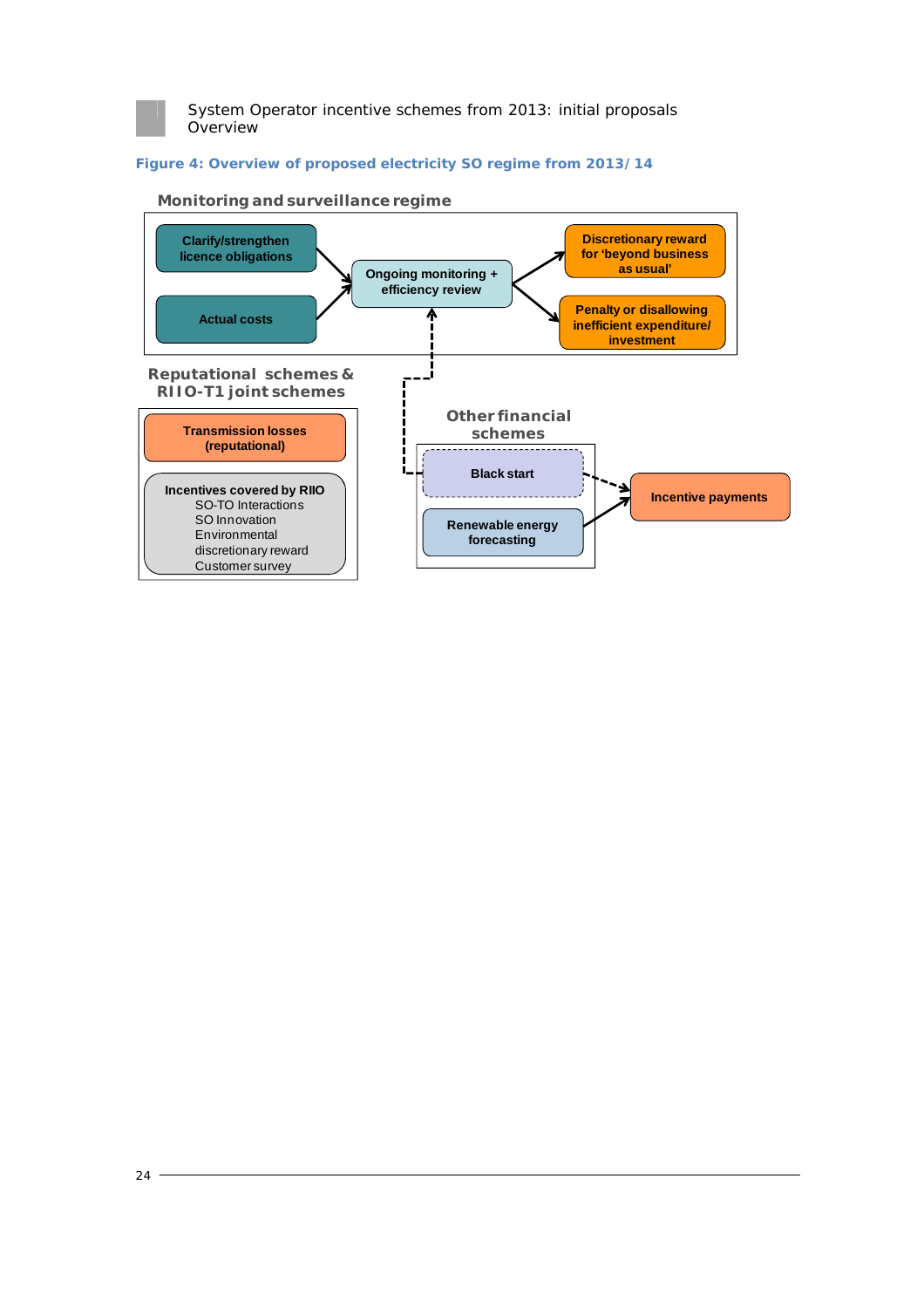Figure 4: Overview of proposed electricity SO regime from 2013/14

**Monitoring and surveillance regime**

- Clarify/strengthen licence obligations
- Actual costs
- Ongoing monitoring + efficiency review
- Discretionary reward for 'beyond business as usual'
- Penalty or disallowing inefficient expenditure/ investment

**Reputational schemes & RIIO-T1 joint schemes**

- Transmission losses (reputational)
- Incentives covered by RIIO
  - SO-TO Interactions
  - SO Innovation
  - Environmental discretionary reward
  - Customer survey

**Other financial schemes**

- Black start
- Renewable energy forecasting
- Incentive payments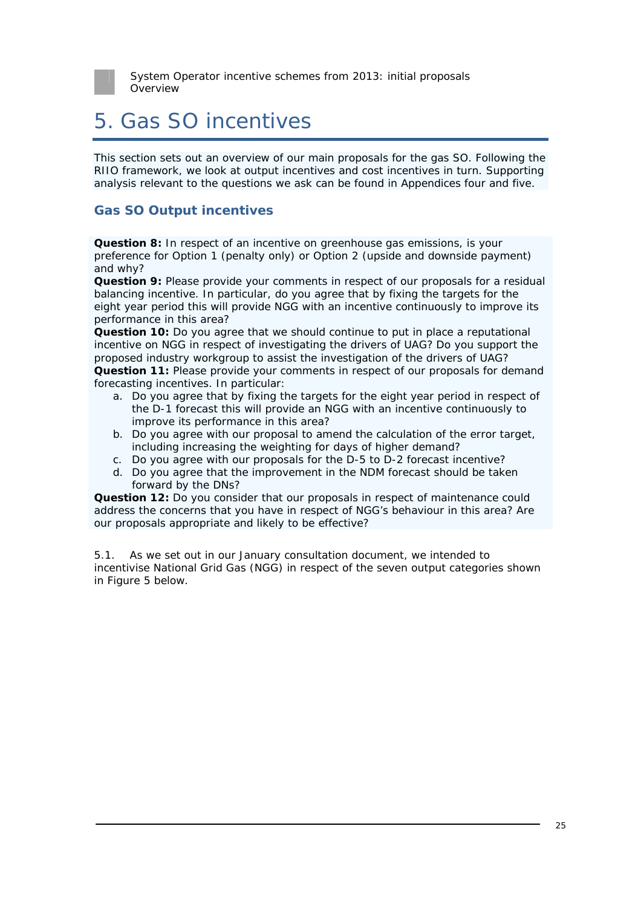# 5. Gas SO incentives

This section sets out an overview of our main proposals for the gas SO. Following the RIIO framework, we look at output incentives and cost incentives in turn. Supporting analysis relevant to the questions we ask can be found in Appendices four and five.

## Gas SO Output incentives

**Question 8:** In respect of an incentive on greenhouse gas emissions, is your preference for Option 1 (penalty only) or Option 2 (upside and downside payment) and why?

**Question 9:** Please provide your comments in respect of our proposals for a residual balancing incentive. In particular, do you agree that by fixing the targets for the eight year period this will provide NGG with an incentive continuously to improve its performance in this area?

**Question 10:** Do you agree that we should continue to put in place a reputational incentive on NGG in respect of investigating the drivers of UAG? Do you support the proposed industry workgroup to assist the investigation of the drivers of UAG?

**Question 11:** Please provide your comments in respect of our proposals for demand forecasting incentives. In particular:

a. Do you agree that by fixing the targets for the eight year period in respect of the D-1 forecast this will provide an NGG with an incentive continuously to improve its performance in this area?
b. Do you agree with our proposal to amend the calculation of the error target, including increasing the weighting for days of higher demand?
c. Do you agree with our proposals for the D-5 to D-2 forecast incentive?
d. Do you agree that the improvement in the NDM forecast should be taken forward by the DNs?

**Question 12:** Do you consider that our proposals in respect of maintenance could address the concerns that you have in respect of NGG's behaviour in this area? Are our proposals appropriate and likely to be effective?

5.1. As we set out in our January consultation document, we intended to incentivise National Grid Gas (NGG) in respect of the seven output categories shown in Figure 5 below.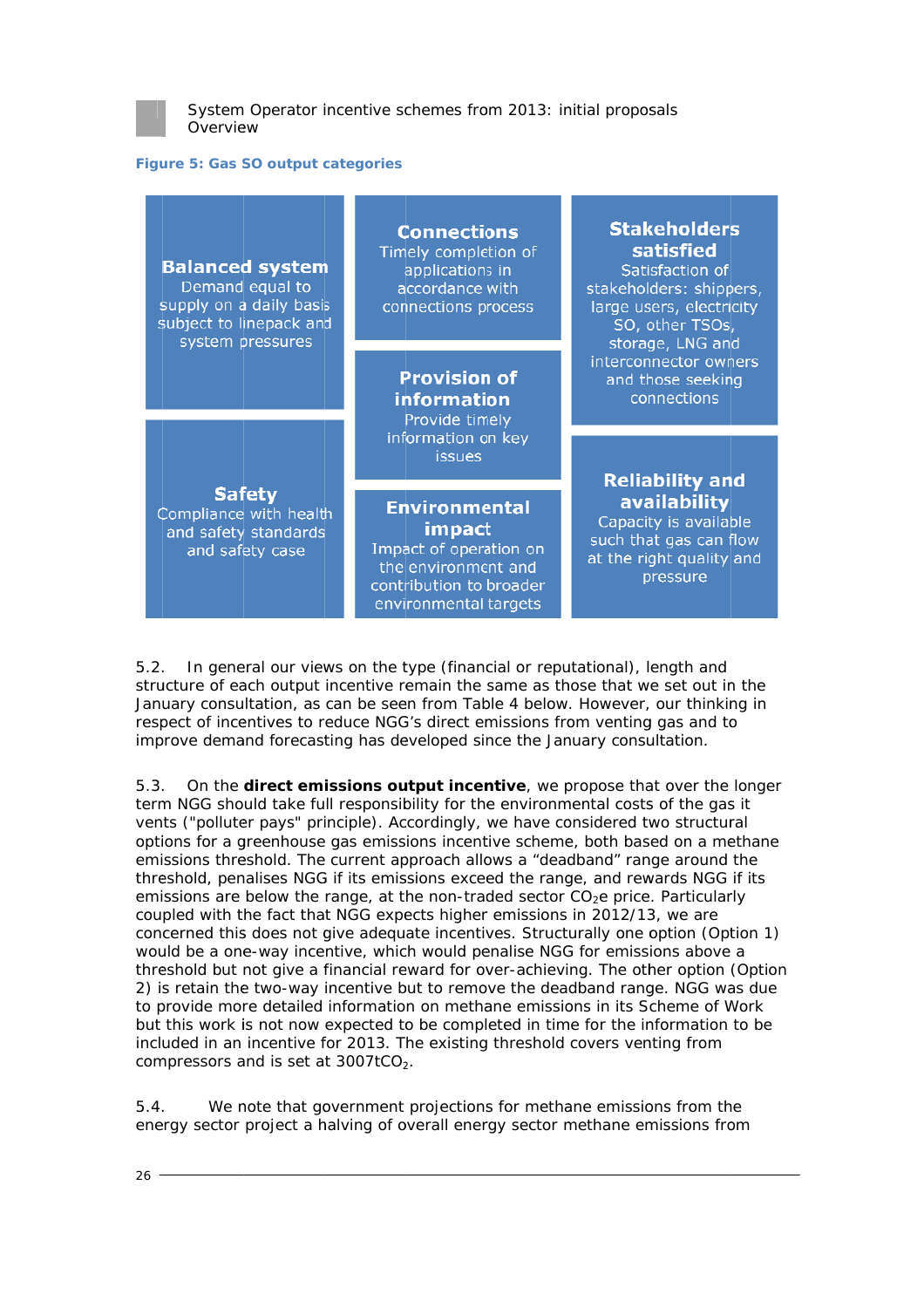**Figure 5: Gas SO output categories**

**Balanced system**
Demand equal to supply on a daily basis subject to linepack and system pressures

**Connections**
Timely completion of applications in accordance with connections process

**Stakeholders satisfied**
Satisfaction of stakeholders: shippers, large users, electricity SO, other TSOs, storage, LNG and interconnector owners and those seeking connections

**Provision of information**
Provide timely information on key issues

**Safety**
Compliance with health and safety standards and safety case

**Environmental impact**
Impact of operation on the environment and contribution to broader environmental targets

**Reliability and availability**
Capacity is available such that gas can flow at the right quality and pressure

5.2. In general our views on the type (financial or reputational), length and structure of each output incentive remain the same as those that we set out in the January consultation, as can be seen from Table 4 below. However, our thinking in respect of incentives to reduce NGG's direct emissions from venting gas and to improve demand forecasting has developed since the January consultation.

5.3. On the **direct emissions output incentive**, we propose that over the longer term NGG should take full responsibility for the environmental costs of the gas it vents ("polluter pays" principle). Accordingly, we have considered two structural options for a greenhouse gas emissions incentive scheme, both based on a methane emissions threshold. The current approach allows a "deadband" range around the threshold, penalises NGG if its emissions exceed the range, and rewards NGG if its emissions are below the range, at the non-traded sector $CO_2$e price. Particularly coupled with the fact that NGG expects higher emissions in 2012/13, we are concerned this does not give adequate incentives. Structurally one option (Option 1) would be a one-way incentive, which would penalise NGG for emissions above a threshold but not give a financial reward for over-achieving. The other option (Option 2) is retain the two-way incentive but to remove the deadband range. NGG was due to provide more detailed information on methane emissions in its Scheme of Work but this work is not now expected to be completed in time for the information to be included in an incentive for 2013. The existing threshold covers venting from compressors and is set at 3007t$CO_2$.

5.4. We note that government projections for methane emissions from the energy sector project a halving of overall energy sector methane emissions from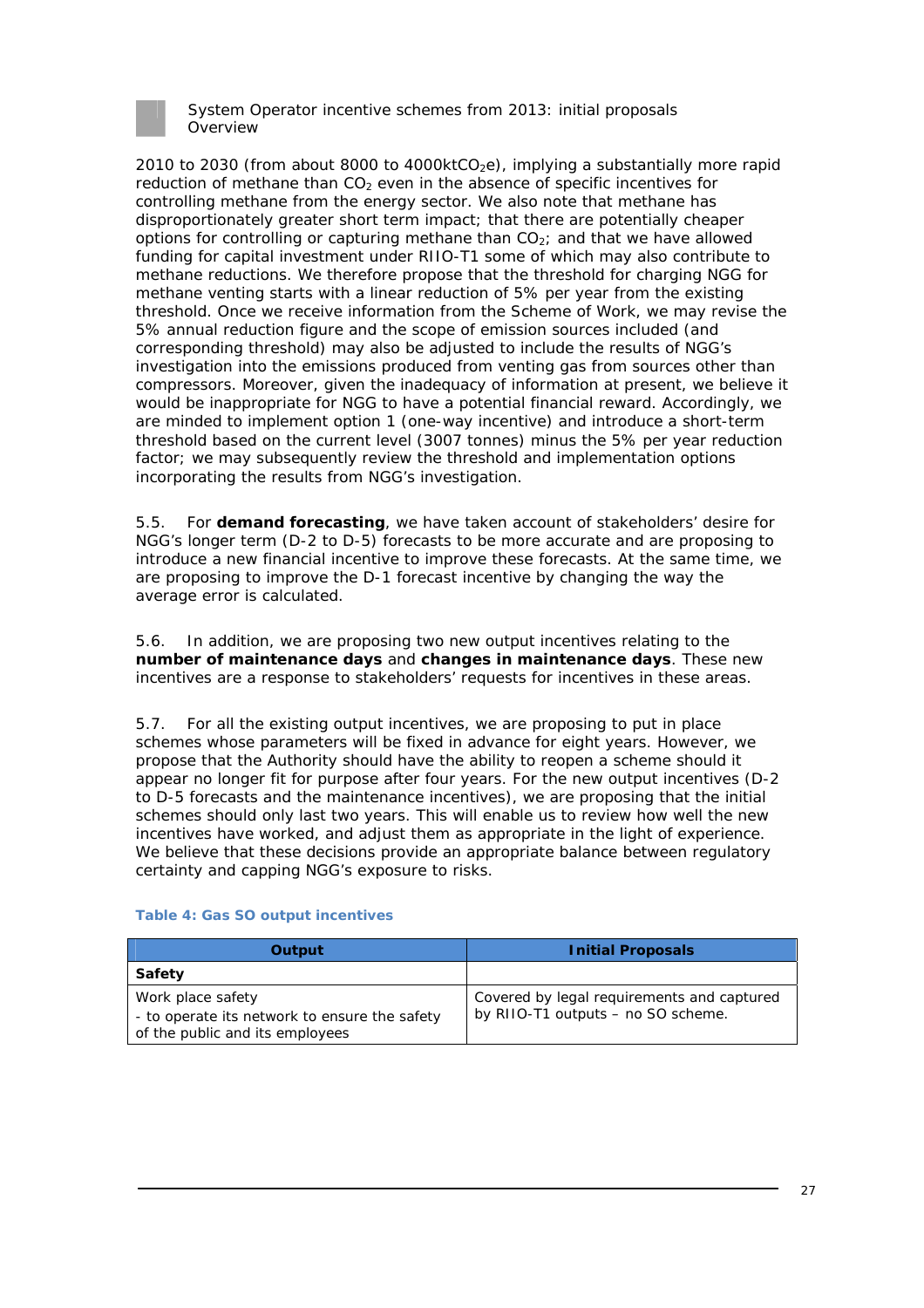2010 to 2030 (from about 8000 to 4000kt$CO_2$e), implying a substantially more rapid reduction of methane than $CO_2$ even in the absence of specific incentives for controlling methane from the energy sector. We also note that methane has disproportionately greater short term impact; that there are potentially cheaper options for controlling or capturing methane than $CO_2$; and that we have allowed funding for capital investment under RIIO-T1 some of which may also contribute to methane reductions. We therefore propose that the threshold for charging NGG for methane venting starts with a linear reduction of 5% per year from the existing threshold. Once we receive information from the Scheme of Work, we may revise the 5% annual reduction figure and the scope of emission sources included (and corresponding threshold) may also be adjusted to include the results of NGG's investigation into the emissions produced from venting gas from sources other than compressors. Moreover, given the inadequacy of information at present, we believe it would be inappropriate for NGG to have a potential financial reward. Accordingly, we are minded to implement option 1 (one-way incentive) and introduce a short-term threshold based on the current level (3007 tonnes) minus the 5% per year reduction factor; we may subsequently review the threshold and implementation options incorporating the results from NGG's investigation.

5.5. For **demand forecasting**, we have taken account of stakeholders' desire for NGG's longer term (D-2 to D-5) forecasts to be more accurate and are proposing to introduce a new financial incentive to improve these forecasts. At the same time, we are proposing to improve the D-1 forecast incentive by changing the way the average error is calculated.

5.6. In addition, we are proposing two new output incentives relating to the **number of maintenance days** and **changes in maintenance days**. These new incentives are a response to stakeholders' requests for incentives in these areas.

5.7. For all the existing output incentives, we are proposing to put in place schemes whose parameters will be fixed in advance for eight years. However, we propose that the Authority should have the ability to reopen a scheme should it appear no longer fit for purpose after four years. For the new output incentives (D-2 to D-5 forecasts and the maintenance incentives), we are proposing that the initial schemes should only last two years. This will enable us to review how well the new incentives have worked, and adjust them as appropriate in the light of experience. We believe that these decisions provide an appropriate balance between regulatory certainty and capping NGG's exposure to risks.

**Table 4: Gas SO output incentives**

| Output | Initial Proposals |
|---|---|
| **Safety** | |
| Work place safety<br>- to operate its network to ensure the safety of the public and its employees | Covered by legal requirements and captured by RIIO-T1 outputs – no SO scheme. |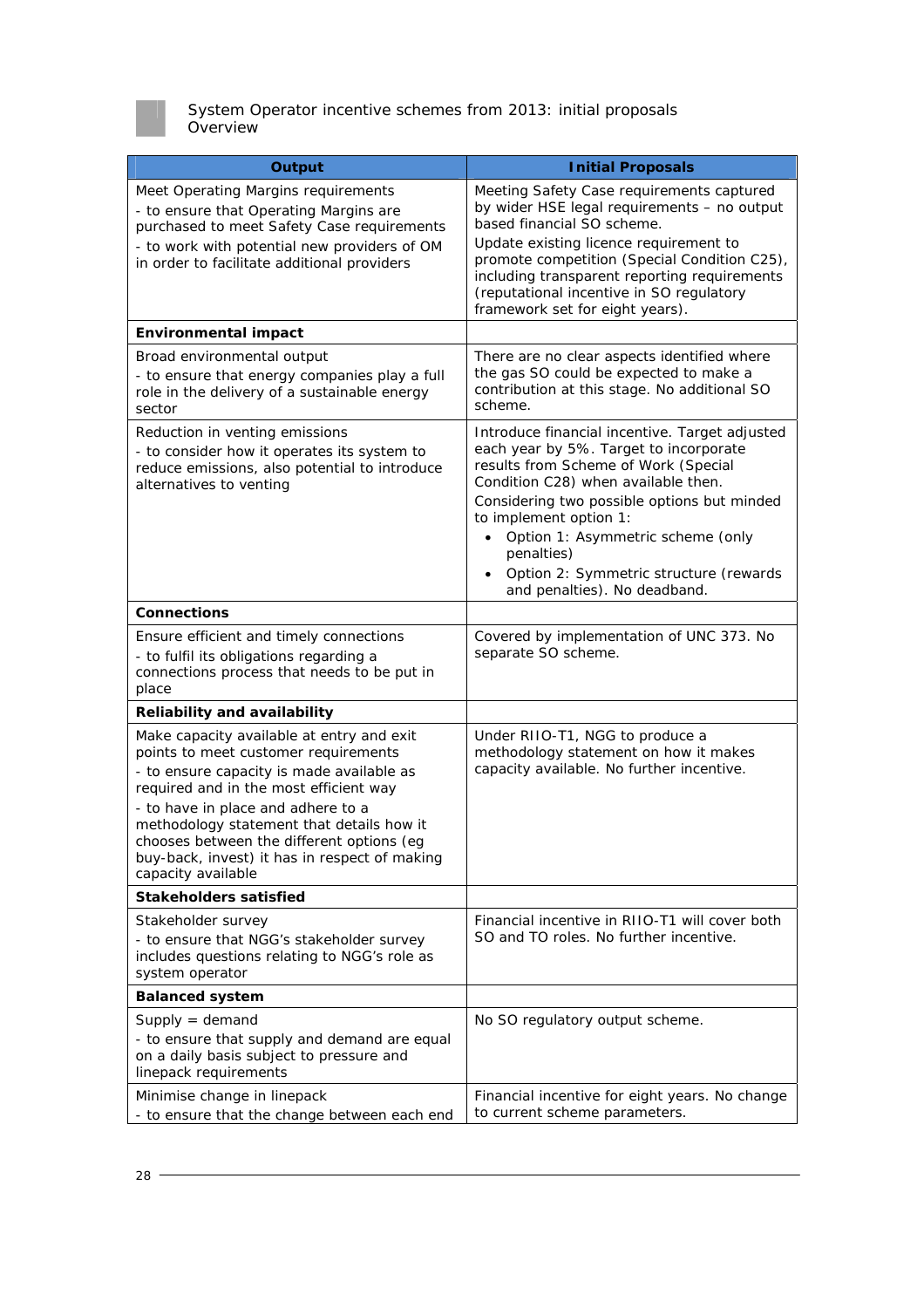| Output | Initial Proposals |
|---|---|
| Meet Operating Margins requirements<br>- to ensure that Operating Margins are purchased to meet Safety Case requirements<br>- to work with potential new providers of OM in order to facilitate additional providers | Meeting Safety Case requirements captured by wider HSE legal requirements – no output based financial SO scheme.<br>Update existing licence requirement to promote competition (Special Condition C25), including transparent reporting requirements (reputational incentive in SO regulatory framework set for eight years). |
| **Environmental impact** | |
| Broad environmental output<br>- to ensure that energy companies play a full role in the delivery of a sustainable energy sector | There are no clear aspects identified where the gas SO could be expected to make a contribution at this stage. No additional SO scheme. |
| Reduction in venting emissions<br>- to consider how it operates its system to reduce emissions, also potential to introduce alternatives to venting | Introduce financial incentive. Target adjusted each year by 5%. Target to incorporate results from Scheme of Work (Special Condition C28) when available then.<br>Considering two possible options but minded to implement option 1:<br>• Option 1: Asymmetric scheme (only penalties)<br>• Option 2: Symmetric structure (rewards and penalties). No deadband. |
| **Connections** | |
| Ensure efficient and timely connections<br>- to fulfil its obligations regarding a connections process that needs to be put in place | Covered by implementation of UNC 373. No separate SO scheme. |
| **Reliability and availability** | |
| Make capacity available at entry and exit points to meet customer requirements<br>- to ensure capacity is made available as required and in the most efficient way<br>- to have in place and adhere to a methodology statement that details how it chooses between the different options (eg buy-back, invest) it has in respect of making capacity available | Under RIIO-T1, NGG to produce a methodology statement on how it makes capacity available. No further incentive. |
| **Stakeholders satisfied** | |
| Stakeholder survey<br>- to ensure that NGG's stakeholder survey includes questions relating to NGG's role as system operator | Financial incentive in RIIO-T1 will cover both SO and TO roles. No further incentive. |
| **Balanced system** | |
| Supply = demand<br>- to ensure that supply and demand are equal on a daily basis subject to pressure and linepack requirements | No SO regulatory output scheme. |
| Minimise change in linepack<br>- to ensure that the change between each end | Financial incentive for eight years. No change to current scheme parameters. |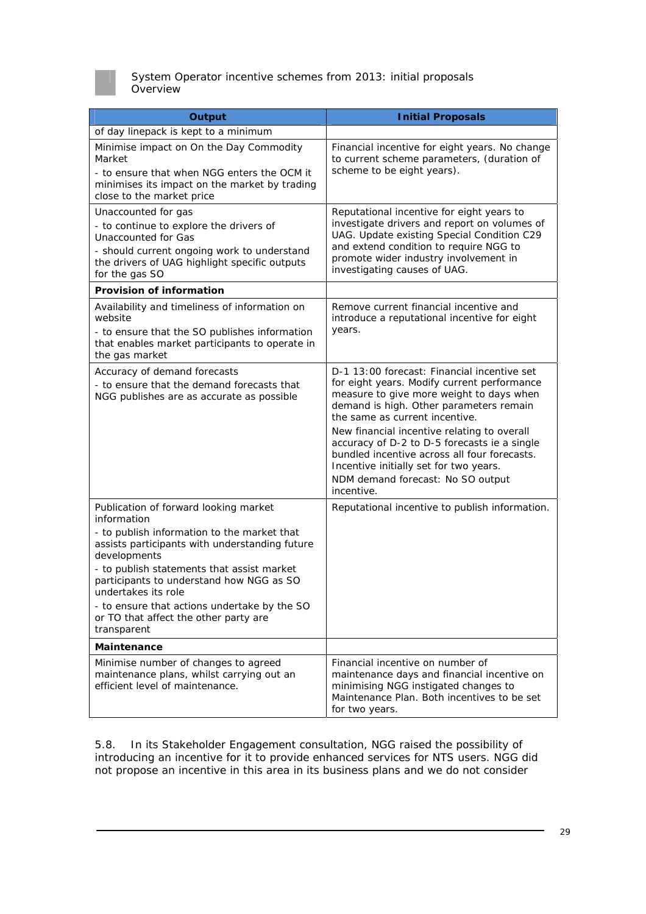| Output | Initial Proposals |
|---|---|
| of day linepack is kept to a minimum | |
| Minimise impact on On the Day Commodity Market<br>- to ensure that when NGG enters the OCM it minimises its impact on the market by trading close to the market price | Financial incentive for eight years. No change to current scheme parameters, (duration of scheme to be eight years). |
| Unaccounted for gas<br>- to continue to explore the drivers of Unaccounted for Gas<br>- should current ongoing work to understand the drivers of UAG highlight specific outputs for the gas SO | Reputational incentive for eight years to investigate drivers and report on volumes of UAG. Update existing Special Condition C29 and extend condition to require NGG to promote wider industry involvement in investigating causes of UAG. |
| **Provision of information** | |
| Availability and timeliness of information on website<br>- to ensure that the SO publishes information that enables market participants to operate in the gas market | Remove current financial incentive and introduce a reputational incentive for eight years. |
| Accuracy of demand forecasts<br>- to ensure that the demand forecasts that NGG publishes are as accurate as possible | D-1 13:00 forecast: Financial incentive set for eight years. Modify current performance measure to give more weight to days when demand is high. Other parameters remain the same as current incentive.<br>New financial incentive relating to overall accuracy of D-2 to D-5 forecasts ie a single bundled incentive across all four forecasts. Incentive initially set for two years.<br>NDM demand forecast: No SO output incentive. |
| Publication of forward looking market information<br>- to publish information to the market that assists participants with understanding future developments<br>- to publish statements that assist market participants to understand how NGG as SO undertakes its role<br>- to ensure that actions undertake by the SO or TO that affect the other party are transparent | Reputational incentive to publish information. |
| **Maintenance** | |
| Minimise number of changes to agreed maintenance plans, whilst carrying out an efficient level of maintenance. | Financial incentive on number of maintenance days and financial incentive on minimising NGG instigated changes to Maintenance Plan. Both incentives to be set for two years. |

5.8. In its Stakeholder Engagement consultation, NGG raised the possibility of introducing an incentive for it to provide enhanced services for NTS users. NGG did not propose an incentive in this area in its business plans and we do not consider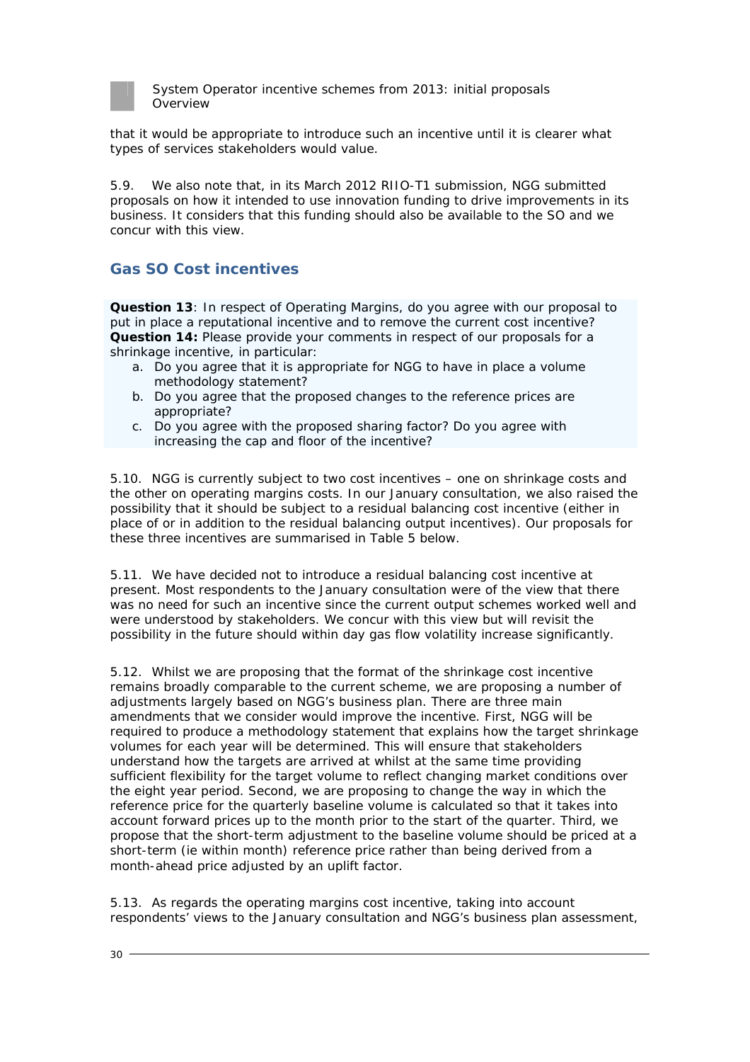that it would be appropriate to introduce such an incentive until it is clearer what types of services stakeholders would value.

5.9. We also note that, in its March 2012 RIIO-T1 submission, NGG submitted proposals on how it intended to use innovation funding to drive improvements in its business. It considers that this funding should also be available to the SO and we concur with this view.

## Gas SO Cost incentives

**Question 13**: In respect of Operating Margins, do you agree with our proposal to put in place a reputational incentive and to remove the current cost incentive?
**Question 14:** Please provide your comments in respect of our proposals for a shrinkage incentive, in particular:

a. Do you agree that it is appropriate for NGG to have in place a volume methodology statement?
b. Do you agree that the proposed changes to the reference prices are appropriate?
c. Do you agree with the proposed sharing factor? Do you agree with increasing the cap and floor of the incentive?

5.10. NGG is currently subject to two cost incentives – one on shrinkage costs and the other on operating margins costs. In our January consultation, we also raised the possibility that it should be subject to a residual balancing cost incentive (either in place of or in addition to the residual balancing output incentives). Our proposals for these three incentives are summarised in Table 5 below.

5.11. We have decided not to introduce a residual balancing cost incentive at present. Most respondents to the January consultation were of the view that there was no need for such an incentive since the current output schemes worked well and were understood by stakeholders. We concur with this view but will revisit the possibility in the future should within day gas flow volatility increase significantly.

5.12. Whilst we are proposing that the format of the shrinkage cost incentive remains broadly comparable to the current scheme, we are proposing a number of adjustments largely based on NGG's business plan. There are three main amendments that we consider would improve the incentive. First, NGG will be required to produce a methodology statement that explains how the target shrinkage volumes for each year will be determined. This will ensure that stakeholders understand how the targets are arrived at whilst at the same time providing sufficient flexibility for the target volume to reflect changing market conditions over the eight year period. Second, we are proposing to change the way in which the reference price for the quarterly baseline volume is calculated so that it takes into account forward prices up to the month prior to the start of the quarter. Third, we propose that the short-term adjustment to the baseline volume should be priced at a short-term (ie within month) reference price rather than being derived from a month-ahead price adjusted by an uplift factor.

5.13. As regards the operating margins cost incentive, taking into account respondents' views to the January consultation and NGG's business plan assessment,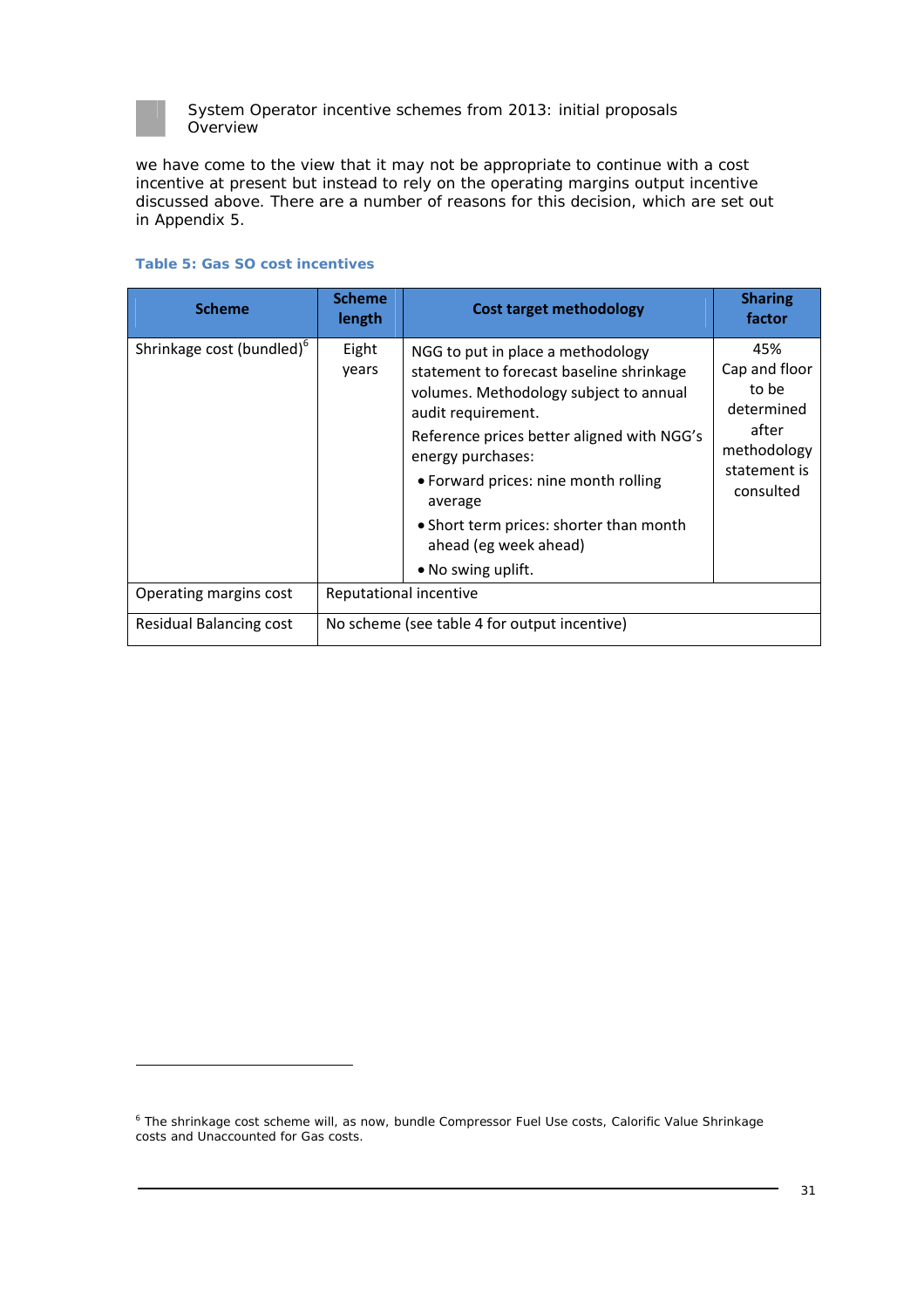we have come to the view that it may not be appropriate to continue with a cost incentive at present but instead to rely on the operating margins output incentive discussed above. There are a number of reasons for this decision, which are set out in Appendix 5.

**Table 5: Gas SO cost incentives**

| Scheme | Scheme length | Cost target methodology | Sharing factor |
|---|---|---|---|
| Shrinkage cost (bundled)[6] | Eight years | NGG to put in place a methodology statement to forecast baseline shrinkage volumes. Methodology subject to annual audit requirement.<br>Reference prices better aligned with NGG's energy purchases:<br>• Forward prices: nine month rolling average<br>• Short term prices: shorter than month ahead (eg week ahead)<br>• No swing uplift. | 45%<br>Cap and floor to be determined after methodology statement is consulted |
| Operating margins cost | Reputational incentive | | |
| Residual Balancing cost | No scheme (see table 4 for output incentive) | | |

[6] The shrinkage cost scheme will, as now, bundle Compressor Fuel Use costs, Calorific Value Shrinkage costs and Unaccounted for Gas costs.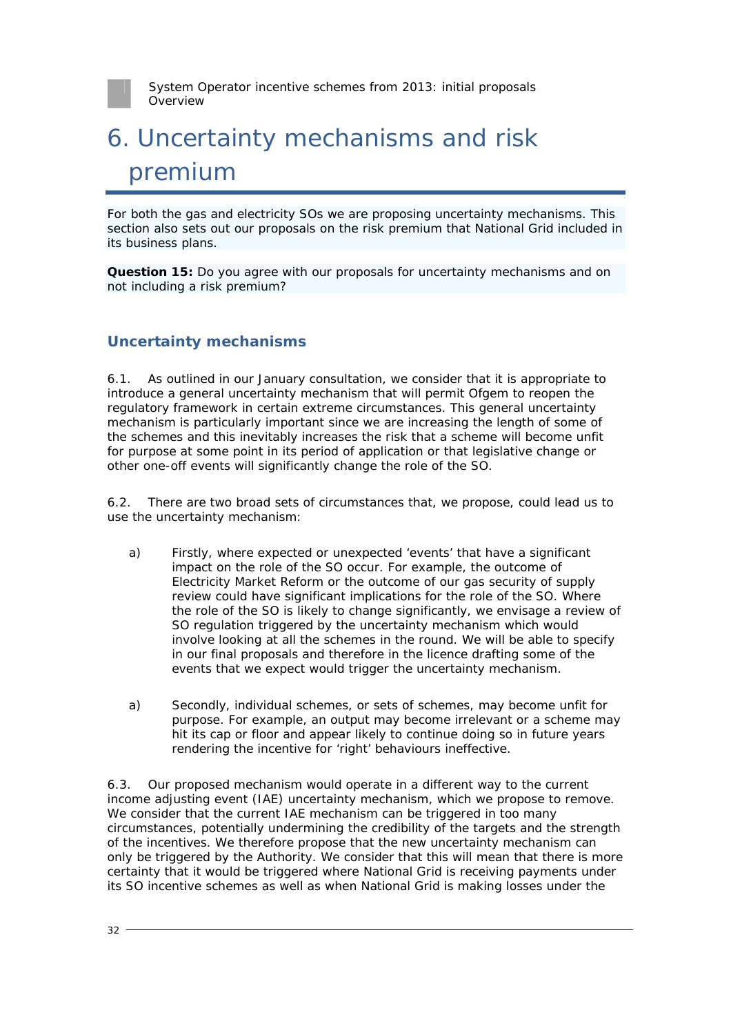# 6. Uncertainty mechanisms and risk premium

For both the gas and electricity SOs we are proposing uncertainty mechanisms. This section also sets out our proposals on the risk premium that National Grid included in its business plans.

**Question 15:** Do you agree with our proposals for uncertainty mechanisms and on not including a risk premium?

## Uncertainty mechanisms

6.1. As outlined in our January consultation, we consider that it is appropriate to introduce a general uncertainty mechanism that will permit Ofgem to reopen the regulatory framework in certain extreme circumstances. This general uncertainty mechanism is particularly important since we are increasing the length of some of the schemes and this inevitably increases the risk that a scheme will become unfit for purpose at some point in its period of application or that legislative change or other one-off events will significantly change the role of the SO.

6.2. There are two broad sets of circumstances that, we propose, could lead us to use the uncertainty mechanism:

a) Firstly, where expected or unexpected 'events' that have a significant impact on the role of the SO occur. For example, the outcome of Electricity Market Reform or the outcome of our gas security of supply review could have significant implications for the role of the SO. Where the role of the SO is likely to change significantly, we envisage a review of SO regulation triggered by the uncertainty mechanism which would involve looking at all the schemes in the round. We will be able to specify in our final proposals and therefore in the licence drafting some of the events that we expect would trigger the uncertainty mechanism.

a) Secondly, individual schemes, or sets of schemes, may become unfit for purpose. For example, an output may become irrelevant or a scheme may hit its cap or floor and appear likely to continue doing so in future years rendering the incentive for 'right' behaviours ineffective.

6.3. Our proposed mechanism would operate in a different way to the current income adjusting event (IAE) uncertainty mechanism, which we propose to remove. We consider that the current IAE mechanism can be triggered in too many circumstances, potentially undermining the credibility of the targets and the strength of the incentives. We therefore propose that the new uncertainty mechanism can only be triggered by the Authority. We consider that this will mean that there is more certainty that it would be triggered where National Grid is receiving payments under its SO incentive schemes as well as when National Grid is making losses under the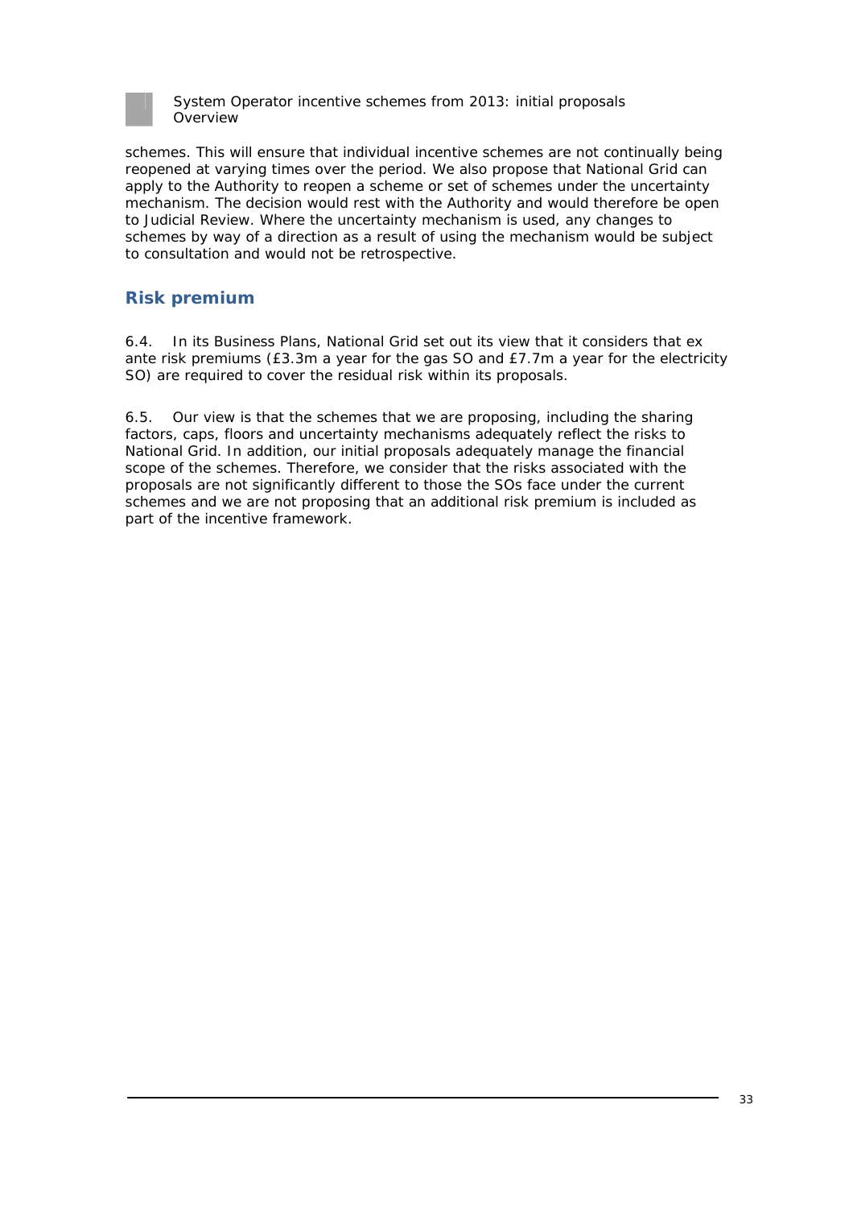schemes. This will ensure that individual incentive schemes are not continually being reopened at varying times over the period. We also propose that National Grid can apply to the Authority to reopen a scheme or set of schemes under the uncertainty mechanism. The decision would rest with the Authority and would therefore be open to Judicial Review. Where the uncertainty mechanism is used, any changes to schemes by way of a direction as a result of using the mechanism would be subject to consultation and would not be retrospective.

## Risk premium

6.4. In its Business Plans, National Grid set out its view that it considers that ex ante risk premiums (£3.3m a year for the gas SO and £7.7m a year for the electricity SO) are required to cover the residual risk within its proposals.

6.5. Our view is that the schemes that we are proposing, including the sharing factors, caps, floors and uncertainty mechanisms adequately reflect the risks to National Grid. In addition, our initial proposals adequately manage the financial scope of the schemes. Therefore, we consider that the risks associated with the proposals are not significantly different to those the SOs face under the current schemes and we are not proposing that an additional risk premium is included as part of the incentive framework.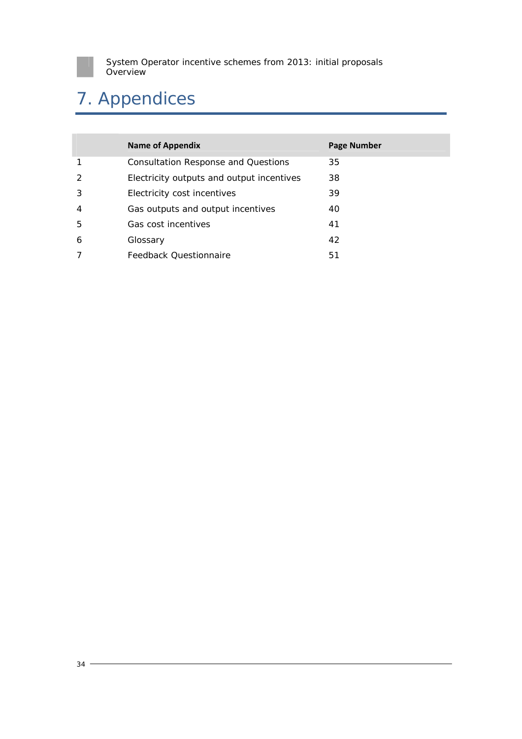# 7. Appendices

| | Name of Appendix | Page Number |
|---|---|---|
| 1 | Consultation Response and Questions | 35 |
| 2 | Electricity outputs and output incentives | 38 |
| 3 | Electricity cost incentives | 39 |
| 4 | Gas outputs and output incentives | 40 |
| 5 | Gas cost incentives | 41 |
| 6 | Glossary | 42 |
| 7 | Feedback Questionnaire | 51 |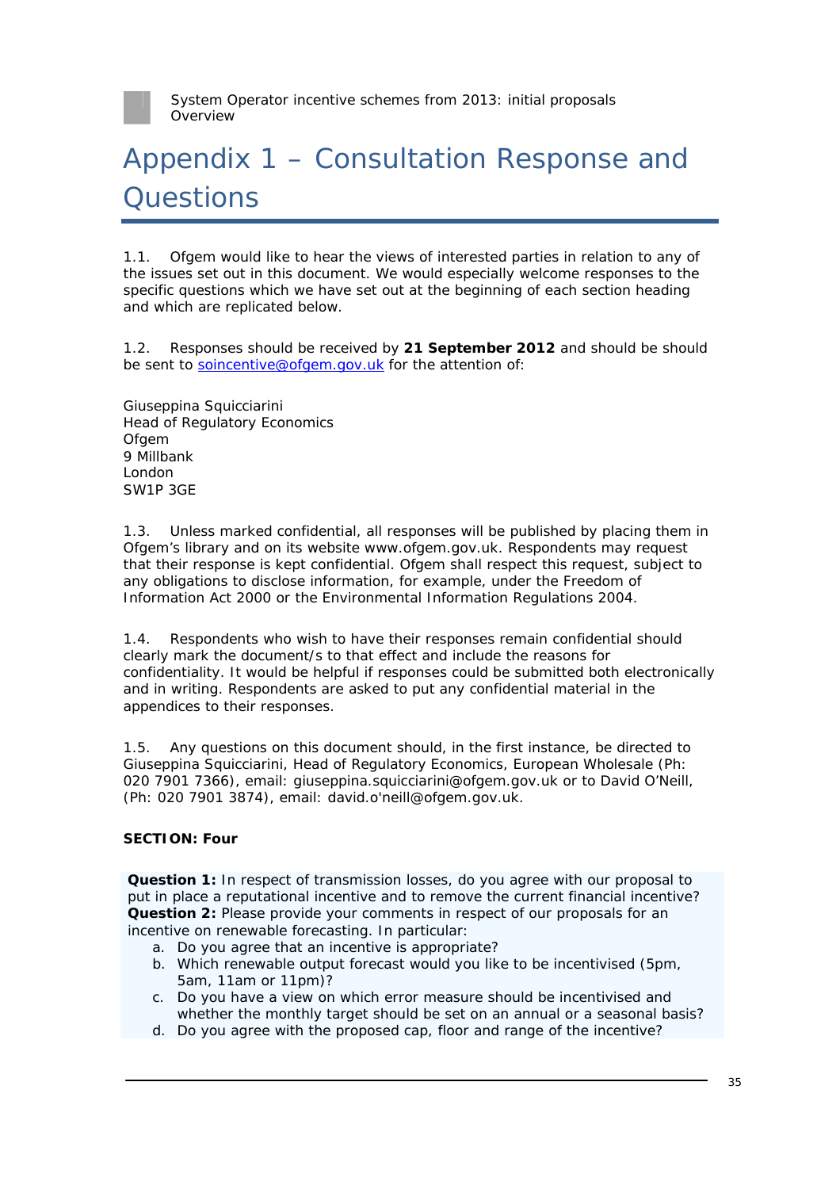# Appendix 1 – Consultation Response and Questions

1.1. Ofgem would like to hear the views of interested parties in relation to any of the issues set out in this document. We would especially welcome responses to the specific questions which we have set out at the beginning of each section heading and which are replicated below.

1.2. Responses should be received by **21 September 2012** and should be should be sent to soincentive@ofgem.gov.uk for the attention of:

Giuseppina Squicciarini
Head of Regulatory Economics
Ofgem
9 Millbank
London
SW1P 3GE

1.3. Unless marked confidential, all responses will be published by placing them in Ofgem's library and on its website www.ofgem.gov.uk. Respondents may request that their response is kept confidential. Ofgem shall respect this request, subject to any obligations to disclose information, for example, under the Freedom of Information Act 2000 or the Environmental Information Regulations 2004.

1.4. Respondents who wish to have their responses remain confidential should clearly mark the document/s to that effect and include the reasons for confidentiality. It would be helpful if responses could be submitted both electronically and in writing. Respondents are asked to put any confidential material in the appendices to their responses.

1.5. Any questions on this document should, in the first instance, be directed to Giuseppina Squicciarini, Head of Regulatory Economics, European Wholesale (Ph: 020 7901 7366), email: giuseppina.squicciarini@ofgem.gov.uk or to David O'Neill, (Ph: 020 7901 3874), email: david.o'neill@ofgem.gov.uk.

**SECTION: Four**

**Question 1:** In respect of transmission losses, do you agree with our proposal to put in place a reputational incentive and to remove the current financial incentive?
**Question 2:** Please provide your comments in respect of our proposals for an incentive on renewable forecasting. In particular:

a. Do you agree that an incentive is appropriate?
b. Which renewable output forecast would you like to be incentivised (5pm, 5am, 11am or 11pm)?
c. Do you have a view on which error measure should be incentivised and whether the monthly target should be set on an annual or a seasonal basis?
d. Do you agree with the proposed cap, floor and range of the incentive?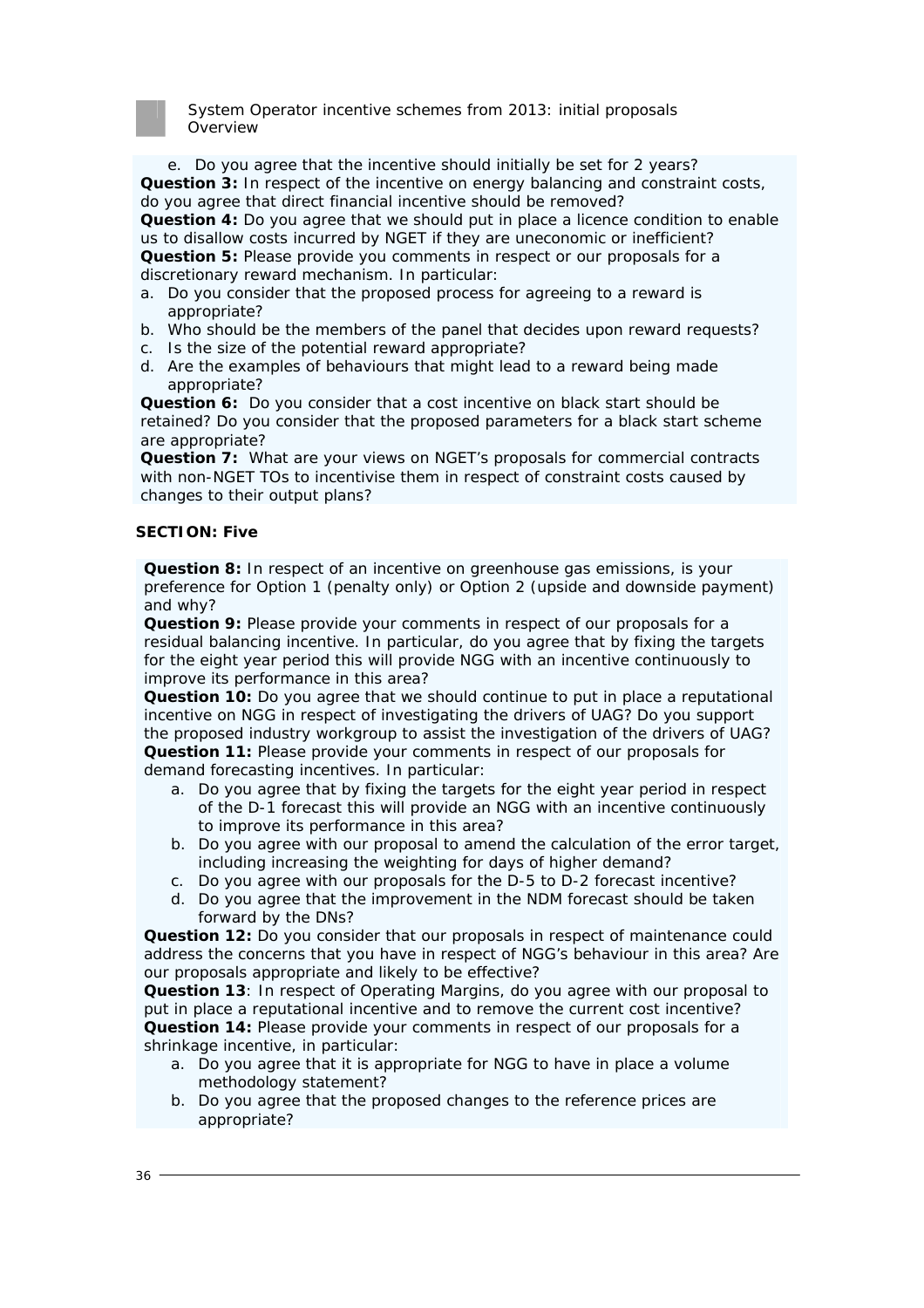e. Do you agree that the incentive should initially be set for 2 years?

**Question 3:** In respect of the incentive on energy balancing and constraint costs, do you agree that direct financial incentive should be removed?

**Question 4:** Do you agree that we should put in place a licence condition to enable us to disallow costs incurred by NGET if they are uneconomic or inefficient?

**Question 5:** Please provide you comments in respect or our proposals for a discretionary reward mechanism. In particular:

a. Do you consider that the proposed process for agreeing to a reward is appropriate?
b. Who should be the members of the panel that decides upon reward requests?
c. Is the size of the potential reward appropriate?
d. Are the examples of behaviours that might lead to a reward being made appropriate?

**Question 6:** Do you consider that a cost incentive on black start should be retained? Do you consider that the proposed parameters for a black start scheme are appropriate?

**Question 7:** What are your views on NGET's proposals for commercial contracts with non-NGET TOs to incentivise them in respect of constraint costs caused by changes to their output plans?

**SECTION: Five**

**Question 8:** In respect of an incentive on greenhouse gas emissions, is your preference for Option 1 (penalty only) or Option 2 (upside and downside payment) and why?

**Question 9:** Please provide your comments in respect of our proposals for a residual balancing incentive. In particular, do you agree that by fixing the targets for the eight year period this will provide NGG with an incentive continuously to improve its performance in this area?

**Question 10:** Do you agree that we should continue to put in place a reputational incentive on NGG in respect of investigating the drivers of UAG? Do you support the proposed industry workgroup to assist the investigation of the drivers of UAG?

**Question 11:** Please provide your comments in respect of our proposals for demand forecasting incentives. In particular:

a. Do you agree that by fixing the targets for the eight year period in respect of the D-1 forecast this will provide an NGG with an incentive continuously to improve its performance in this area?
b. Do you agree with our proposal to amend the calculation of the error target, including increasing the weighting for days of higher demand?
c. Do you agree with our proposals for the D-5 to D-2 forecast incentive?
d. Do you agree that the improvement in the NDM forecast should be taken forward by the DNs?

**Question 12:** Do you consider that our proposals in respect of maintenance could address the concerns that you have in respect of NGG's behaviour in this area? Are our proposals appropriate and likely to be effective?

**Question 13**: In respect of Operating Margins, do you agree with our proposal to put in place a reputational incentive and to remove the current cost incentive?

**Question 14:** Please provide your comments in respect of our proposals for a shrinkage incentive, in particular:

a. Do you agree that it is appropriate for NGG to have in place a volume methodology statement?
b. Do you agree that the proposed changes to the reference prices are appropriate?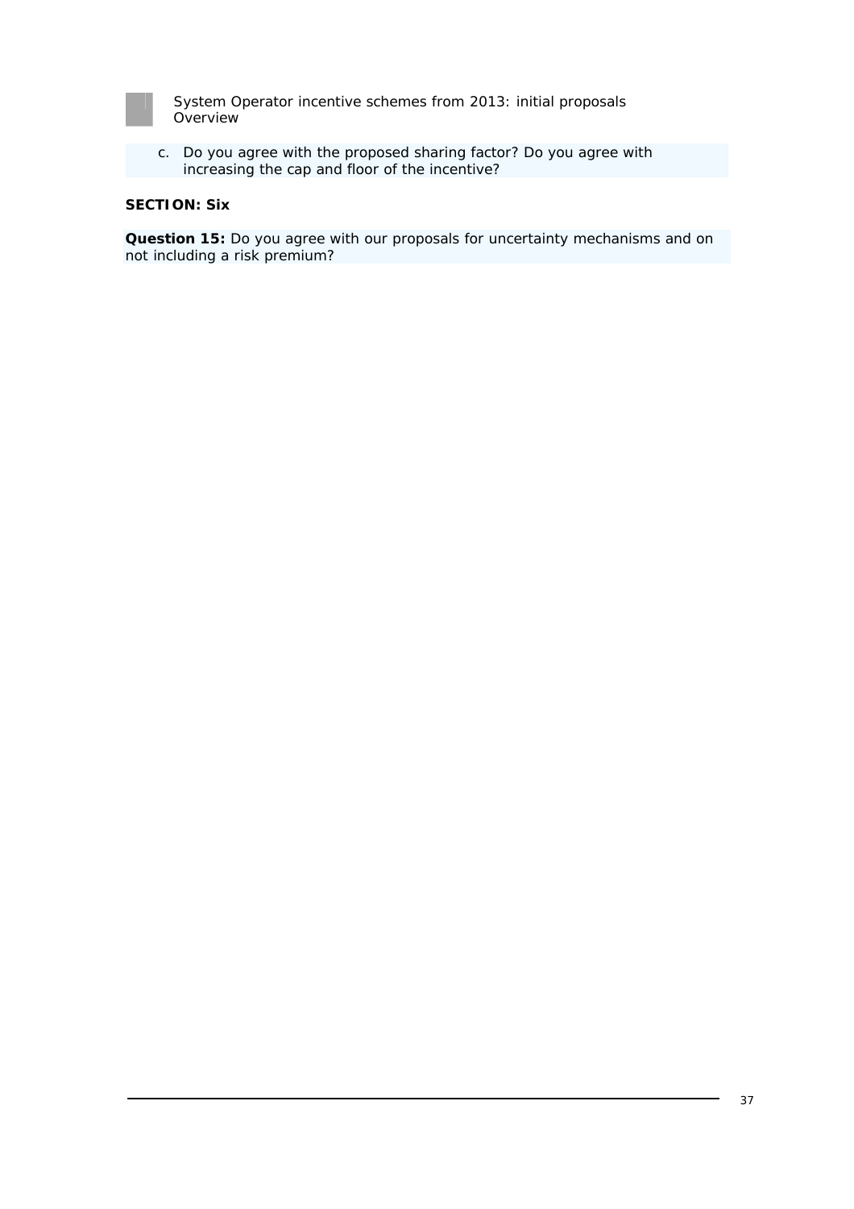c. Do you agree with the proposed sharing factor? Do you agree with increasing the cap and floor of the incentive?

**SECTION: Six**

**Question 15:** Do you agree with our proposals for uncertainty mechanisms and on not including a risk premium?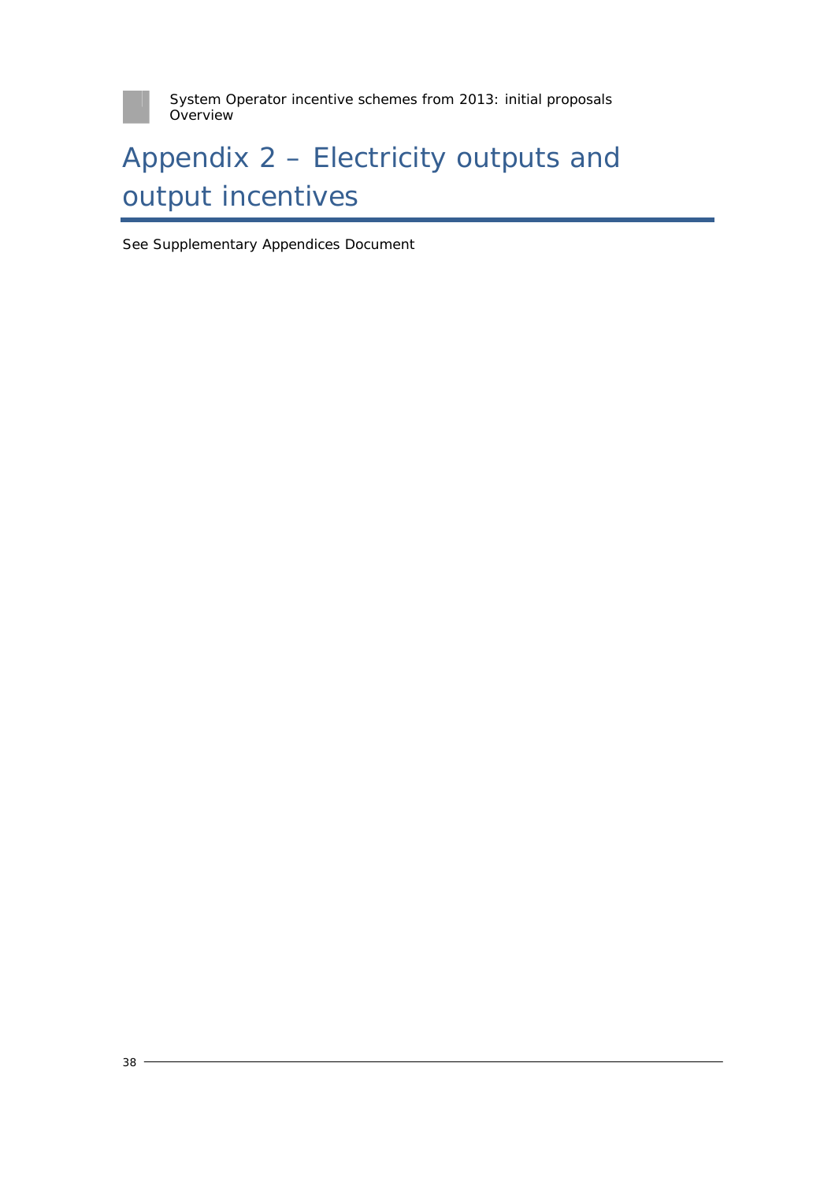# Appendix 2 – Electricity outputs and output incentives

See Supplementary Appendices Document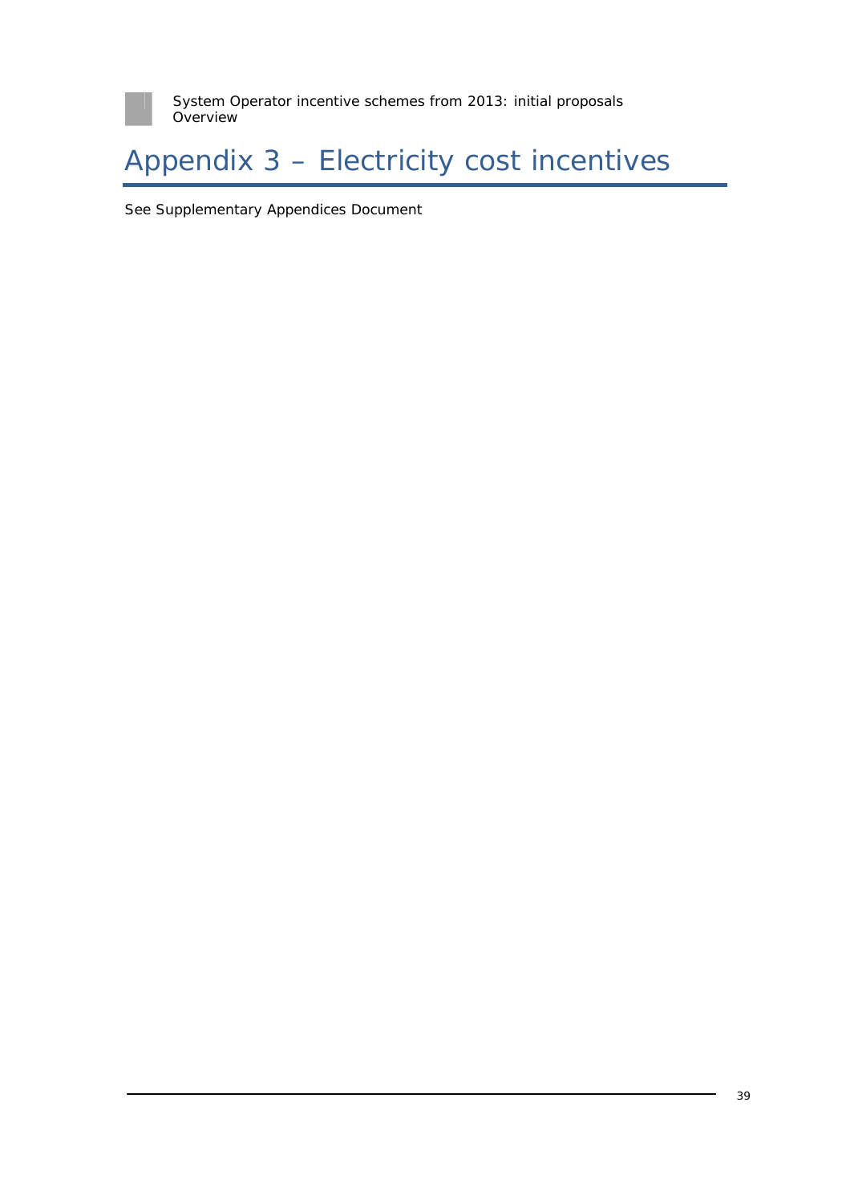# Appendix 3 – Electricity cost incentives

See Supplementary Appendices Document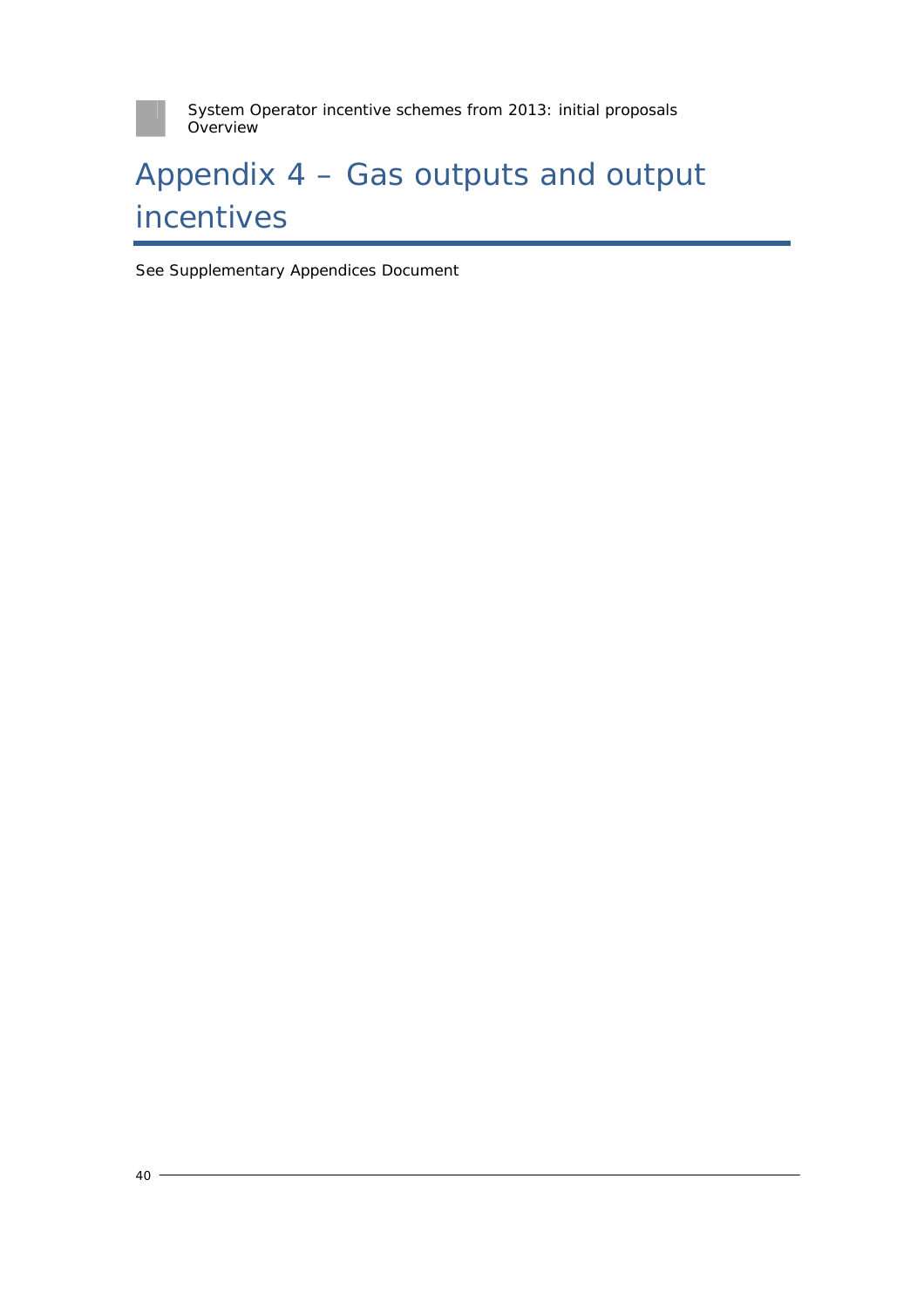# Appendix 4 – Gas outputs and output incentives

See Supplementary Appendices Document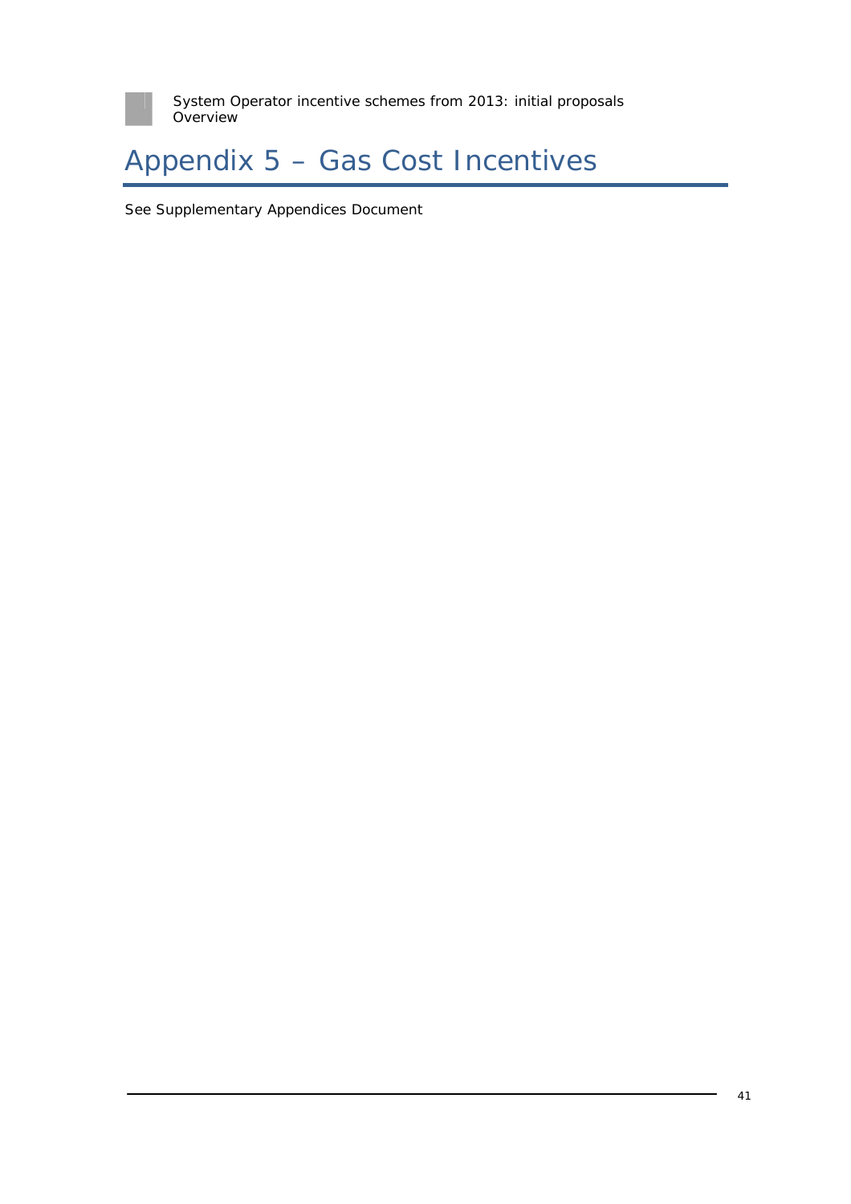# Appendix 5 – Gas Cost Incentives

See Supplementary Appendices Document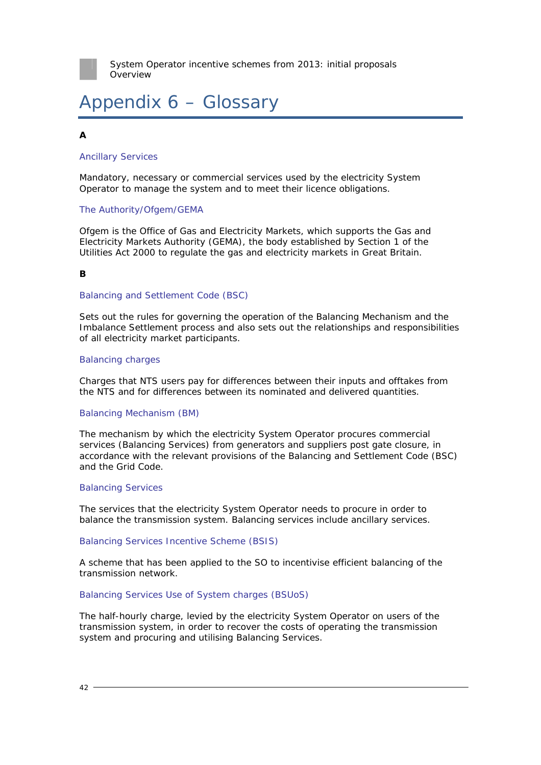# Appendix 6 – Glossary

**A**

### Ancillary Services

Mandatory, necessary or commercial services used by the electricity System Operator to manage the system and to meet their licence obligations.

### The Authority/Ofgem/GEMA

Ofgem is the Office of Gas and Electricity Markets, which supports the Gas and Electricity Markets Authority (GEMA), the body established by Section 1 of the Utilities Act 2000 to regulate the gas and electricity markets in Great Britain.

**B**

### Balancing and Settlement Code (BSC)

Sets out the rules for governing the operation of the Balancing Mechanism and the Imbalance Settlement process and also sets out the relationships and responsibilities of all electricity market participants.

### Balancing charges

Charges that NTS users pay for differences between their inputs and offtakes from the NTS and for differences between its nominated and delivered quantities.

### Balancing Mechanism (BM)

The mechanism by which the electricity System Operator procures commercial services (Balancing Services) from generators and suppliers post gate closure, in accordance with the relevant provisions of the Balancing and Settlement Code (BSC) and the Grid Code.

### Balancing Services

The services that the electricity System Operator needs to procure in order to balance the transmission system. Balancing services include ancillary services.

### Balancing Services Incentive Scheme (BSIS)

A scheme that has been applied to the SO to incentivise efficient balancing of the transmission network.

### Balancing Services Use of System charges (BSUoS)

The half-hourly charge, levied by the electricity System Operator on users of the transmission system, in order to recover the costs of operating the transmission system and procuring and utilising Balancing Services.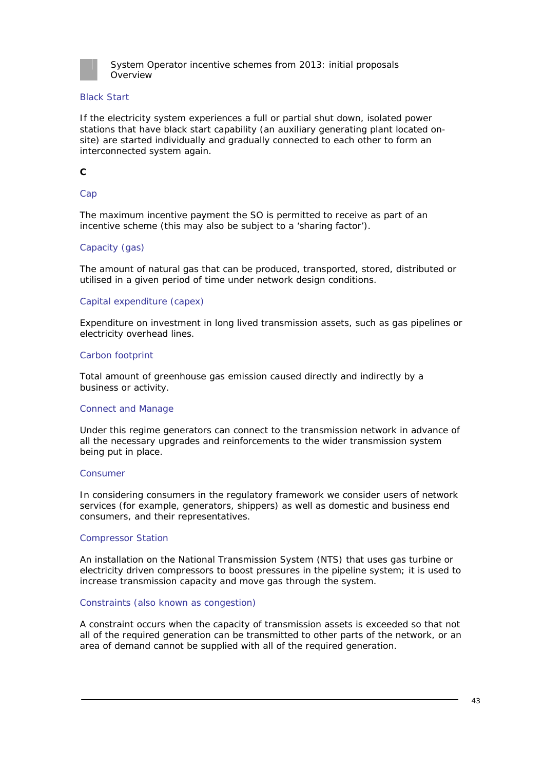### Black Start

If the electricity system experiences a full or partial shut down, isolated power stations that have black start capability (an auxiliary generating plant located on-site) are started individually and gradually connected to each other to form an interconnected system again.

**C**

### Cap

The maximum incentive payment the SO is permitted to receive as part of an incentive scheme (this may also be subject to a 'sharing factor').

### Capacity (gas)

The amount of natural gas that can be produced, transported, stored, distributed or utilised in a given period of time under network design conditions.

### Capital expenditure (capex)

Expenditure on investment in long lived transmission assets, such as gas pipelines or electricity overhead lines.

### Carbon footprint

Total amount of greenhouse gas emission caused directly and indirectly by a business or activity.

### Connect and Manage

Under this regime generators can connect to the transmission network in advance of all the necessary upgrades and reinforcements to the wider transmission system being put in place.

### Consumer

In considering consumers in the regulatory framework we consider users of network services (for example, generators, shippers) as well as domestic and business end consumers, and their representatives.

### Compressor Station

An installation on the National Transmission System (NTS) that uses gas turbine or electricity driven compressors to boost pressures in the pipeline system; it is used to increase transmission capacity and move gas through the system.

### Constraints (also known as congestion)

A constraint occurs when the capacity of transmission assets is exceeded so that not all of the required generation can be transmitted to other parts of the network, or an area of demand cannot be supplied with all of the required generation.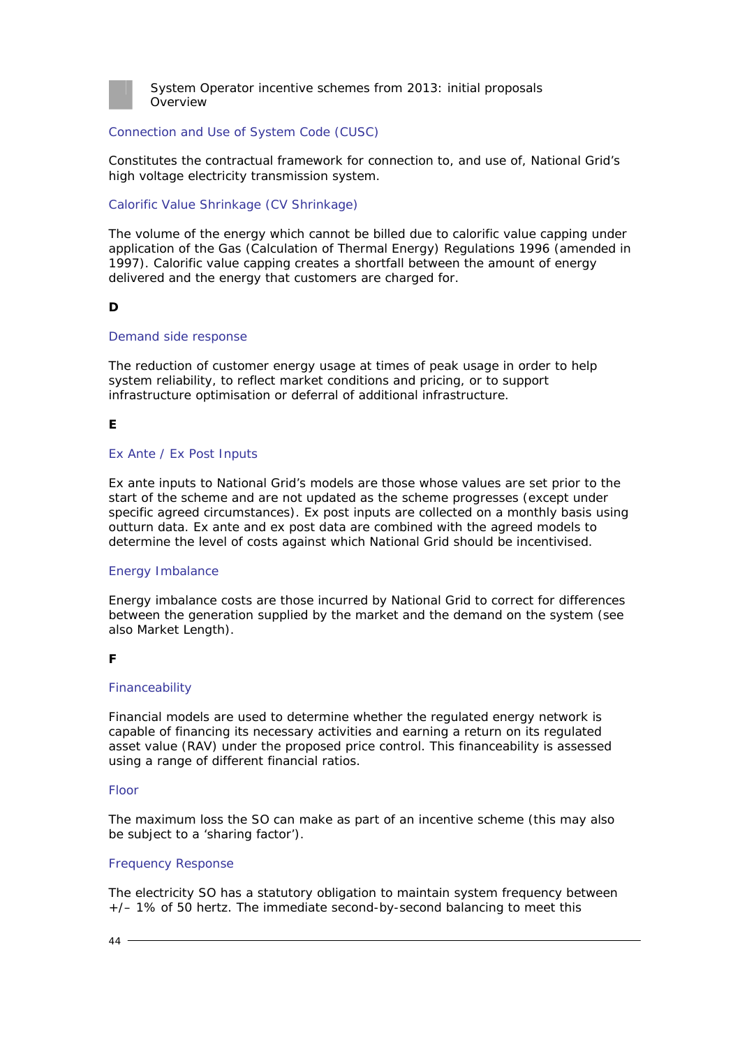### Connection and Use of System Code (CUSC)

Constitutes the contractual framework for connection to, and use of, National Grid's high voltage electricity transmission system.

### Calorific Value Shrinkage (CV Shrinkage)

The volume of the energy which cannot be billed due to calorific value capping under application of the Gas (Calculation of Thermal Energy) Regulations 1996 (amended in 1997). Calorific value capping creates a shortfall between the amount of energy delivered and the energy that customers are charged for.

**D**

### Demand side response

The reduction of customer energy usage at times of peak usage in order to help system reliability, to reflect market conditions and pricing, or to support infrastructure optimisation or deferral of additional infrastructure.

**E**

### Ex Ante / Ex Post Inputs

Ex ante inputs to National Grid's models are those whose values are set prior to the start of the scheme and are not updated as the scheme progresses (except under specific agreed circumstances). Ex post inputs are collected on a monthly basis using outturn data. Ex ante and ex post data are combined with the agreed models to determine the level of costs against which National Grid should be incentivised.

### Energy Imbalance

Energy imbalance costs are those incurred by National Grid to correct for differences between the generation supplied by the market and the demand on the system (see also Market Length).

**F**

### Financeability

Financial models are used to determine whether the regulated energy network is capable of financing its necessary activities and earning a return on its regulated asset value (RAV) under the proposed price control. This financeability is assessed using a range of different financial ratios.

### Floor

The maximum loss the SO can make as part of an incentive scheme (this may also be subject to a 'sharing factor').

### Frequency Response

The electricity SO has a statutory obligation to maintain system frequency between +/– 1% of 50 hertz. The immediate second-by-second balancing to meet this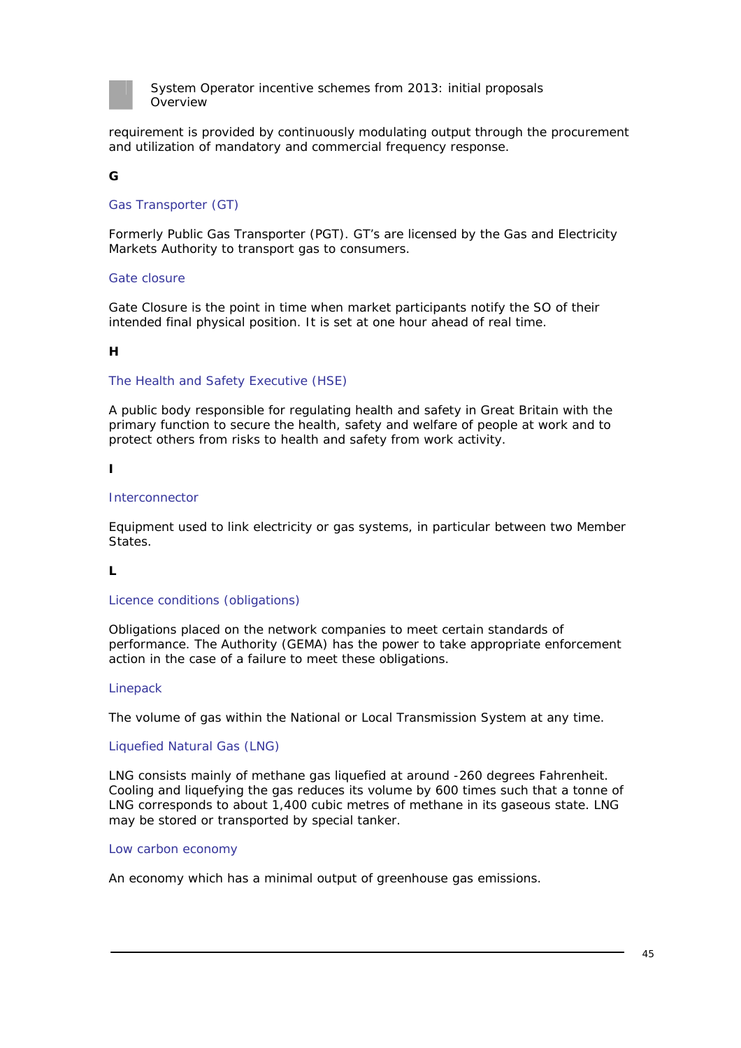requirement is provided by continuously modulating output through the procurement and utilization of mandatory and commercial frequency response.

**G**

### Gas Transporter (GT)

Formerly Public Gas Transporter (PGT). GT's are licensed by the Gas and Electricity Markets Authority to transport gas to consumers.

### Gate closure

Gate Closure is the point in time when market participants notify the SO of their intended final physical position. It is set at one hour ahead of real time.

**H**

### The Health and Safety Executive (HSE)

A public body responsible for regulating health and safety in Great Britain with the primary function to secure the health, safety and welfare of people at work and to protect others from risks to health and safety from work activity.

**I**

### Interconnector

Equipment used to link electricity or gas systems, in particular between two Member States.

**L**

### Licence conditions (obligations)

Obligations placed on the network companies to meet certain standards of performance. The Authority (GEMA) has the power to take appropriate enforcement action in the case of a failure to meet these obligations.

### Linepack

The volume of gas within the National or Local Transmission System at any time.

### Liquefied Natural Gas (LNG)

LNG consists mainly of methane gas liquefied at around -260 degrees Fahrenheit. Cooling and liquefying the gas reduces its volume by 600 times such that a tonne of LNG corresponds to about 1,400 cubic metres of methane in its gaseous state. LNG may be stored or transported by special tanker.

### Low carbon economy

An economy which has a minimal output of greenhouse gas emissions.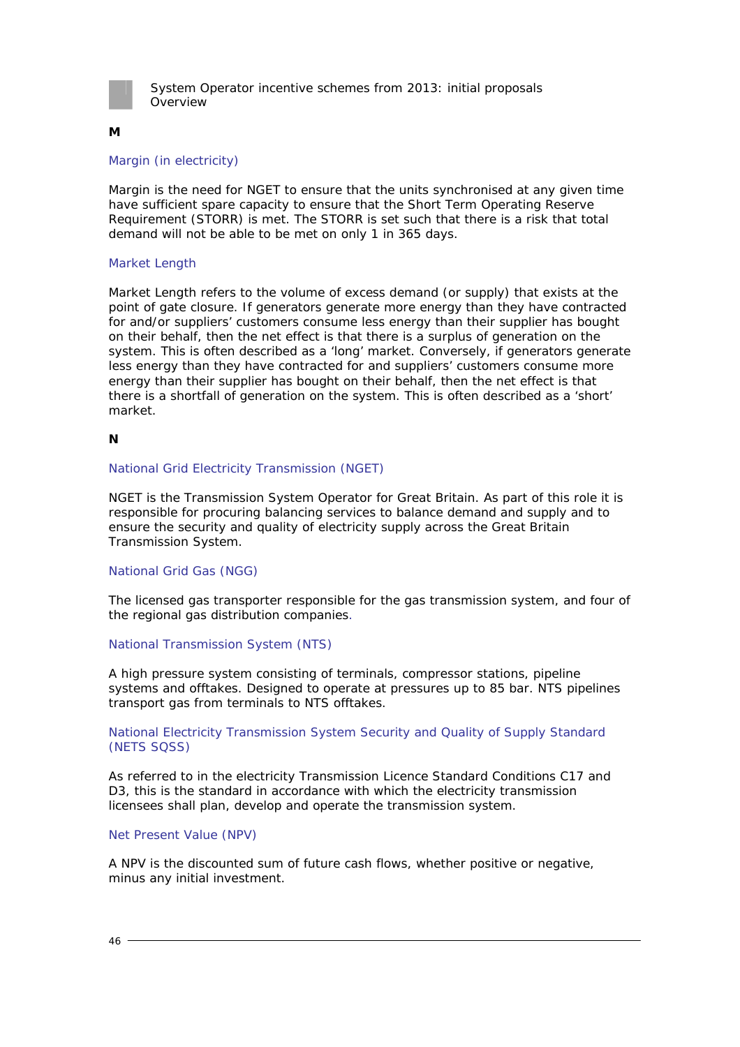## M

### Margin (in electricity)

Margin is the need for NGET to ensure that the units synchronised at any given time have sufficient spare capacity to ensure that the Short Term Operating Reserve Requirement (STORR) is met. The STORR is set such that there is a risk that total demand will not be able to be met on only 1 in 365 days.

### Market Length

Market Length refers to the volume of excess demand (or supply) that exists at the point of gate closure. If generators generate more energy than they have contracted for and/or suppliers' customers consume less energy than their supplier has bought on their behalf, then the net effect is that there is a surplus of generation on the system. This is often described as a 'long' market. Conversely, if generators generate less energy than they have contracted for and suppliers' customers consume more energy than their supplier has bought on their behalf, then the net effect is that there is a shortfall of generation on the system. This is often described as a 'short' market.

## N

### National Grid Electricity Transmission (NGET)

NGET is the Transmission System Operator for Great Britain. As part of this role it is responsible for procuring balancing services to balance demand and supply and to ensure the security and quality of electricity supply across the Great Britain Transmission System.

### National Grid Gas (NGG)

The licensed gas transporter responsible for the gas transmission system, and four of the regional gas distribution companies.

### National Transmission System (NTS)

A high pressure system consisting of terminals, compressor stations, pipeline systems and offtakes. Designed to operate at pressures up to 85 bar. NTS pipelines transport gas from terminals to NTS offtakes.

### National Electricity Transmission System Security and Quality of Supply Standard (NETS SQSS)

As referred to in the electricity Transmission Licence Standard Conditions C17 and D3, this is the standard in accordance with which the electricity transmission licensees shall plan, develop and operate the transmission system.

### Net Present Value (NPV)

A NPV is the discounted sum of future cash flows, whether positive or negative, minus any initial investment.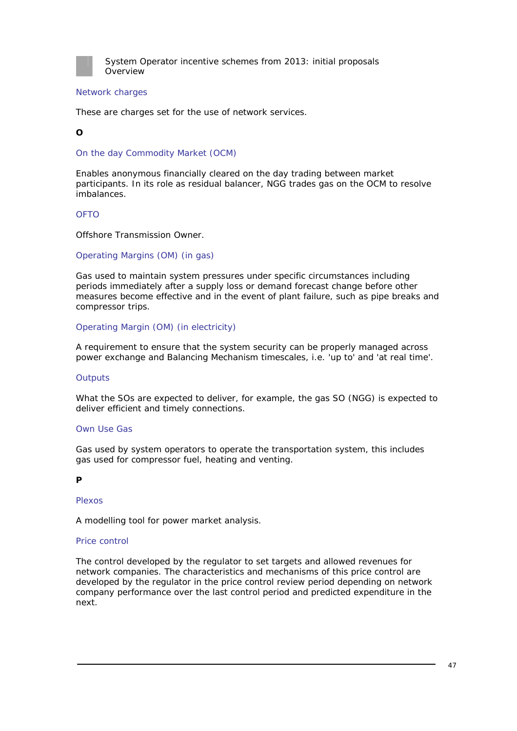#### Network charges

These are charges set for the use of network services.

**O**

#### On the day Commodity Market (OCM)

Enables anonymous financially cleared on the day trading between market participants. In its role as residual balancer, NGG trades gas on the OCM to resolve imbalances.

#### OFTO

Offshore Transmission Owner.

#### Operating Margins (OM) (in gas)

Gas used to maintain system pressures under specific circumstances including periods immediately after a supply loss or demand forecast change before other measures become effective and in the event of plant failure, such as pipe breaks and compressor trips.

#### Operating Margin (OM) (in electricity)

A requirement to ensure that the system security can be properly managed across power exchange and Balancing Mechanism timescales, i.e. 'up to' and 'at real time'.

#### Outputs

What the SOs are expected to deliver, for example, the gas SO (NGG) is expected to deliver efficient and timely connections.

#### Own Use Gas

Gas used by system operators to operate the transportation system, this includes gas used for compressor fuel, heating and venting.

**P**

#### Plexos

A modelling tool for power market analysis.

#### Price control

The control developed by the regulator to set targets and allowed revenues for network companies. The characteristics and mechanisms of this price control are developed by the regulator in the price control review period depending on network company performance over the last control period and predicted expenditure in the next.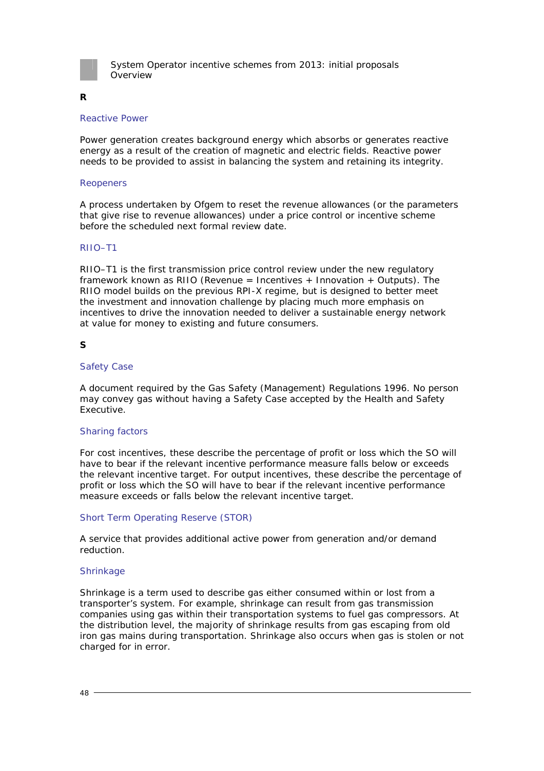**R**

### Reactive Power

Power generation creates background energy which absorbs or generates reactive energy as a result of the creation of magnetic and electric fields. Reactive power needs to be provided to assist in balancing the system and retaining its integrity.

### Reopeners

A process undertaken by Ofgem to reset the revenue allowances (or the parameters that give rise to revenue allowances) under a price control or incentive scheme before the scheduled next formal review date.

### RIIO–T1

RIIO–T1 is the first transmission price control review under the new regulatory framework known as RIIO (Revenue = Incentives + Innovation + Outputs). The RIIO model builds on the previous RPI-X regime, but is designed to better meet the investment and innovation challenge by placing much more emphasis on incentives to drive the innovation needed to deliver a sustainable energy network at value for money to existing and future consumers.

**S**

### Safety Case

A document required by the Gas Safety (Management) Regulations 1996. No person may convey gas without having a Safety Case accepted by the Health and Safety Executive.

### Sharing factors

For cost incentives, these describe the percentage of profit or loss which the SO will have to bear if the relevant incentive performance measure falls below or exceeds the relevant incentive target. For output incentives, these describe the percentage of profit or loss which the SO will have to bear if the relevant incentive performance measure exceeds or falls below the relevant incentive target.

### Short Term Operating Reserve (STOR)

A service that provides additional active power from generation and/or demand reduction.

### Shrinkage

Shrinkage is a term used to describe gas either consumed within or lost from a transporter's system. For example, shrinkage can result from gas transmission companies using gas within their transportation systems to fuel gas compressors. At the distribution level, the majority of shrinkage results from gas escaping from old iron gas mains during transportation. Shrinkage also occurs when gas is stolen or not charged for in error.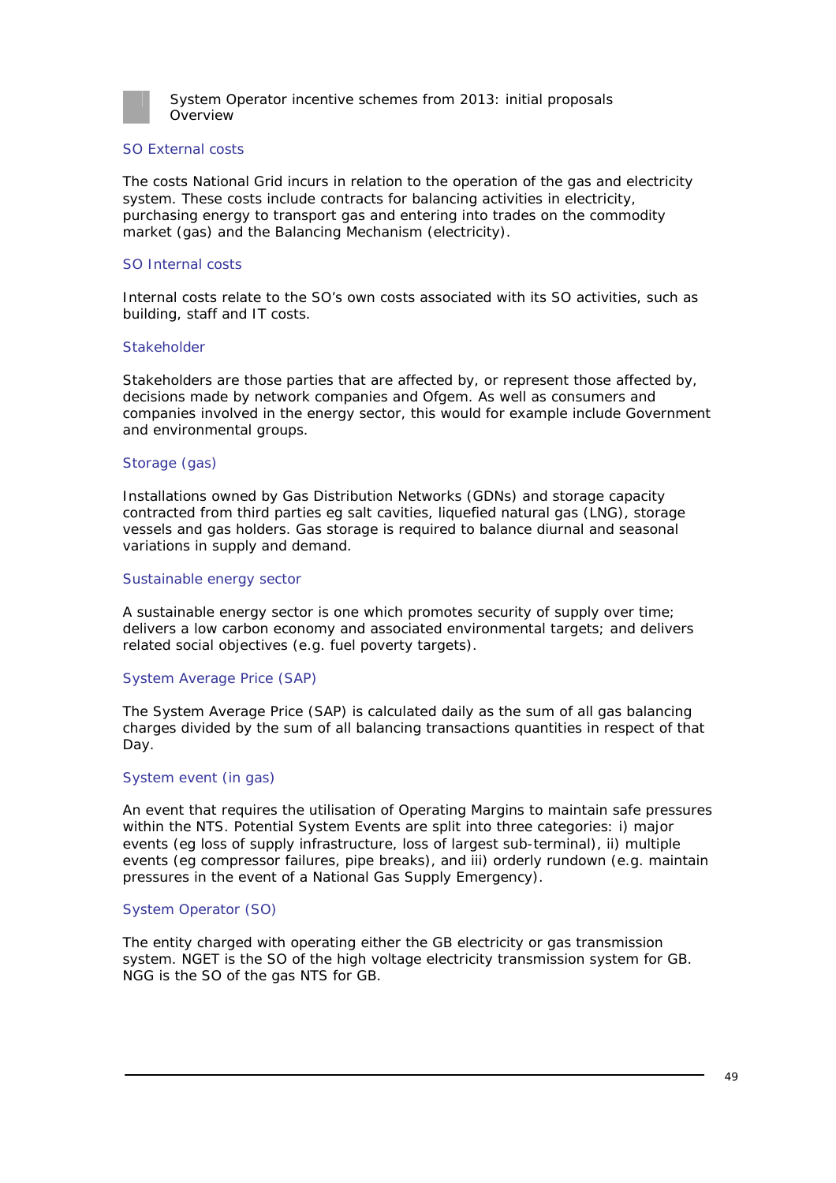### SO External costs

The costs National Grid incurs in relation to the operation of the gas and electricity system. These costs include contracts for balancing activities in electricity, purchasing energy to transport gas and entering into trades on the commodity market (gas) and the Balancing Mechanism (electricity).

### SO Internal costs

Internal costs relate to the SO's own costs associated with its SO activities, such as building, staff and IT costs.

### Stakeholder

Stakeholders are those parties that are affected by, or represent those affected by, decisions made by network companies and Ofgem. As well as consumers and companies involved in the energy sector, this would for example include Government and environmental groups.

### Storage (gas)

Installations owned by Gas Distribution Networks (GDNs) and storage capacity contracted from third parties eg salt cavities, liquefied natural gas (LNG), storage vessels and gas holders. Gas storage is required to balance diurnal and seasonal variations in supply and demand.

### Sustainable energy sector

A sustainable energy sector is one which promotes security of supply over time; delivers a low carbon economy and associated environmental targets; and delivers related social objectives (e.g. fuel poverty targets).

### System Average Price (SAP)

The System Average Price (SAP) is calculated daily as the sum of all gas balancing charges divided by the sum of all balancing transactions quantities in respect of that Day.

### System event (in gas)

An event that requires the utilisation of Operating Margins to maintain safe pressures within the NTS. Potential System Events are split into three categories: i) major events (eg loss of supply infrastructure, loss of largest sub-terminal), ii) multiple events (eg compressor failures, pipe breaks), and iii) orderly rundown (e.g. maintain pressures in the event of a National Gas Supply Emergency).

### System Operator (SO)

The entity charged with operating either the GB electricity or gas transmission system. NGET is the SO of the high voltage electricity transmission system for GB. NGG is the SO of the gas NTS for GB.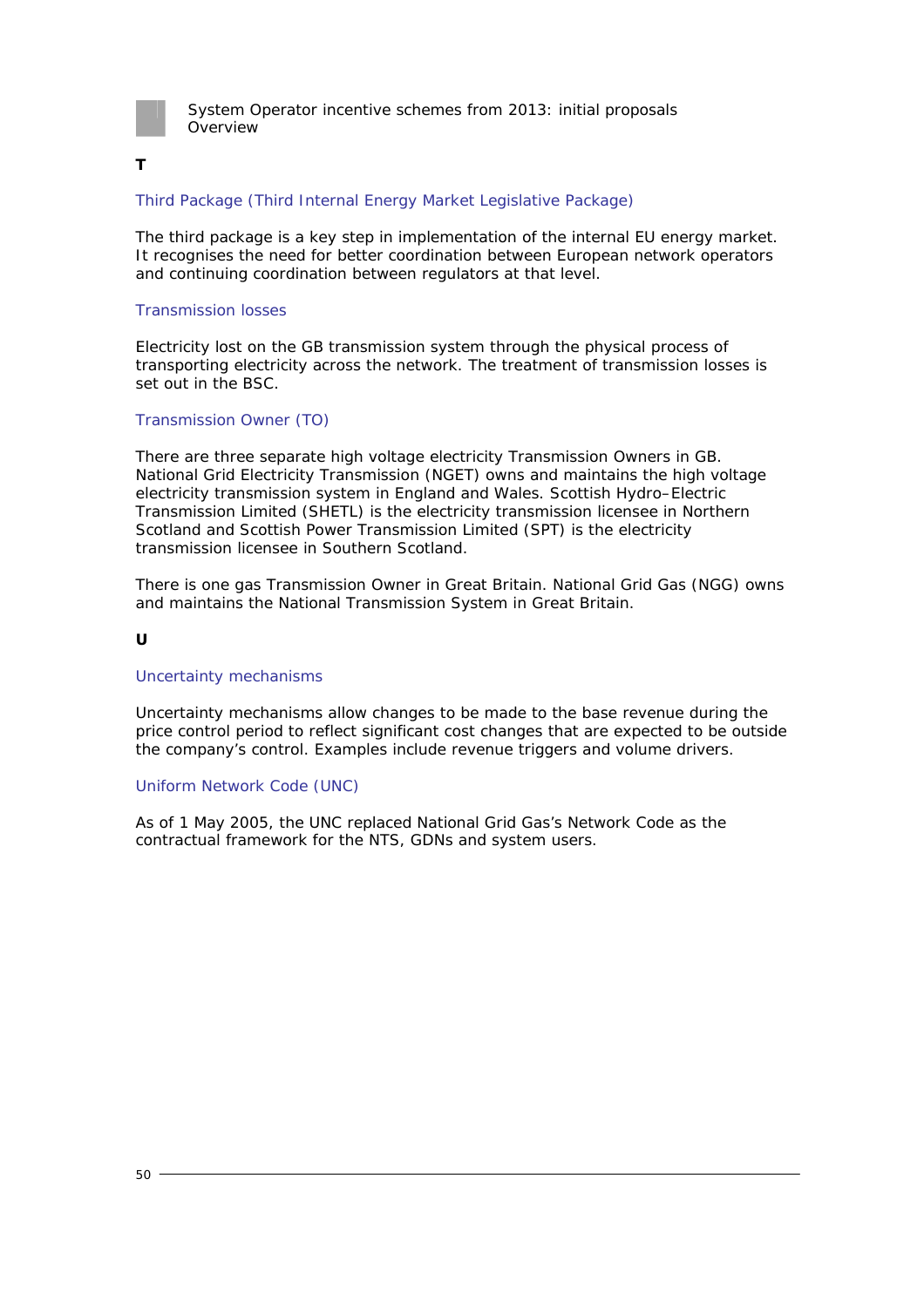**T**

### Third Package (Third Internal Energy Market Legislative Package)

The third package is a key step in implementation of the internal EU energy market. It recognises the need for better coordination between European network operators and continuing coordination between regulators at that level.

### Transmission losses

Electricity lost on the GB transmission system through the physical process of transporting electricity across the network. The treatment of transmission losses is set out in the BSC.

### Transmission Owner (TO)

There are three separate high voltage electricity Transmission Owners in GB. National Grid Electricity Transmission (NGET) owns and maintains the high voltage electricity transmission system in England and Wales. Scottish Hydro–Electric Transmission Limited (SHETL) is the electricity transmission licensee in Northern Scotland and Scottish Power Transmission Limited (SPT) is the electricity transmission licensee in Southern Scotland.

There is one gas Transmission Owner in Great Britain. National Grid Gas (NGG) owns and maintains the National Transmission System in Great Britain.

**U**

### Uncertainty mechanisms

Uncertainty mechanisms allow changes to be made to the base revenue during the price control period to reflect significant cost changes that are expected to be outside the company's control. Examples include revenue triggers and volume drivers.

### Uniform Network Code (UNC)

As of 1 May 2005, the UNC replaced National Grid Gas's Network Code as the contractual framework for the NTS, GDNs and system users.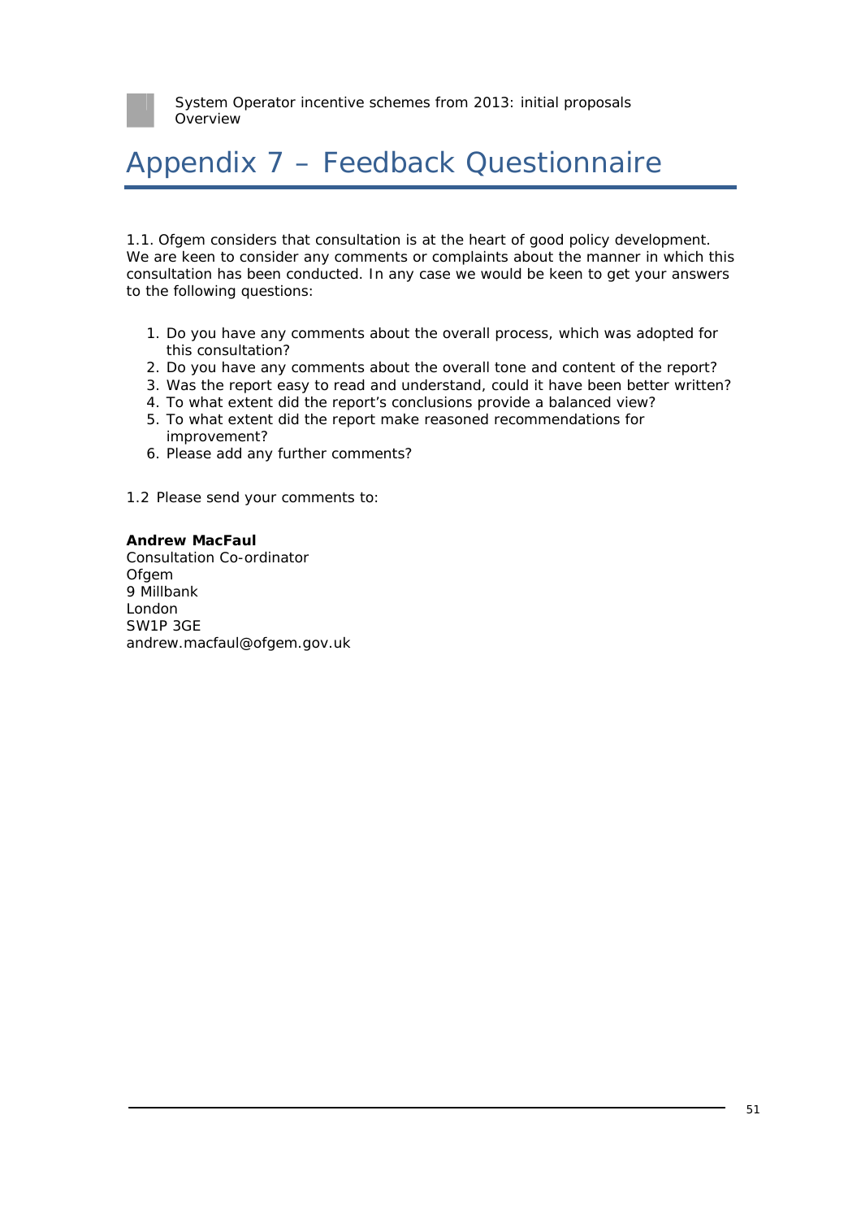# Appendix 7 – Feedback Questionnaire

1.1. Ofgem considers that consultation is at the heart of good policy development. We are keen to consider any comments or complaints about the manner in which this consultation has been conducted. In any case we would be keen to get your answers to the following questions:

1. Do you have any comments about the overall process, which was adopted for this consultation?
2. Do you have any comments about the overall tone and content of the report?
3. Was the report easy to read and understand, could it have been better written?
4. To what extent did the report's conclusions provide a balanced view?
5. To what extent did the report make reasoned recommendations for improvement?
6. Please add any further comments?

1.2 Please send your comments to:

**Andrew MacFaul**
Consultation Co-ordinator
Ofgem
9 Millbank
London
SW1P 3GE
andrew.macfaul@ofgem.gov.uk